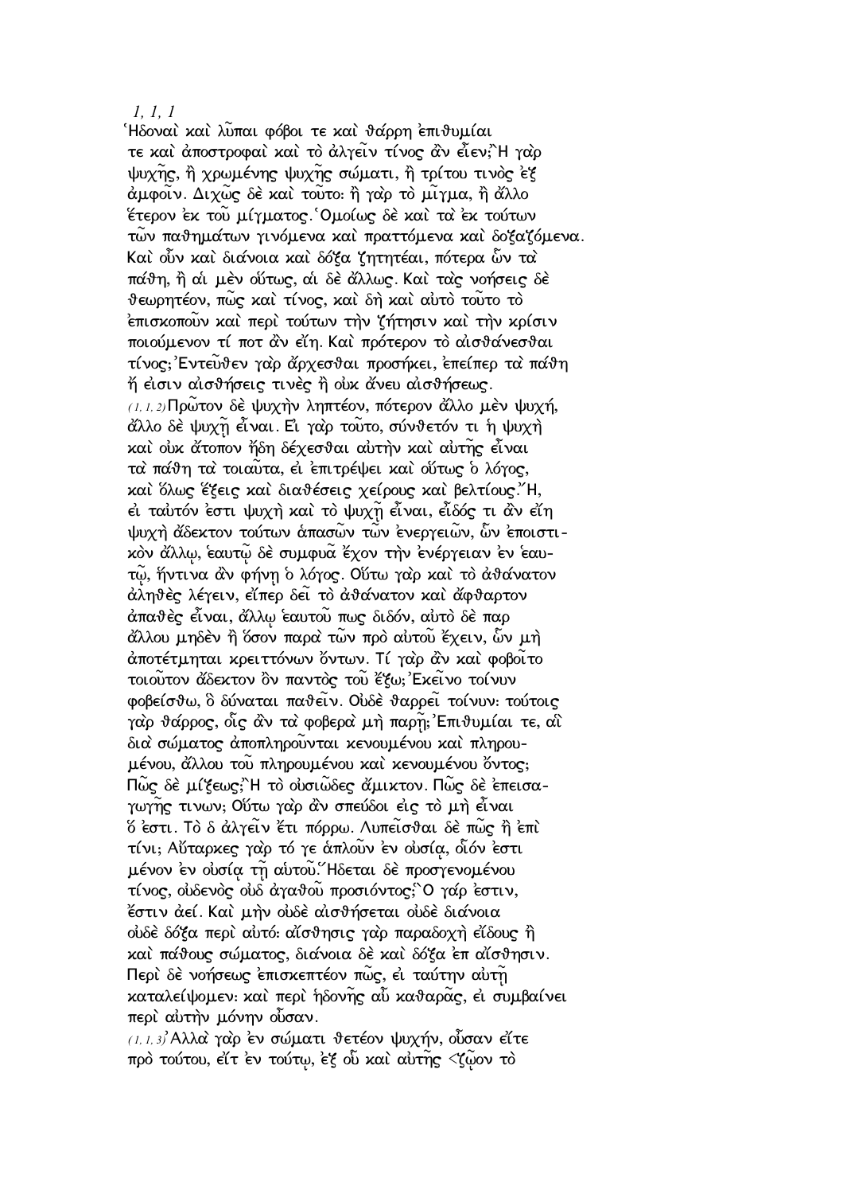*1, 1, 1*

Ἡδοναὶ καὶ λῦπαι φόβοι τε καὶ θάρρη ἐπιθυμίαι τε καὶ ἀποστροφαὶ καὶ τὸ ἀλγεῖν τίνος ἂν εἶεν; Ἢ γὰρ ψυχῆς, ἢ χρωμένης ψυχῆς σώματι, ἢ τρίτου τινὸς ἐξ ἀμφοῖν. Διχῶς δὲ καὶ τοῦτο· ἢ γὰρ τὸ μῖγμα, ἢ ἄλλο ἕτερον ἐκ τοῦ μίγματος. Ὁμοίως δὲ καὶ τὰ ἐκ τούτων τῶν παθημάτων γινόμενα καὶ πραττόμενα καὶ δοξαζόμενα. Καὶ οὖν καὶ διάνοια καὶ δόξα ζητητέαι, πότερα ὧν τὰ πάθη, ἢ αἱ μὲν οὕτως, αἱ δὲ ἄλλως. Καὶ τὰς νοήσεις δὲ θεωρητέον, πῶς καὶ τίνος, καὶ δὴ καὶ αὐτὸ τοῦτο τὸ ἐπισκοποῦν καὶ περὶ τούτων τὴν ζήτησιν καὶ τὴν κρίσιν ποιούμενον τί ποτ᾽ ἂν εἴη. Καὶ πρότερον τὸ αἰσθάνεσθαι τίνος; Ἐντεῦθεν γὰρ ἄρχεσθαι προσήκει, ἐπείπερ τὰ πάθη ἢ εἰσιν αἰσθήσεις τινὲς ἢ οὐκ ἄνευ αἰσθήσεως.

*(1, 1, 2)* Πρῶτον δὲ ψυχὴν ληπτέον, πότερον ἄλλο μὲν ψυχή, ἄλλο δὲ ψυχῇ εἶναι. Εἰ γὰρ τοῦτο, σύνθετόν τι ἡ ψυχὴ καὶ οὐκ ἄτοπον ἤδη δέχεσθαι αὐτὴν καὶ αὐτῆς εἶναι τὰ πάθη τὰ τοιαῦτα, εἰ ἐπιτρέψει καὶ οὕτως ὁ λόγος, καὶ ὅλως ἕξεις καὶ διαθέσεις χείρους καὶ βελτίους. Ἤ, εἰ ταὐτόν ἐστι ψυχὴ καὶ τὸ ψυχῇ εἶναι, εἶδός τι ἂν εἴη ψυχὴ ἄδεκτον τούτων ἁπασῶν τῶν ἐνεργειῶν, ὧν ἐποιστικὸν ἄλλῳ, ἑαυτῷ δὲ συμφυᾶ ἔχον τὴν ἐνέργειαν ἐν ἑαυτῷ, ἥντινα ἂν φήνῃ ὁ λόγος. Οὕτω γὰρ καὶ τὸ ἀθάνατον ἀληθὲς λέγειν, εἴπερ δεῖ τὸ ἀθάνατον καὶ ἄφθαρτον ἀπαθὲς εἶναι, ἄλλῳ ἑαυτοῦ πως διδόν, αὐτὸ δὲ παρ᾽ ἄλλου μηδὲν ἢ ὅσον παρὰ τῶν πρὸ αὐτοῦ ἔχειν, ὧν μὴ ἀποτέτμηται κρειττόνων ὄντων. Τί γὰρ ἂν καὶ φοβοῖτο τοιοῦτον ἄδεκτον ὂν παντὸς τοῦ ἔξω; Ἐκεῖνο τοίνυν φοβείσθω, ὃ δύναται παθεῖν. Οὐδὲ θαρρεῖ τοίνυν· τούτοις γὰρ θάρρος, οἷς ἂν τὰ φοβερὰ μὴ παρῇ; Ἐπιθυμίαι τε, αἳ διὰ σώματος ἀποπληροῦνται κενουμένου καὶ πληρουμένου, ἄλλου τοῦ πληρουμένου καὶ κενουμένου ὄντος; Πῶς δὲ μίξεως; Ἢ τὸ οὐσιῶδες ἄμικτον. Πῶς δὲ ἐπεισαγωγῆς τινων; Οὕτω γὰρ ἂν σπεύδοι εἰς τὸ μὴ εἶναι ὅ ἐστι. Τὸ δ᾽ ἀλγεῖν ἔτι πόρρω. Λυπεῖσθαι δὲ πῶς ἢ ἐπὶ τίνι; Αὔταρκες γὰρ τό γε ἁπλοῦν ἐν οὐσίᾳ, οἷόν ἐστι μένον ἐν οὐσίᾳ τῇ αὐτοῦ. Ἥδεται δὲ προσγενομένου τίνος, οὐδενὸς οὐδ᾽ ἀγαθοῦ προσιόντος; Ὃ γάρ ἐστιν, ἔστιν ἀεί. Καὶ μὴν οὐδὲ αἰσθήσεται οὐδὲ διάνοια οὐδὲ δόξα περὶ αὐτό· αἴσθησις γὰρ παραδοχὴ εἴδους ἢ καὶ πάθους σώματος, διάνοια δὲ καὶ δόξα ἐπ᾽ αἴσθησιν. Περὶ δὲ νοήσεως ἐπισκεπτέον πῶς, εἰ ταύτην αὐτῇ καταλείψομεν· καὶ περὶ ἡδονῆς αὖ καθαρᾶς, εἰ συμβαίνει περὶ αὐτὴν μόνην οὖσαν.

*(1, 1, 3)* Ἀλλὰ γὰρ ἐν σώματι θετέον ψυχήν, οὖσαν εἴτε πρὸ τούτου, εἴτ᾽ ἐν τούτῳ, ἐξ οὗ καὶ αὐτῆς <ζῷον τὸ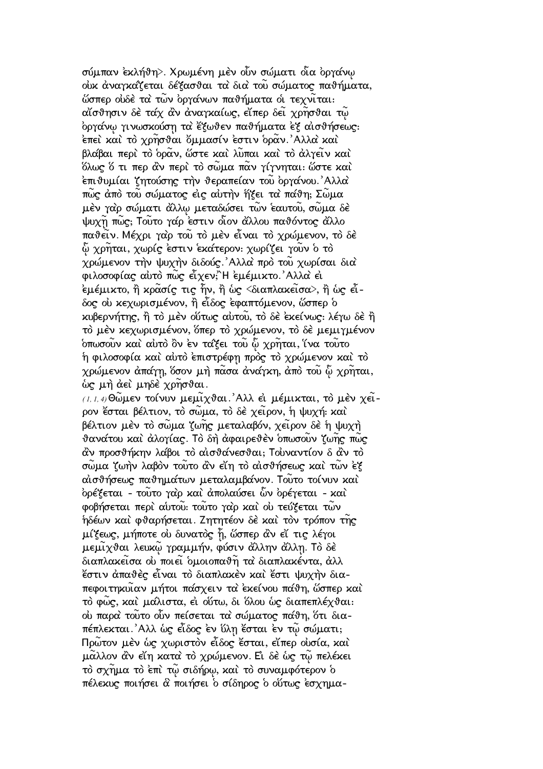σύμπαν ἐκλήθη>. Χρωμένη μὲν οὖν σώματι οἷα ὀργάνῳ οὐκ ἀναγκάζεται δέξασθαι τὰ διὰ τοῦ σώματος παθήματα, ὥσπερ οὐδὲ τὰ τῶν ὀργάνων παθήματα οἱ τεχνῖται: αἴσθησιν δὲ τάχ ἂν ἀναγκαίως, εἴπερ δεῖ χρῆσθαι τῷ ὀργάνῳ γινωσκούσῃ τὰ ἔξωθεν παθήματα ἐξ αἰσθήσεως: ἐπεὶ καὶ τὸ χρῆσθαι ὄμμασίν ἐστιν ὁρᾶν. Ἀλλὰ καὶ βλάβαι περὶ τὸ ὁρᾶν, ὥστε καὶ λῦπαι καὶ τὸ ἀλγεῖν καὶ ὅλως ὅ τι περ ἂν περὶ τὸ σῶμα πᾶν γίγνηται: ὥστε καὶ ἐπιθυμίαι ζητούσης τὴν θεραπείαν τοῦ ὀργάνου. Ἀλλὰ πῶς ἀπὸ τοῦ σώματος εἰς αὐτὴν ἥξει τὰ πάθη; Σῶμα μὲν γὰρ σώματι ἄλλῳ μεταδώσει τῶν ἑαυτοῦ, σῶμα δὲ ψυχῇ πῶς; Τοῦτο γάρ ἐστιν οἷον ἄλλου παθόντος ἄλλο παθεῖν. Μέχρι γὰρ τοῦ τὸ μὲν εἶναι τὸ χρώμενον, τὸ δὲ ᾧ χρῆται, χωρίς ἐστιν ἑκάτερον: χωρίζει γοῦν ὁ τὸ χρώμενον τὴν ψυχὴν διδούς. Ἀλλὰ πρὸ τοῦ χωρίσαι διὰ φιλοσοφίας αὐτὸ πῶς εἶχεν; Ἠ ἐμέμικτο. Ἀλλὰ εἰ ἐμέμικτο, ἢ κρᾶσίς τις ἦν, ἢ ὡς <διαπλακεῖσα>, ἢ ὡς εἶδος οὐ κεχωρισμένον, ἢ εἶδος ἐφαπτόμενον, ὥσπερ ὁ κυβερνήτης, ἢ τὸ μὲν οὕτως αὐτοῦ, τὸ δὲ ἐκείνως: λέγω δὲ ἢ τὸ μὲν κεχωρισμένον, ὅπερ τὸ χρώμενον, τὸ δὲ μεμιγμένον ὁπωσοῦν καὶ αὐτὸ ὂν ἐν τάξει τοῦ ᾧ χρῆται, ἵνα τοῦτο ἡ φιλοσοφία καὶ αὐτὸ ἐπιστρέφῃ πρὸς τὸ χρώμενον καὶ τὸ χρώμενον ἀπάγῃ, ὅσον μὴ πᾶσα ἀνάγκη, ἀπὸ τοῦ ᾧ χρῆται, ὡς μὴ ἀεὶ μηδὲ χρῆσθαι.

*(1, 1, 4)* Θῶμεν τοίνυν μεμῖχθαι. Ἀλλ εἰ μέμικται, τὸ μὲν χεῖρον ἔσται βέλτιον, τὸ σῶμα, τὸ δὲ χεῖρον, ἡ ψυχή: καὶ βέλτιον μὲν τὸ σῶμα ζωῆς μεταλαβόν, χεῖρον δὲ ἡ ψυχὴ θανάτου καὶ ἀλογίας. Τὸ δὴ ἀφαιρεθὲν ὁπωσοῦν ζωῆς πῶς ἂν προσθήκην λάβοι τὸ αἰσθάνεσθαι; Τοὐναντίον δ ἂν τὸ σῶμα ζωὴν λαβὸν τοῦτο ἂν εἴη τὸ αἰσθήσεως καὶ τῶν ἐξ αἰσθήσεως παθημάτων μεταλαμβάνον. Τοῦτο τοίνυν καὶ ὀρέξεται - τοῦτο γὰρ καὶ ἀπολαύσει ὧν ὀρέγεται - καὶ φοβήσεται περὶ αὐτοῦ: τοῦτο γὰρ καὶ οὐ τεύξεται τῶν ἡδέων καὶ φθαρήσεται. Ζητητέον δὲ καὶ τὸν τρόπον τῆς μίξεως, μήποτε οὐ δυνατὸς ᾖ, ὥσπερ ἂν εἴ τις λέγοι μεμῖχθαι λευκῷ γραμμήν, φύσιν ἄλλην ἄλλῃ. Τὸ δὲ διαπλακεῖσα οὐ ποιεῖ ὁμοιοπαθῆ τὰ διαπλακέντα, ἀλλ ἔστιν ἀπαθὲς εἶναι τὸ διαπλακὲν καὶ ἔστι ψυχὴν διαπεφοιτηκυῖαν μήτοι πάσχειν τὰ ἐκείνου πάθη, ὥσπερ καὶ τὸ φῶς, καὶ μάλιστα, εἰ οὕτω, δι ὅλου ὡς διαπεπλέχθαι: οὐ παρὰ τοῦτο οὖν πείσεται τὰ σώματος πάθη, ὅτι διαπέπλεκται. Ἀλλ ὡς εἶδος ἐν ὕλῃ ἔσται ἐν τῷ σώματι; Πρῶτον μὲν ὡς χωριστὸν εἶδος ἔσται, εἴπερ οὐσία, καὶ μᾶλλον ἂν εἴη κατὰ τὸ χρώμενον. Εἰ δὲ ὡς τῷ πελέκει τὸ σχῆμα τὸ ἐπὶ τῷ σιδήρῳ, καὶ τὸ συναμφότερον ὁ πέλεκυς ποιήσει ἃ ποιήσει ὁ σίδηρος ὁ οὕτως ἐσχημα-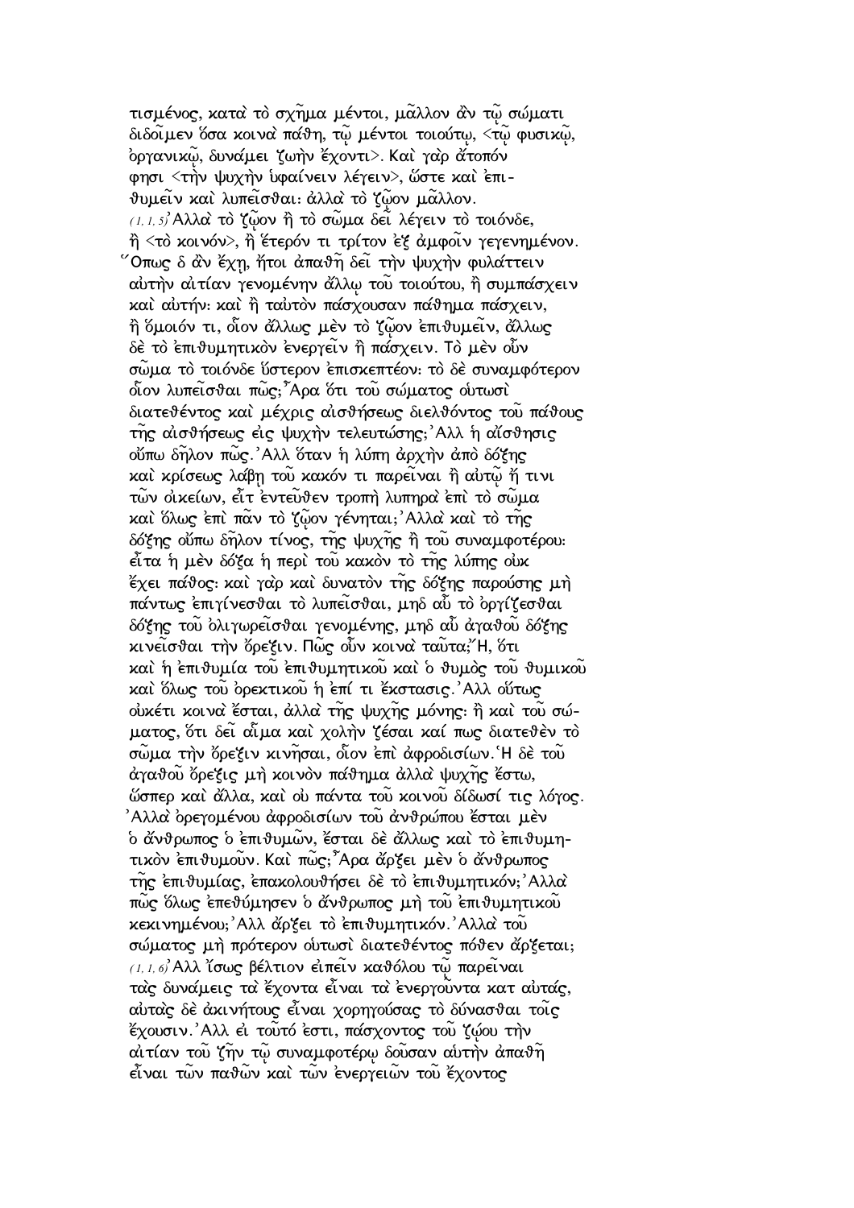τισμένος, κατὰ τὸ σχῆμα μέντοι, μᾶλλον ἂν τῷ σώματι διδοῖμεν ὅσα κοινὰ πάθη, τῷ μέντοι τοιούτῳ, <τῷ φυσικῷ, ὀργανικῷ, δυνάμει ζωὴν ἔχοντι>. Καὶ γὰρ ἄτοπόν φησι <τὴν ψυχὴν ὑφαίνειν λέγειν>, ὥστε καὶ ἐπιθυμεῖν καὶ λυπεῖσθαι· ἀλλὰ τὸ ζῷον μᾶλλον.

(1, 1, 5) Ἀλλὰ τὸ ζῷον ἢ τὸ σῶμα δεῖ λέγειν τὸ τοιόνδε, ἢ <τὸ κοινόν>, ἢ ἕτερόν τι τρίτον ἐξ ἀμφοῖν γεγενημένον. Ὅπως δ ἂν ἔχῃ, ἤτοι ἀπαθῆ δεῖ τὴν ψυχὴν φυλάττειν αὐτὴν αἰτίαν γενομένην ἄλλῳ τοῦ τοιούτου, ἢ συμπάσχειν καὶ αὐτήν· καὶ ἢ ταὐτὸν πάσχουσαν πάθημα πάσχειν, ἢ ὅμοιόν τι, οἷον ἄλλως μὲν τὸ ζῷον ἐπιθυμεῖν, ἄλλως δὲ τὸ ἐπιθυμητικὸν ἐνεργεῖν ἢ πάσχειν. Τὸ μὲν οὖν σῶμα τὸ τοιόνδε ὕστερον ἐπισκεπτέον· τὸ δὲ συναμφότερον οἷον λυπεῖσθαι πῶς; Ἆρα ὅτι τοῦ σώματος οὑτωσὶ διατεθέντος καὶ μέχρις αἰσθήσεως διελθόντος τοῦ πάθους τῆς αἰσθήσεως εἰς ψυχὴν τελευτώσης; Ἀλλ ἡ αἴσθησις οὔπω δῆλον πῶς. Ἀλλ ὅταν ἡ λύπη ἀρχὴν ἀπὸ δόξης καὶ κρίσεως λάβῃ τοῦ κακόν τι παρεῖναι ἢ αὐτῷ ἤ τινι τῶν οἰκείων, εἶτ ἐντεῦθεν τροπὴ λυπηρὰ ἐπὶ τὸ σῶμα καὶ ὅλως ἐπὶ πᾶν τὸ ζῷον γένηται; Ἀλλὰ καὶ τὸ τῆς δόξης οὔπω δῆλον τίνος, τῆς ψυχῆς ἢ τοῦ συναμφοτέρου· εἶτα ἡ μὲν δόξα ἡ περὶ τοῦ κακὸν τὸ τῆς λύπης οὐκ ἔχει πάθος· καὶ γὰρ καὶ δυνατὸν τῆς δόξης παρούσης μὴ πάντως ἐπιγίνεσθαι τὸ λυπεῖσθαι, μηδ αὖ τὸ ὀργίζεσθαι δόξης τοῦ ὀλιγωρεῖσθαι γενομένης, μηδ αὖ ἀγαθοῦ δόξης κινεῖσθαι τὴν ὄρεξιν. Πῶς οὖν κοινὰ ταῦτα; Ἤ, ὅτι καὶ ἡ ἐπιθυμία τοῦ ἐπιθυμητικοῦ καὶ ὁ θυμὸς τοῦ θυμικοῦ καὶ ὅλως τοῦ ὀρεκτικοῦ ἡ ἐπί τι ἔκστασις. Ἀλλ οὕτως οὐκέτι κοινὰ ἔσται, ἀλλὰ τῆς ψυχῆς μόνης· ἢ καὶ τοῦ σώματος, ὅτι δεῖ αἷμα καὶ χολὴν ζέσαι καί πως διατεθὲν τὸ σῶμα τὴν ὄρεξιν κινῆσαι, οἷον ἐπὶ ἀφροδισίων. Ἡ δὲ τοῦ ἀγαθοῦ ὄρεξις μὴ κοινὸν πάθημα ἀλλὰ ψυχῆς ἔστω, ὥσπερ καὶ ἄλλα, καὶ οὐ πάντα τοῦ κοινοῦ δίδωσί τις λόγος. Ἀλλὰ ὀρεγομένου ἀφροδισίων τοῦ ἀνθρώπου ἔσται μὲν ὁ ἄνθρωπος ὁ ἐπιθυμῶν, ἔσται δὲ ἄλλως καὶ τὸ ἐπιθυμητικὸν ἐπιθυμοῦν. Καὶ πῶς; Ἆρα ἄρξει μὲν ὁ ἄνθρωπος τῆς ἐπιθυμίας, ἐπακολουθήσει δὲ τὸ ἐπιθυμητικόν; Ἀλλὰ πῶς ὅλως ἐπεθύμησεν ὁ ἄνθρωπος μὴ τοῦ ἐπιθυμητικοῦ κεκινημένου; Ἀλλ ἄρξει τὸ ἐπιθυμητικόν. Ἀλλὰ τοῦ σώματος μὴ πρότερον οὑτωσὶ διατεθέντος πόθεν ἄρξεται;

(1, 1, 6) Ἀλλ ἴσως βέλτιον εἰπεῖν καθόλου τῷ παρεῖναι τὰς δυνάμεις τὰ ἔχοντα εἶναι τὰ ἐνεργοῦντα κατ αὐτάς, αὐτὰς δὲ ἀκινήτους εἶναι χορηγούσας τὸ δύνασθαι τοῖς ἔχουσιν. Ἀλλ εἰ τοῦτό ἐστι, πάσχοντος τοῦ ζῴου τὴν αἰτίαν τοῦ ζῆν τῷ συναμφοτέρῳ δοῦσαν αὐτὴν ἀπαθῆ εἶναι τῶν παθῶν καὶ τῶν ἐνεργειῶν τοῦ ἔχοντος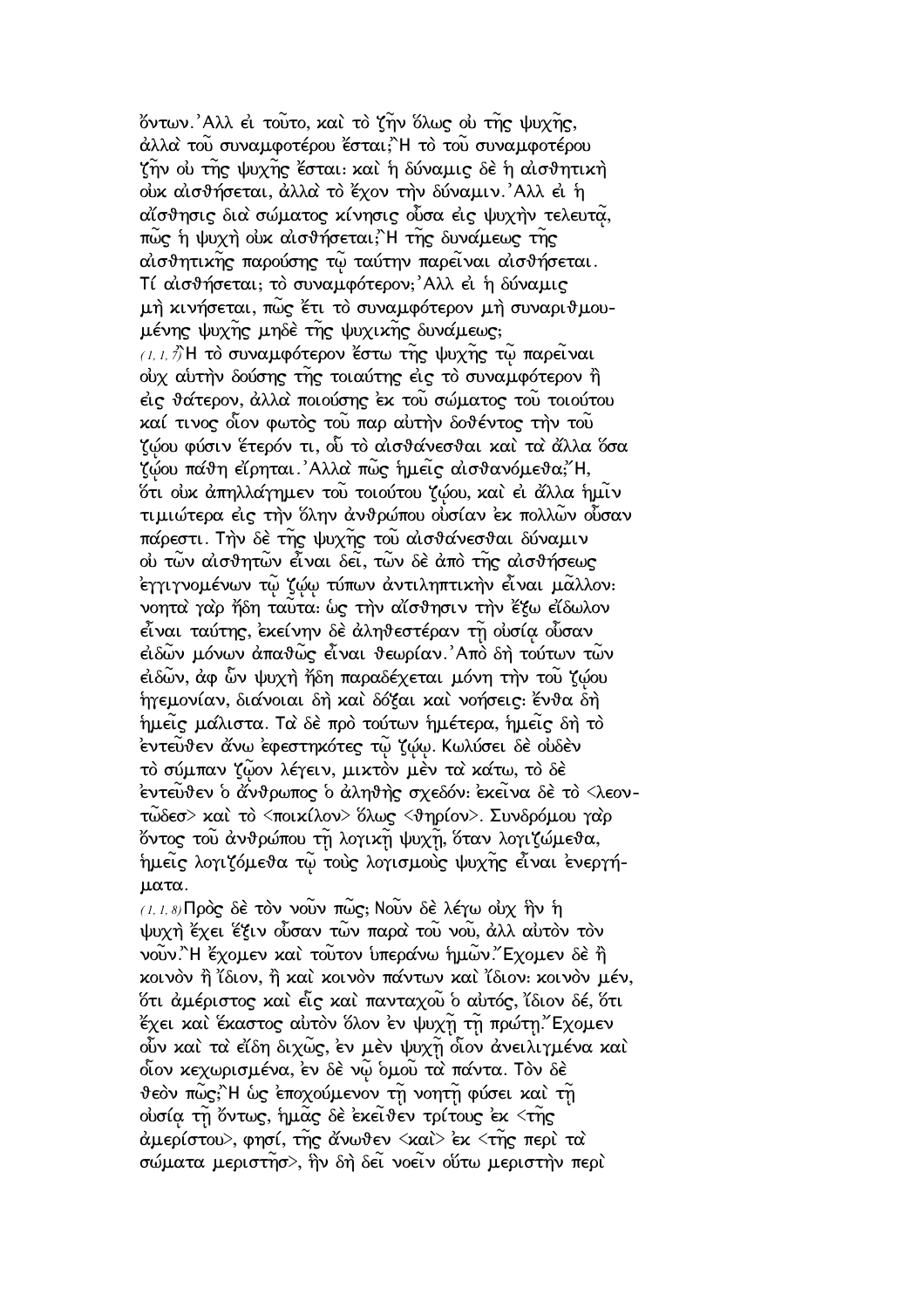ὄντων. Ἀλλ εἰ τοῦτο, καὶ τὸ ζῆν ὅλως οὐ τῆς ψυχῆς, ἀλλὰ τοῦ συναμφοτέρου ἔσται; Ἢ τὸ τοῦ συναμφοτέρου ζῆν οὐ τῆς ψυχῆς ἔσται· καὶ ἡ δύναμις δὲ ἡ αἰσθητικὴ οὐκ αἰσθήσεται, ἀλλὰ τὸ ἔχον τὴν δύναμιν. Ἀλλ εἰ ἡ αἴσθησις διὰ σώματος κίνησις οὖσα εἰς ψυχὴν τελευτᾷ, πῶς ἡ ψυχὴ οὐκ αἰσθήσεται; Ἢ τῆς δυνάμεως τῆς αἰσθητικῆς παρούσης τῷ ταύτην παρεῖναι αἰσθήσεται. Τί αἰσθήσεται; τὸ συναμφότερον; Ἀλλ εἰ ἡ δύναμις μὴ κινήσεται, πῶς ἔτι τὸ συναμφότερον μὴ συναριθμουμένης ψυχῆς μηδὲ τῆς ψυχικῆς δυνάμεως;

(1, 1, 7) Ἢ τὸ συναμφότερον ἔστω τῆς ψυχῆς τῷ παρεῖναι οὐχ αὑτὴν δούσης τῆς τοιαύτης εἰς τὸ συναμφότερον ἢ εἰς θάτερον, ἀλλὰ ποιούσης ἐκ τοῦ σώματος τοῦ τοιούτου καί τινος οἷον φωτὸς τοῦ παρ αὐτὴν δοθέντος τὴν τοῦ ζῴου φύσιν ἕτερόν τι, οὗ τὸ αἰσθάνεσθαι καὶ τὰ ἄλλα ὅσα ζῴου πάθη εἴρηται. Ἀλλὰ πῶς ἡμεῖς αἰσθανόμεθα; Ἤ, ὅτι οὐκ ἀπηλλάγημεν τοῦ τοιούτου ζῴου, καὶ εἰ ἄλλα ἡμῖν τιμιώτερα εἰς τὴν ὅλην ἀνθρώπου οὐσίαν ἐκ πολλῶν οὖσαν πάρεστι. Τὴν δὲ τῆς ψυχῆς τοῦ αἰσθάνεσθαι δύναμιν οὐ τῶν αἰσθητῶν εἶναι δεῖ, τῶν δὲ ἀπὸ τῆς αἰσθήσεως ἐγγιγνομένων τῷ ζῴῳ τύπων ἀντιληπτικὴν εἶναι μᾶλλον· νοητὰ γὰρ ἤδη ταῦτα· ὡς τὴν αἴσθησιν τὴν ἔξω εἴδωλον εἶναι ταύτης, ἐκείνην δὲ ἀληθεστέραν τῇ οὐσίᾳ οὖσαν εἰδῶν μόνων ἀπαθῶς εἶναι θεωρίαν. Ἀπὸ δὴ τούτων τῶν εἰδῶν, ἀφ ὧν ψυχὴ ἤδη παραδέχεται μόνη τὴν τοῦ ζῴου ἡγεμονίαν, διάνοιαι δὴ καὶ δόξαι καὶ νοήσεις· ἔνθα δὴ ἡμεῖς μάλιστα. Τὰ δὲ πρὸ τούτων ἡμέτερα, ἡμεῖς δὴ τὸ ἐντεῦθεν ἄνω ἐφεστηκότες τῷ ζῴῳ. Κωλύσει δὲ οὐδὲν τὸ σύμπαν ζῷον λέγειν, μικτὸν μὲν τὰ κάτω, τὸ δὲ ἐντεῦθεν ὁ ἄνθρωπος ὁ ἀληθὴς σχεδόν· ἐκεῖνα δὲ τὸ <λεοντῶδεσ> καὶ τὸ <ποικίλον> ὅλως <θηρίον>. Συνδρόμου γὰρ ὄντος τοῦ ἀνθρώπου τῇ λογικῇ ψυχῇ, ὅταν λογιζώμεθα, ἡμεῖς λογιζόμεθα τῷ τοὺς λογισμοὺς ψυχῆς εἶναι ἐνεργήματα.

(1, 1, 8) Πρὸς δὲ τὸν νοῦν πῶς; Νοῦν δὲ λέγω οὐχ ἣν ἡ ψυχὴ ἔχει ἕξιν οὖσαν τῶν παρὰ τοῦ νοῦ, ἀλλ αὐτὸν τὸν νοῦν. Ἢ ἔχομεν καὶ τοῦτον ὑπεράνω ἡμῶν. Ἔχομεν δὲ ἢ κοινὸν ἢ ἴδιον, ἢ καὶ κοινὸν πάντων καὶ ἴδιον· κοινὸν μέν, ὅτι ἀμέριστος καὶ εἷς καὶ πανταχοῦ ὁ αὐτός, ἴδιον δέ, ὅτι ἔχει καὶ ἕκαστος αὐτὸν ὅλον ἐν ψυχῇ τῇ πρώτῃ. Ἔχομεν οὖν καὶ τὰ εἴδη διχῶς, ἐν μὲν ψυχῇ οἷον ἀνειλιγμένα καὶ οἷον κεχωρισμένα, ἐν δὲ νῷ ὁμοῦ τὰ πάντα. Τὸν δὲ θεὸν πῶς; Ἢ ὡς ἐποχούμενον τῇ νοητῇ φύσει καὶ τῇ οὐσίᾳ τῇ ὄντως, ἡμᾶς δὲ ἐκεῖθεν τρίτους ἐκ <τῆς ἀμερίστου>, φησί, τῆς ἄνωθεν <καὶ> ἐκ <τῆς περὶ τὰ σώματα μεριστῆσ>, ἣν δὴ δεῖ νοεῖν οὕτω μεριστὴν περὶ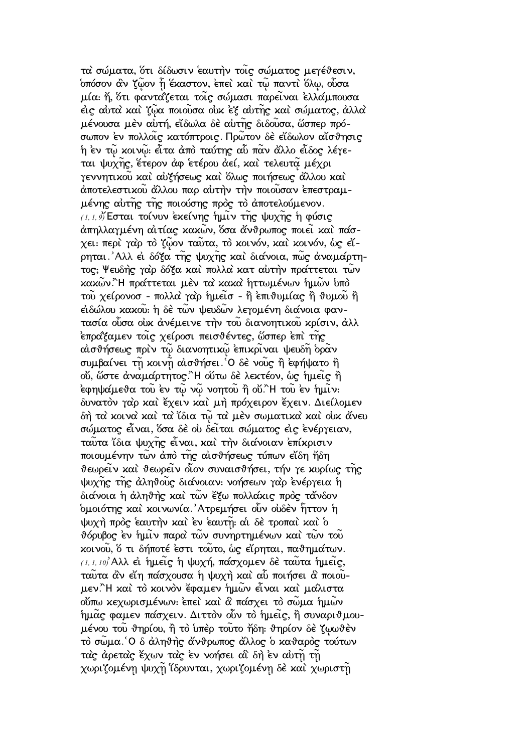τὰ σώματα, ὅτι δίδωσιν ἑαυτὴν τοῖς σώματος μεγέθεσιν, ὁπόσον ἂν ζῷον ᾖ ἕκαστον, ἐπεὶ καὶ τῷ παντὶ ὅλῳ, οὖσα μία: ἤ, ὅτι φαντάζεται τοῖς σώμασι παρεῖναι ἐλλάμπουσα εἰς αὐτὰ καὶ ζῷα ποιοῦσα οὐκ ἐξ αὐτῆς καὶ σώματος, ἀλλὰ μένουσα μὲν αὐτή, εἴδωλα δὲ αὐτῆς διδοῦσα, ὥσπερ πρόσωπον ἐν πολλοῖς κατόπτροις. Πρῶτον δὲ εἴδωλον αἴσθησις ἡ ἐν τῷ κοινῷ: εἶτα ἀπὸ ταύτης αὖ πᾶν ἄλλο εἶδος λέγεται ψυχῆς, ἕτερον ἀφ ἑτέρου ἀεί, καὶ τελευτᾷ μέχρι γεννητικοῦ καὶ αὐξήσεως καὶ ὅλως ποιήσεως ἄλλου καὶ ἀποτελεστικοῦ ἄλλου παρ αὐτὴν τὴν ποιοῦσαν ἐπεστραμμένης αὐτῆς τῆς ποιούσης πρὸς τὸ ἀποτελούμενον.

(1, 1, 9) Ἔσται τοίνυν ἐκείνης ἡμῖν τῆς ψυχῆς ἡ φύσις ἀπηλλαγμένη αἰτίας κακῶν, ὅσα ἄνθρωπος ποιεῖ καὶ πάσχει: περὶ γὰρ τὸ ζῷον ταῦτα, τὸ κοινόν, καὶ κοινόν, ὡς εἴρηται. Ἀλλ εἰ δόξα τῆς ψυχῆς καὶ διάνοια, πῶς ἀναμάρτητος; Ψευδὴς γὰρ δόξα καὶ πολλὰ κατ αὐτὴν πράττεται τῶν κακῶν. Ἢ πράττεται μὲν τὰ κακὰ ἡττωμένων ἡμῶν ὑπὸ τοῦ χείρονοσ - πολλὰ γὰρ ἡμεῖσ - ἢ ἐπιθυμίας ἢ θυμοῦ ἢ εἰδώλου κακοῦ: ἡ δὲ τῶν ψευδῶν λεγομένη διάνοια φαντασία οὖσα οὐκ ἀνέμεινε τὴν τοῦ διανοητικοῦ κρίσιν, ἀλλ ἐπράξαμεν τοῖς χείροσι πεισθέντες, ὥσπερ ἐπὶ τῆς αἰσθήσεως πρὶν τῷ διανοητικῷ ἐπικρῖναι ψευδῆ ὁρᾶν συμβαίνει τῇ κοινῇ αἰσθήσει. Ὁ δὲ νοῦς ἢ ἐφήψατο ἢ οὔ, ὥστε ἀναμάρτητος. Ἢ οὕτω δὲ λεκτέον, ὡς ἡμεῖς ἢ ἐφηψάμεθα τοῦ ἐν τῷ νῷ νοητοῦ ἢ οὔ. Ἢ τοῦ ἐν ἡμῖν: δυνατὸν γὰρ καὶ ἔχειν καὶ μὴ πρόχειρον ἔχειν. Διείλομεν δὴ τὰ κοινὰ καὶ τὰ ἴδια τῷ τὰ μὲν σωματικὰ καὶ οὐκ ἄνευ σώματος εἶναι, ὅσα δὲ οὐ δεῖται σώματος εἰς ἐνέργειαν, ταῦτα ἴδια ψυχῆς εἶναι, καὶ τὴν διάνοιαν ἐπίκρισιν ποιουμένην τῶν ἀπὸ τῆς αἰσθήσεως τύπων εἴδη ἤδη θεωρεῖν καὶ θεωρεῖν οἷον συναισθήσει, τήν γε κυρίως τῆς ψυχῆς τῆς ἀληθοῦς διάνοιαν: νοήσεων γὰρ ἐνέργεια ἡ διάνοια ἡ ἀληθὴς καὶ τῶν ἔξω πολλάκις πρὸς τἄνδον ὁμοιότης καὶ κοινωνία. Ἀτρεμήσει οὖν οὐδὲν ἧττον ἡ ψυχὴ πρὸς ἑαυτὴν καὶ ἐν ἑαυτῇ: αἱ δὲ τροπαὶ καὶ ὁ θόρυβος ἐν ἡμῖν παρὰ τῶν συνηρτημένων καὶ τῶν τοῦ κοινοῦ, ὅ τι δήποτέ ἐστι τοῦτο, ὡς εἴρηται, παθημάτων.

(1, 1, 10) Ἀλλ εἰ ἡμεῖς ἡ ψυχή, πάσχομεν δὲ ταῦτα ἡμεῖς, ταῦτα ἂν εἴη πάσχουσα ἡ ψυχὴ καὶ αὖ ποιήσει ἃ ποιοῦμεν. Ἢ καὶ τὸ κοινὸν ἔφαμεν ἡμῶν εἶναι καὶ μάλιστα οὔπω κεχωρισμένων: ἐπεὶ καὶ ἃ πάσχει τὸ σῶμα ἡμῶν ἡμᾶς φαμεν πάσχειν. Διττὸν οὖν τὸ ἡμεῖς, ἢ συναριθμουμένου τοῦ θηρίου, ἢ τὸ ὑπὲρ τοῦτο ἤδη: θηρίον δὲ ζῳωθὲν τὸ σῶμα. Ὁ δ ἀληθὴς ἄνθρωπος ἄλλος ὁ καθαρὸς τούτων τὰς ἀρετὰς ἔχων τὰς ἐν νοήσει αἳ δὴ ἐν αὐτῇ τῇ χωριζομένῃ ψυχῇ ἵδρυνται, χωριζομένῃ δὲ καὶ χωριστῇ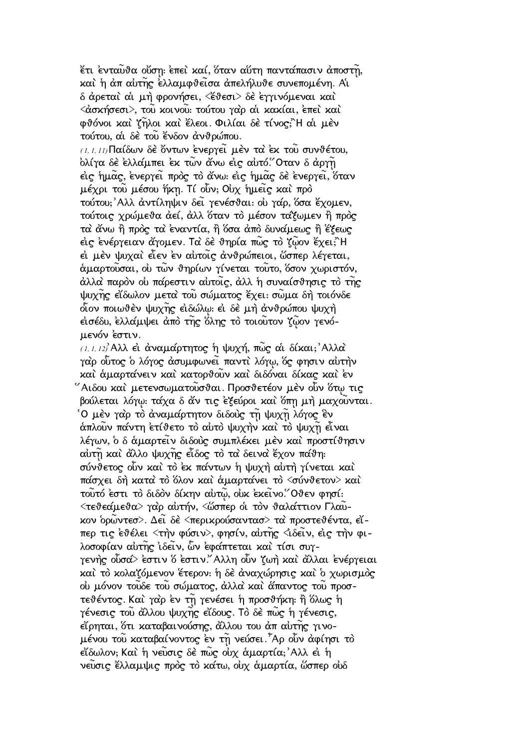ἔτι ἐνταῦθα οὔσῃ· ἐπεὶ καί, ὅταν αὕτη παντάπασιν ἀποστῇ, καὶ ἡ ἀπ αὐτῆς ἐλλαμφθεῖσα ἀπελήλυθε συνεπομένη. Αἱ δ ἀρεταὶ αἱ μὴ φρονήσει, <ἔθεσι> δὲ ἐγγινόμεναι καὶ <ἀσκήσεσι>, τοῦ κοινοῦ· τούτου γὰρ αἱ κακίαι, ἐπεὶ καὶ φθόνοι καὶ ζῆλοι καὶ ἔλεοι. Φιλίαι δὲ τίνος;῍Η αἱ μὲν τούτου, αἱ δὲ τοῦ ἔνδον ἀνθρώπου.

(1, 1, 11) Παίδων δὲ ὄντων ἐνεργεῖ μὲν τὰ ἐκ τοῦ συνθέτου, ὀλίγα δὲ ἐλλάμπει ἐκ τῶν ἄνω εἰς αὐτό.῞Οταν δ ἀργῇ εἰς ἡμᾶς, ἐνεργεῖ πρὸς τὸ ἄνω· εἰς ἡμᾶς δὲ ἐνεργεῖ, ὅταν μέχρι τοῦ μέσου ἥκῃ. Τί οὖν; Οὐχ ἡμεῖς καὶ πρὸ τούτου;᾿Αλλ ἀντίληψιν δεῖ γενέσθαι· οὐ γάρ, ὅσα ἔχομεν, τούτοις χρώμεθα ἀεί, ἀλλ ὅταν τὸ μέσον τάξωμεν ἢ πρὸς τὰ ἄνω ἢ πρὸς τὰ ἐναντία, ἢ ὅσα ἀπὸ δυνάμεως ἢ ἕξεως εἰς ἐνέργειαν ἄγομεν. Τὰ δὲ θηρία πῶς τὸ ζῷον ἔχει;῍Η εἰ μὲν ψυχαὶ εἶεν ἐν αὐτοῖς ἀνθρώπειοι, ὥσπερ λέγεται, ἁμαρτοῦσαι, οὐ τῶν θηρίων γίνεται τοῦτο, ὅσον χωριστόν, ἀλλὰ παρὸν οὐ πάρεστιν αὐτοῖς, ἀλλ ἡ συναίσθησις τὸ τῆς ψυχῆς εἴδωλον μετὰ τοῦ σώματος ἔχει· σῶμα δὴ τοιόνδε οἷον ποιωθὲν ψυχῆς εἰδώλῳ· εἰ δὲ μὴ ἀνθρώπου ψυχὴ εἰσέδυ, ἐλλάμψει ἀπὸ τῆς ὅλης τὸ τοιοῦτον ζῷον γενόμενόν ἐστιν.

(1, 1, 12)᾿Αλλ εἰ ἀναμάρτητος ἡ ψυχή, πῶς αἱ δίκαι;᾿Αλλὰ γὰρ οὗτος ὁ λόγος ἀσυμφωνεῖ παντὶ λόγῳ, ὅς φησιν αὐτὴν καὶ ἁμαρτάνειν καὶ κατορθοῦν καὶ διδόναι δίκας καὶ ἐν ῞Αιδου καὶ μετενσωματοῦσθαι. Προσθετέον μὲν οὖν ὅτῳ τις βούλεται λόγῳ· τάχα δ ἄν τις ἐξεύροι καὶ ὅπῃ μὴ μαχοῦνται. ῾Ο μὲν γὰρ τὸ ἀναμάρτητον διδοὺς τῇ ψυχῇ λόγος ἓν ἁπλοῦν πάντῃ ἐτίθετο τὸ αὐτὸ ψυχὴν καὶ τὸ ψυχῇ εἶναι λέγων, ὁ δ ἁμαρτεῖν διδοὺς συμπλέκει μὲν καὶ προστίθησιν αὐτῇ καὶ ἄλλο ψυχῆς εἶδος τὸ τὰ δεινὰ ἔχον πάθη· σύνθετος οὖν καὶ τὸ ἐκ πάντων ἡ ψυχὴ αὐτὴ γίνεται καὶ πάσχει δὴ κατὰ τὸ ὅλον καὶ ἁμαρτάνει τὸ <σύνθετον> καὶ τοῦτό ἐστι τὸ διδὸν δίκην αὐτῷ, οὐκ ἐκεῖνο.῞Οθεν φησί· <τεθεάμεθα> γὰρ αὐτήν, <ὥσπερ οἱ τὸν θαλάττιον Γλαῦκον ὁρῶντεσ>. Δεῖ δὲ <περικρούσαντασ> τὰ προστεθέντα, εἴπερ τις ἐθέλει <τὴν φύσιν>, φησίν, αὐτῆς <ἰδεῖν, εἰς τὴν φιλοσοφίαν αὐτῆς ἰδεῖν, ὧν ἐφάπτεται καὶ τίσι συγγενὴς οὖσα> ἐστὶν ὅ ἐστιν.῎Αλλη οὖν ζωὴ καὶ ἄλλαι ἐνέργειαι καὶ τὸ κολαζόμενον ἕτερον· ἡ δὲ ἀναχώρησις καὶ ὁ χωρισμὸς οὐ μόνον τοῦδε τοῦ σώματος, ἀλλὰ καὶ ἅπαντος τοῦ προστεθέντος. Καὶ γὰρ ἐν τῇ γενέσει ἡ προσθήκη· ἢ ὅλως ἡ γένεσις τοῦ ἄλλου ψυχῆς εἴδους. Τὸ δὲ πῶς ἡ γένεσις, εἴρηται, ὅτι καταβαινούσης, ἄλλου του ἀπ αὐτῆς γινομένου τοῦ καταβαίνοντος ἐν τῇ νεύσει.῏Αρ οὖν ἀφίησι τὸ εἴδωλον; Καὶ ἡ νεῦσις δὲ πῶς οὐχ ἁμαρτία;᾿Αλλ εἰ ἡ νεῦσις ἔλλαμψις πρὸς τὸ κάτω, οὐχ ἁμαρτία, ὥσπερ οὐδ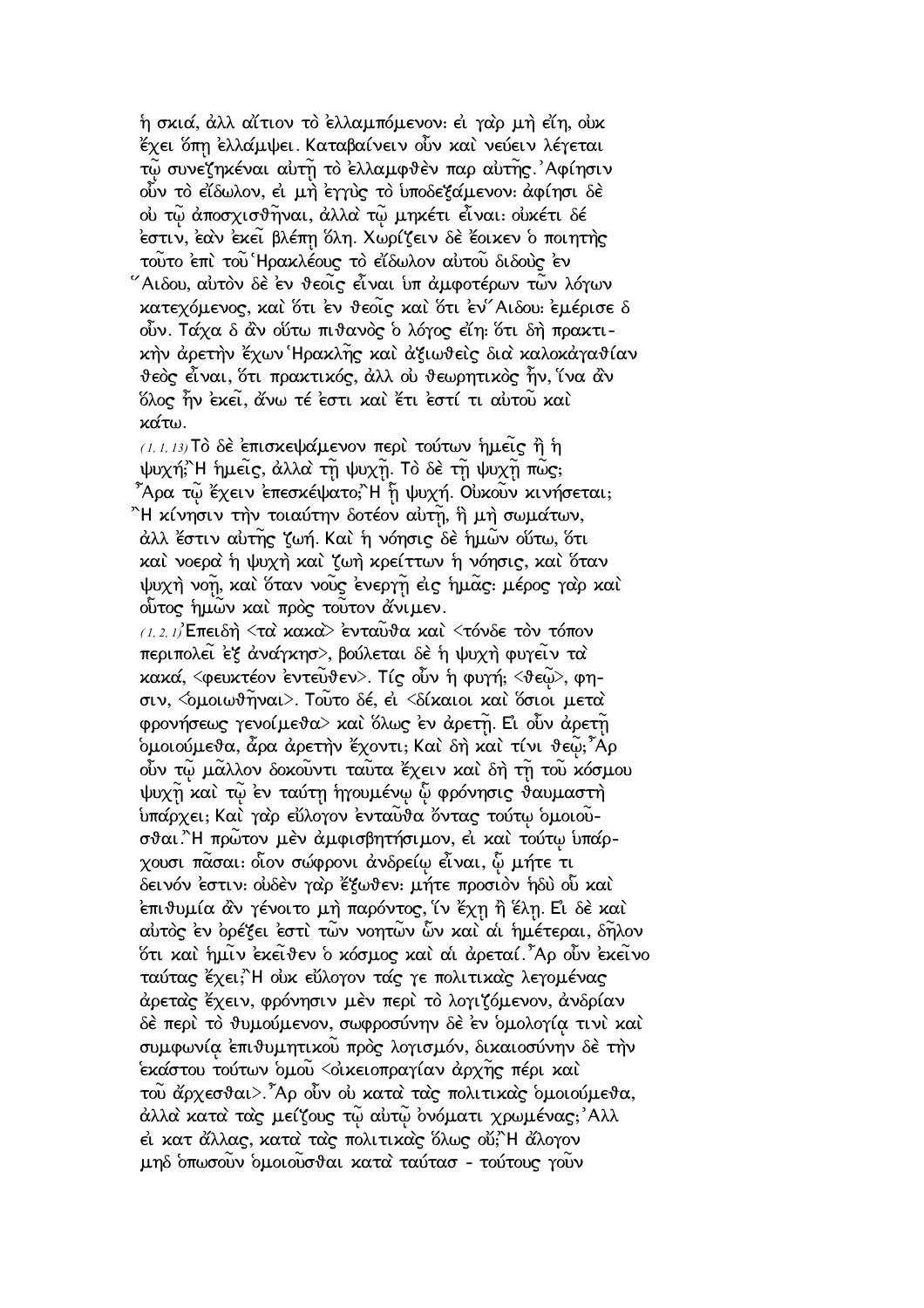ἡ σκιά, ἀλλ αἴτιον τὸ ἐλλαμπόμενον· εἰ γὰρ μὴ εἴη, οὐκ ἔχει ὅπῃ ἐλλάμψει. Καταβαίνειν οὖν καὶ νεύειν λέγεται τῷ συνεζηκέναι αὐτῇ τὸ ἐλλαμφθὲν παρ αὐτῆς. Ἀφίησιν οὖν τὸ εἴδωλον, εἰ μὴ ἐγγὺς τὸ ὑποδεξάμενον· ἀφίησι δὲ οὐ τῷ ἀποσχισθῆναι, ἀλλὰ τῷ μηκέτι εἶναι· οὐκέτι δέ ἐστιν, ἐὰν ἐκεῖ βλέπῃ ὅλη. Χωρίζειν δὲ ἔοικεν ὁ ποιητὴς τοῦτο ἐπὶ τοῦ Ἡρακλέους τὸ εἴδωλον αὐτοῦ διδοὺς ἐν Ἅιδου, αὐτὸν δὲ ἐν θεοῖς εἶναι ὑπ ἀμφοτέρων τῶν λόγων κατεχόμενος, καὶ ὅτι ἐν θεοῖς καὶ ὅτι ἐν Ἅιδου· ἐμέρισε δ οὖν. Τάχα δ ἂν οὕτω πιθανὸς ὁ λόγος εἴη· ὅτι δὴ πρακτικὴν ἀρετὴν ἔχων Ἡρακλῆς καὶ ἀξιωθεὶς διὰ καλοκἀγαθίαν θεὸς εἶναι, ὅτι πρακτικός, ἀλλ οὐ θεωρητικὸς ἦν, ἵνα ἂν ὅλος ἦν ἐκεῖ, ἄνω τέ ἐστι καὶ ἔτι ἐστί τι αὐτοῦ καὶ κάτω.

(1, 1, 13) Τὸ δὲ ἐπισκεψάμενον περὶ τούτων ἡμεῖς ἢ ἡ ψυχή; Ἢ ἡμεῖς, ἀλλὰ τῇ ψυχῇ. Τὸ δὲ τῇ ψυχῇ πῶς; Ἆρα τῷ ἔχειν ἐπεσκέψατο; Ἢ ᾗ ψυχή. Οὐκοῦν κινήσεται; Ἢ κίνησιν τὴν τοιαύτην δοτέον αὐτῇ, ἣ μὴ σωμάτων, ἀλλ ἔστιν αὐτῆς ζωή. Καὶ ἡ νόησις δὲ ἡμῶν οὕτω, ὅτι καὶ νοερὰ ἡ ψυχὴ καὶ ζωὴ κρείττων ἡ νόησις, καὶ ὅταν ψυχὴ νοῇ, καὶ ὅταν νοῦς ἐνεργῇ εἰς ἡμᾶς· μέρος γὰρ καὶ οὗτος ἡμῶν καὶ πρὸς τοῦτον ἄνιμεν.

(1, 2, 1) Ἐπειδὴ <τὰ κακὰ> ἐνταῦθα καὶ <τόνδε τὸν τόπον περιπολεῖ ἐξ ἀνάγκησ>, βούλεται δὲ ἡ ψυχὴ φυγεῖν τὰ κακά, <φευκτέον ἐντεῦθεν>. Τίς οὖν ἡ φυγή; <θεῷ>, φησιν, <ὁμοιωθῆναι>. Τοῦτο δέ, εἰ <δίκαιοι καὶ ὅσιοι μετὰ φρονήσεως γενοίμεθα> καὶ ὅλως ἐν ἀρετῇ. Εἰ οὖν ἀρετῇ ὁμοιούμεθα, ἆρα ἀρετὴν ἔχοντι; Καὶ δὴ καὶ τίνι θεῷ; Ἆρ οὖν τῷ μᾶλλον δοκοῦντι ταῦτα ἔχειν καὶ δὴ τῇ τοῦ κόσμου ψυχῇ καὶ τῷ ἐν ταύτῃ ἡγουμένῳ ᾧ φρόνησις θαυμαστὴ ὑπάρχει; Καὶ γὰρ εὔλογον ἐνταῦθα ὄντας τούτῳ ὁμοιοῦσθαι. Ἢ πρῶτον μὲν ἀμφισβητήσιμον, εἰ καὶ τούτῳ ὑπάρχουσι πᾶσαι· οἷον σώφρονι ἀνδρείῳ εἶναι, ᾧ μήτε τι δεινόν ἐστιν· οὐδὲν γὰρ ἔξωθεν· μήτε προσιὸν ἡδὺ οὗ καὶ ἐπιθυμία ἂν γένοιτο μὴ παρόντος, ἵν ἔχῃ ἢ ἕλῃ. Εἰ δὲ καὶ αὐτὸς ἐν ὀρέξει ἐστὶ τῶν νοητῶν ὧν καὶ αἱ ἡμέτεραι, δῆλον ὅτι καὶ ἡμῖν ἐκεῖθεν ὁ κόσμος καὶ αἱ ἀρεταί. Ἆρ οὖν ἐκεῖνο ταύτας ἔχει; Ἢ οὐκ εὔλογον τάς γε πολιτικὰς λεγομένας ἀρετὰς ἔχειν, φρόνησιν μὲν περὶ τὸ λογιζόμενον, ἀνδρίαν δὲ περὶ τὸ θυμούμενον, σωφροσύνην δὲ ἐν ὁμολογίᾳ τινὶ καὶ συμφωνίᾳ ἐπιθυμητικοῦ πρὸς λογισμόν, δικαιοσύνην δὲ τὴν ἑκάστου τούτων ὁμοῦ <οἰκειοπραγίαν ἀρχῆς πέρι καὶ τοῦ ἄρχεσθαι>. Ἆρ οὖν οὐ κατὰ τὰς πολιτικὰς ὁμοιούμεθα, ἀλλὰ κατὰ τὰς μείζους τῷ αὐτῷ ὀνόματι χρωμένας; Ἀλλ εἰ κατ ἄλλας, κατὰ τὰς πολιτικὰς ὅλως οὔ; Ἢ ἄλογον μηδ ὁπωσοῦν ὁμοιοῦσθαι κατὰ ταύτασ - τούτους γοῦν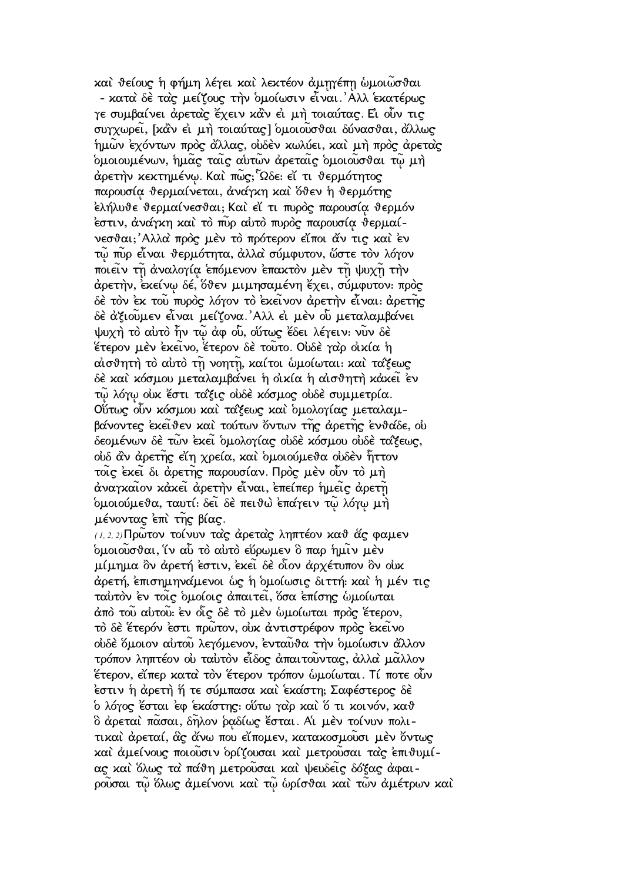καὶ θείους ἡ φήμη λέγει καὶ λεκτέον ἀμηγέπῃ ὡμοιῶσθαι - κατὰ δὲ τὰς μείζους τὴν ὁμοίωσιν εἶναι.᾽Αλλ ἑκατέρως γε συμβαίνει ἀρετὰς ἔχειν κἂν εἰ μὴ τοιαύτας. Εἰ οὖν τις συγχωρεῖ, [κἂν εἰ μὴ τοιαύτας] ὁμοιοῦσθαι δύνασθαι, ἄλλως ἡμῶν ἐχόντων πρὸς ἄλλας, οὐδὲν κωλύει, καὶ μὴ πρὸς ἀρετὰς ὁμοιουμένων, ἡμᾶς ταῖς αὑτῶν ἀρεταῖς ὁμοιοῦσθαι τῷ μὴ ἀρετὴν κεκτημένῳ. Καὶ πῶς; ῟Ωδε: εἴ τι θερμότητος παρουσίᾳ θερμαίνεται, ἀνάγκη καὶ ὅθεν ἡ θερμότης ἐλήλυθε θερμαίνεσθαι; Καὶ εἴ τι πυρὸς παρουσίᾳ θερμόν ἐστιν, ἀνάγκη καὶ τὸ πῦρ αὐτὸ πυρὸς παρουσίᾳ θερμαίνεσθαι;᾽Αλλὰ πρὸς μὲν τὸ πρότερον εἴποι ἄν τις καὶ ἐν τῷ πῦρ εἶναι θερμότητα, ἀλλὰ σύμφυτον, ὥστε τὸν λόγον ποιεῖν τῇ ἀναλογίᾳ ἑπόμενον ἐπακτὸν μὲν τῇ ψυχῇ τὴν ἀρετὴν, ἐκείνῳ δέ, ὅθεν μιμησαμένη ἔχει, σύμφυτον: πρὸς δὲ τὸν ἐκ τοῦ πυρὸς λόγον τὸ ἐκεῖνον ἀρετὴν εἶναι: ἀρετῆς δὲ ἀξιοῦμεν εἶναι μείζονα.᾽Αλλ εἰ μὲν οὗ μεταλαμβάνει ψυχὴ τὸ αὐτὸ ἦν τῷ ἀφ οὗ, οὕτως ἔδει λέγειν: νῦν δὲ ἕτερον μὲν ἐκεῖνο, ἕτερον δὲ τοῦτο. Οὐδὲ γὰρ οἰκία ἡ αἰσθητὴ τὸ αὐτὸ τῇ νοητῇ, καίτοι ὡμοίωται: καὶ τάξεως δὲ καὶ κόσμου μεταλαμβάνει ἡ οἰκία ἡ αἰσθητὴ κἀκεῖ ἐν τῷ λόγῳ οὐκ ἔστι τάξις οὐδὲ κόσμος οὐδὲ συμμετρία. Οὕτως οὖν κόσμου καὶ τάξεως καὶ ὁμολογίας μεταλαμβάνοντες ἐκεῖθεν καὶ τούτων ὄντων τῆς ἀρετῆς ἐνθάδε, οὐ δεομένων δὲ τῶν ἐκεῖ ὁμολογίας οὐδὲ κόσμου οὐδὲ τάξεως, οὐδ ἂν ἀρετῆς εἴη χρεία, καὶ ὁμοιούμεθα οὐδὲν ἧττον τοῖς ἐκεῖ δι ἀρετῆς παρουσίαν. Πρὸς μὲν οὖν τὸ μὴ ἀναγκαῖον κἀκεῖ ἀρετὴν εἶναι, ἐπείπερ ἡμεῖς ἀρετῇ ὁμοιούμεθα, ταυτί: δεῖ δὲ πειθὼ ἐπάγειν τῷ λόγῳ μὴ μένοντας ἐπὶ τῆς βίας.

(1, 2, 2) Πρῶτον τοίνυν τὰς ἀρετὰς ληπτέον καθ ἅς φαμεν ὁμοιοῦσθαι, ἵν αὖ τὸ αὐτὸ εὕρωμεν ὃ παρ ἡμῖν μὲν μίμημα ὂν ἀρετή ἐστιν, ἐκεῖ δὲ οἷον ἀρχέτυπον ὂν οὐκ ἀρετή, ἐπισημηνάμενοι ὡς ἡ ὁμοίωσις διττή: καὶ ἡ μέν τις ταὐτὸν ἐν τοῖς ὁμοίοις ἀπαιτεῖ, ὅσα ἐπίσης ὡμοίωται ἀπὸ τοῦ αὐτοῦ: ἐν οἷς δὲ τὸ μὲν ὡμοίωται πρὸς ἕτερον, τὸ δὲ ἕτερόν ἐστι πρῶτον, οὐκ ἀντιστρέφον πρὸς ἐκεῖνο οὐδὲ ὅμοιον αὐτοῦ λεγόμενον, ἐνταῦθα τὴν ὁμοίωσιν ἄλλον τρόπον ληπτέον οὐ ταὐτὸν εἶδος ἀπαιτοῦντας, ἀλλὰ μᾶλλον ἕτερον, εἴπερ κατὰ τὸν ἕτερον τρόπον ὡμοίωται. Τί ποτε οὖν ἐστιν ἡ ἀρετὴ ἥ τε σύμπασα καὶ ἑκάστη; Σαφέστερος δὲ ὁ λόγος ἔσται ἐφ ἑκάστης: οὕτω γὰρ καὶ ὅ τι κοινόν, καθ ὃ ἀρεταὶ πᾶσαι, δῆλον ῥᾳδίως ἔσται. Αἱ μὲν τοίνυν πολιτικαὶ ἀρεταί, ἃς ἄνω που εἴπομεν, κατακοσμοῦσι μὲν ὄντως καὶ ἀμείνους ποιοῦσιν ὁρίζουσαι καὶ μετροῦσαι τὰς ἐπιθυμίας καὶ ὅλως τὰ πάθη μετροῦσαι καὶ ψευδεῖς δόξας ἀφαιροῦσαι τῷ ὅλως ἀμείνονι καὶ τῷ ὡρίσθαι καὶ τῶν ἀμέτρων καὶ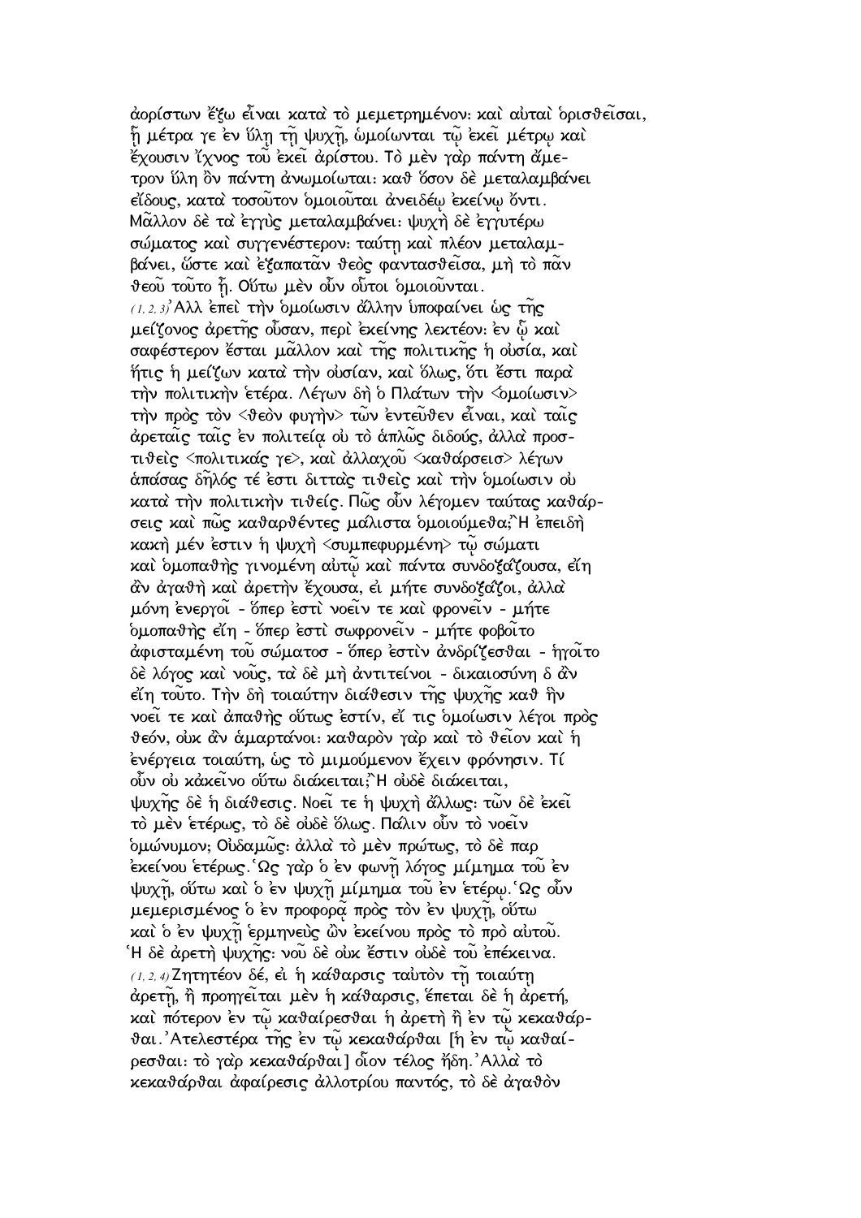ἀορίστων ἔξω εἶναι κατὰ τὸ μεμετρημένον· καὶ αὐταὶ ὁρισθεῖσαι, ᾗ μέτρα γε ἐν ὕλῃ τῇ ψυχῇ, ὡμοίωνται τῷ ἐκεῖ μέτρῳ καὶ ἔχουσιν ἴχνος τοῦ ἐκεῖ ἀρίστου. Τὸ μὲν γὰρ πάντῃ ἄμετρον ὕλη ὂν πάντῃ ἀνωμοίωται· καθ ὅσον δὲ μεταλαμβάνει εἴδους, κατὰ τοσοῦτον ὁμοιοῦται ἀνειδέῳ ἐκείνῳ ὄντι. Μᾶλλον δὲ τὰ ἐγγὺς μεταλαμβάνει· ψυχὴ δὲ ἐγγυτέρω σώματος καὶ συγγενέστερον· ταύτῃ καὶ πλέον μεταλαμβάνει, ὥστε καὶ ἐξαπατᾶν θεὸς φαντασθεῖσα, μὴ τὸ πᾶν θεοῦ τοῦτο ᾖ. Οὕτω μὲν οὖν οὗτοι ὁμοιοῦνται.

(1, 2, 3) Ἀλλ ἐπεὶ τὴν ὁμοίωσιν ἄλλην ὑποφαίνει ὡς τῆς μείζονος ἀρετῆς οὖσαν, περὶ ἐκείνης λεκτέον· ἐν ᾧ καὶ σαφέστερον ἔσται μᾶλλον καὶ τῆς πολιτικῆς ἡ οὐσία, καὶ ἥτις ἡ μείζων κατὰ τὴν οὐσίαν, καὶ ὅλως, ὅτι ἔστι παρὰ τὴν πολιτικὴν ἑτέρα. Λέγων δὴ ὁ Πλάτων τὴν <ὁμοίωσιν> τὴν πρὸς τὸν <θεὸν φυγὴν> τῶν ἐντεῦθεν εἶναι, καὶ ταῖς ἀρεταῖς ταῖς ἐν πολιτείᾳ οὐ τὸ ἁπλῶς διδούς, ἀλλὰ προστιθεὶς <πολιτικάς γε>, καὶ ἀλλαχοῦ <καθάρσεισ> λέγων ἁπάσας δῆλός τέ ἐστι διττὰς τιθεὶς καὶ τὴν ὁμοίωσιν οὐ κατὰ τὴν πολιτικὴν τιθείς. Πῶς οὖν λέγομεν ταύτας καθάρσεις καὶ πῶς καθαρθέντες μάλιστα ὁμοιούμεθα; Ἢ ἐπειδὴ κακὴ μέν ἐστιν ἡ ψυχὴ <συμπεφυρμένη> τῷ σώματι καὶ ὁμοπαθὴς γινομένη αὐτῷ καὶ πάντα συνδοξάζουσα, εἴη ἂν ἀγαθὴ καὶ ἀρετὴν ἔχουσα, εἰ μήτε συνδοξάζοι, ἀλλὰ μόνη ἐνεργοῖ - ὅπερ ἐστὶ νοεῖν τε καὶ φρονεῖν - μήτε ὁμοπαθὴς εἴη - ὅπερ ἐστὶ σωφρονεῖν - μήτε φοβοῖτο ἀφισταμένη τοῦ σώματοσ - ὅπερ ἐστὶν ἀνδρίζεσθαι - ἡγοῖτο δὲ λόγος καὶ νοῦς, τὰ δὲ μὴ ἀντιτείνοι - δικαιοσύνη δ ἂν εἴη τοῦτο. Τὴν δὴ τοιαύτην διάθεσιν τῆς ψυχῆς καθ ἣν νοεῖ τε καὶ ἀπαθὴς οὕτως ἐστίν, εἴ τις ὁμοίωσιν λέγοι πρὸς θεόν, οὐκ ἂν ἁμαρτάνοι· καθαρὸν γὰρ καὶ τὸ θεῖον καὶ ἡ ἐνέργεια τοιαύτη, ὡς τὸ μιμούμενον ἔχειν φρόνησιν. Τί οὖν οὐ κἀκεῖνο οὕτω διάκειται; Ἢ οὐδὲ διάκειται, ψυχῆς δὲ ἡ διάθεσις. Νοεῖ τε ἡ ψυχὴ ἄλλως· τῶν δὲ ἐκεῖ τὸ μὲν ἑτέρως, τὸ δὲ οὐδὲ ὅλως. Πάλιν οὖν τὸ νοεῖν ὁμώνυμον; Οὐδαμῶς· ἀλλὰ τὸ μὲν πρώτως, τὸ δὲ παρ ἐκείνου ἑτέρως. Ὡς γὰρ ὁ ἐν φωνῇ λόγος μίμημα τοῦ ἐν ψυχῇ, οὕτω καὶ ὁ ἐν ψυχῇ μίμημα τοῦ ἐν ἑτέρῳ. Ὡς οὖν μεμερισμένος ὁ ἐν προφορᾷ πρὸς τὸν ἐν ψυχῇ, οὕτω καὶ ὁ ἐν ψυχῇ ἑρμηνεὺς ὢν ἐκείνου πρὸς τὸ πρὸ αὐτοῦ. Ἡ δὲ ἀρετὴ ψυχῆς· νοῦ δὲ οὐκ ἔστιν οὐδὲ τοῦ ἐπέκεινα.

(1, 2, 4) Ζητητέον δέ, εἰ ἡ κάθαρσις ταὐτὸν τῇ τοιαύτῃ ἀρετῇ, ἢ προηγεῖται μὲν ἡ κάθαρσις, ἕπεται δὲ ἡ ἀρετή, καὶ πότερον ἐν τῷ καθαίρεσθαι ἡ ἀρετὴ ἢ ἐν τῷ κεκαθάρθαι. Ἀτελεστέρα τῆς ἐν τῷ κεκαθάρθαι [ἡ ἐν τῷ καθαίρεσθαι· τὸ γὰρ κεκαθάρθαι] οἷον τέλος ἤδη. Ἀλλὰ τὸ κεκαθάρθαι ἀφαίρεσις ἀλλοτρίου παντός, τὸ δὲ ἀγαθὸν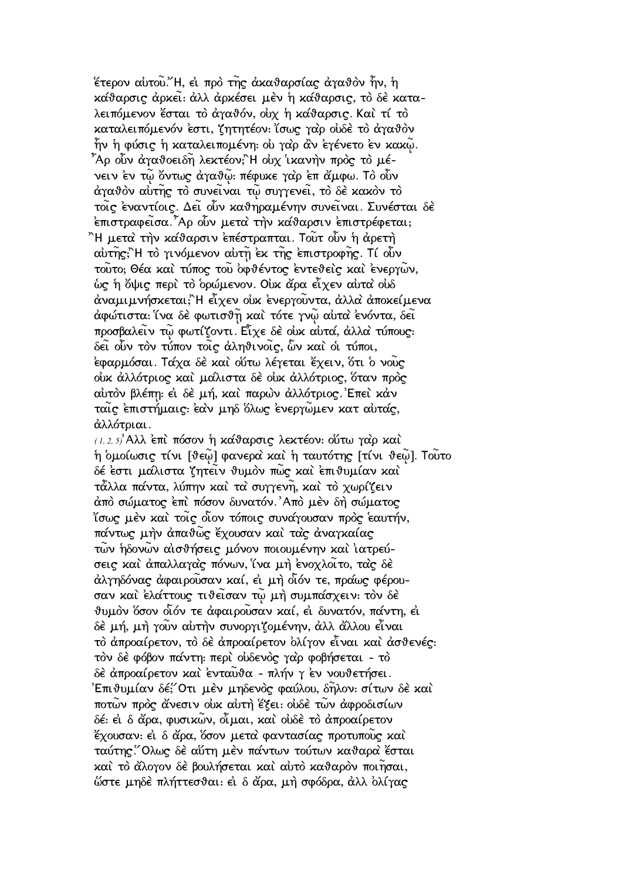ἕτερον αὐτοῦ.῍Η, εἰ πρὸ τῆς ἀκαθαρσίας ἀγαθὸν ἦν, ἡ κάθαρσις ἀρκεῖ: ἀλλ ἀρκέσει μὲν ἡ κάθαρσις, τὸ δὲ καταλειπόμενον ἔσται τὸ ἀγαθόν, οὐχ ἡ κάθαρσις. Καὶ τί τὸ καταλειπόμενόν ἐστι, ζητητέον: ἴσως γὰρ οὐδὲ τὸ ἀγαθὸν ἦν ἡ φύσις ἡ καταλειπομένη: οὐ γὰρ ἂν ἐγένετο ἐν κακῷ. Ἆρ οὖν ἀγαθοειδῆ λεκτέον;῍Η οὐχ ἱκανὴν πρὸς τὸ μένειν ἐν τῷ ὄντως ἀγαθῷ: πέφυκε γὰρ ἐπ ἄμφω. Τὸ οὖν ἀγαθὸν αὐτῆς τὸ συνεῖναι τῷ συγγενεῖ, τὸ δὲ κακὸν τὸ τοῖς ἐναντίοις. Δεῖ οὖν καθηραμένην συνεῖναι. Συνέσται δὲ ἐπιστραφεῖσα. Ἆρ οὖν μετὰ τὴν κάθαρσιν ἐπιστρέφεται; ῍Η μετὰ τὴν κάθαρσιν ἐπέστραπται. Τοῦτ οὖν ἡ ἀρετὴ αὐτῆς;῍Η τὸ γινόμενον αὐτῇ ἐκ τῆς ἐπιστροφῆς. Τί οὖν τοῦτο; Θέα καὶ τύπος τοῦ ὀφθέντος ἐντεθεὶς καὶ ἐνεργῶν, ὡς ἡ ὄψις περὶ τὸ ὁρώμενον. Οὐκ ἄρα εἶχεν αὐτὰ οὐδ ἀναμιμνήσκεται;῍Η εἶχεν οὐκ ἐνεργοῦντα, ἀλλὰ ἀποκείμενα ἀφώτιστα: ἵνα δὲ φωτισθῇ καὶ τότε γνῷ αὐτὰ ἐνόντα, δεῖ προσβαλεῖν τῷ φωτίζοντι. Εἶχε δὲ οὐκ αὐτά, ἀλλὰ τύπους: δεῖ οὖν τὸν τύπον τοῖς ἀληθινοῖς, ὧν καὶ οἱ τύποι, ἐφαρμόσαι. Τάχα δὲ καὶ οὕτω λέγεται ἔχειν, ὅτι ὁ νοῦς οὐκ ἀλλότριος καὶ μάλιστα δὲ οὐκ ἀλλότριος, ὅταν πρὸς αὐτὸν βλέπῃ: εἰ δὲ μή, καὶ παρὼν ἀλλότριος. Ἐπεὶ κἀν ταῖς ἐπιστήμαις: ἐὰν μηδ ὅλως ἐνεργῶμεν κατ αὐτάς, ἀλλότριαι.

(1, 2, 5) Ἀλλ ἐπὶ πόσον ἡ κάθαρσις λεκτέον: οὕτω γὰρ καὶ ἡ ὁμοίωσις τίνι [θεῷ] φανερὰ καὶ ἡ ταυτότης [τίνι θεῷ]. Τοῦτο δέ ἐστι μάλιστα ζητεῖν θυμὸν πῶς καὶ ἐπιθυμίαν καὶ τἆλλα πάντα, λύπην καὶ τὰ συγγενῆ, καὶ τὸ χωρίζειν ἀπὸ σώματος ἐπὶ πόσον δυνατόν. Ἀπὸ μὲν δὴ σώματος ἴσως μὲν καὶ τοῖς οἷον τόποις συνάγουσαν πρὸς ἑαυτήν, πάντως μὴν ἀπαθῶς ἔχουσαν καὶ τὰς ἀναγκαίας τῶν ἡδονῶν αἰσθήσεις μόνον ποιουμένην καὶ ἰατρεύσεις καὶ ἀπαλλαγὰς πόνων, ἵνα μὴ ἐνοχλοῖτο, τὰς δὲ ἀλγηδόνας ἀφαιροῦσαν καί, εἰ μὴ οἷόν τε, πρᾴως φέρουσαν καὶ ἐλάττους τιθεῖσαν τῷ μὴ συμπάσχειν: τὸν δὲ θυμὸν ὅσον οἷόν τε ἀφαιροῦσαν καί, εἰ δυνατόν, πάντη, εἰ δὲ μή, μὴ γοῦν αὐτὴν συνοργιζομένην, ἀλλ ἄλλου εἶναι τὸ ἀπροαίρετον, τὸ δὲ ἀπροαίρετον ὀλίγον εἶναι καὶ ἀσθενές: τὸν δὲ φόβον πάντη: περὶ οὐδενὸς γὰρ φοβήσεται - τὸ δὲ ἀπροαίρετον καὶ ἐνταῦθα - πλήν γ ἐν νουθετήσει. Ἐπιθυμίαν δέ;῞Οτι μὲν μηδενὸς φαύλου, δῆλον: σίτων δὲ καὶ ποτῶν πρὸς ἄνεσιν οὐκ αὐτὴ ἕξει: οὐδὲ τῶν ἀφροδισίων δέ: εἰ δ ἄρα, φυσικῶν, οἶμαι, καὶ οὐδὲ τὸ ἀπροαίρετον ἔχουσαν: εἰ δ ἄρα, ὅσον μετὰ φαντασίας προτυποῦς καὶ ταύτης.῞Ολως δὲ αὕτη μὲν πάντων τούτων καθαρὰ ἔσται καὶ τὸ ἄλογον δὲ βουλήσεται καὶ αὐτὸ καθαρὸν ποιῆσαι, ὥστε μηδὲ πλήττεσθαι: εἰ δ ἄρα, μὴ σφόδρα, ἀλλ ὀλίγας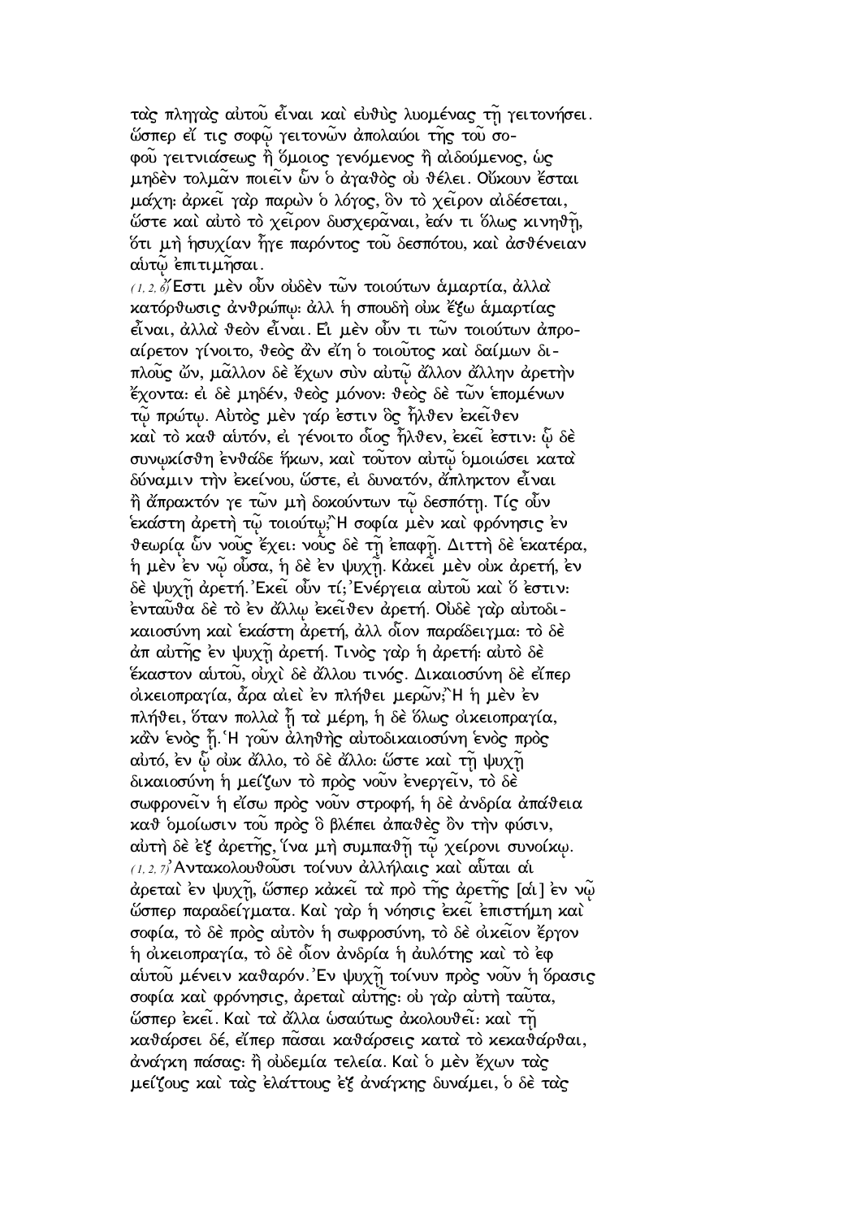τὰς πληγὰς αὐτοῦ εἶναι καὶ εὐθὺς λυομένας τῇ γειτονήσει. ὥσπερ εἴ τις σοφῷ γειτονῶν ἀπολαύοι τῆς τοῦ σοφοῦ γειτνιάσεως ἢ ὅμοιος γενόμενος ἢ αἰδούμενος, ὡς μηδὲν τολμᾶν ποιεῖν ὧν ὁ ἀγαθὸς οὐ θέλει. Οὔκουν ἔσται μάχη· ἀρκεῖ γὰρ παρὼν ὁ λόγος, ὃν τὸ χεῖρον αἰδέσεται, ὥστε καὶ αὐτὸ τὸ χεῖρον δυσχερᾶναι, ἐάν τι ὅλως κινηθῇ, ὅτι μὴ ἡσυχίαν ἦγε παρόντος τοῦ δεσπότου, καὶ ἀσθένειαν αὐτῷ ἐπιτιμῆσαι.

(1, 2, 6) Ἔστι μὲν οὖν οὐδὲν τῶν τοιούτων ἁμαρτία, ἀλλὰ κατόρθωσις ἀνθρώπῳ· ἀλλ᾽ ἡ σπουδὴ οὐκ ἔξω ἁμαρτίας εἶναι, ἀλλὰ θεὸν εἶναι. Εἰ μὲν οὖν τι τῶν τοιούτων ἀπροαίρετον γίνοιτο, θεὸς ἂν εἴη ὁ τοιοῦτος καὶ δαίμων διπλοῦς ὤν, μᾶλλον δὲ ἔχων σὺν αὐτῷ ἄλλον ἄλλην ἀρετὴν ἔχοντα· εἰ δὲ μηδέν, θεὸς μόνον· θεὸς δὲ τῶν ἑπομένων τῷ πρώτῳ. Αὐτὸς μὲν γάρ ἐστιν ὃς ἦλθεν ἐκεῖθεν καὶ τὸ καθ᾽ αὑτόν, εἰ γένοιτο οἷος ἦλθεν, ἐκεῖ ἐστιν· ᾧ δὲ συνῳκίσθη ἐνθάδε ἥκων, καὶ τοῦτον αὐτῷ ὁμοιώσει κατὰ δύναμιν τὴν ἐκείνου, ὥστε, εἰ δυνατόν, ἄπληκτον εἶναι ἢ ἄπρακτόν γε τῶν μὴ δοκούντων τῷ δεσπότῃ. Τίς οὖν ἑκάστη ἀρετὴ τῷ τοιούτῳ; Ἡ σοφία μὲν καὶ φρόνησις ἐν θεωρίᾳ ὧν νοῦς ἔχει· νοῦς δὲ τῇ ἐπαφῇ. Διττὴ δὲ ἑκατέρα, ἡ μὲν ἐν νῷ οὖσα, ἡ δὲ ἐν ψυχῇ. Κἀκεῖ μὲν οὐκ ἀρετή, ἐν δὲ ψυχῇ ἀρετή. Ἐκεῖ οὖν τί; Ἐνέργεια αὐτοῦ καὶ ὅ ἐστιν· ἐνταῦθα δὲ τὸ ἐν ἄλλῳ ἐκεῖθεν ἀρετή. Οὐδὲ γὰρ αὐτοδικαιοσύνη καὶ ἑκάστη ἀρετή, ἀλλ᾽ οἷον παράδειγμα· τὸ δὲ ἀπ᾽ αὐτῆς ἐν ψυχῇ ἀρετή. Τινὸς γὰρ ἡ ἀρετή· αὐτὸ δὲ ἕκαστον αὐτοῦ, οὐχὶ δὲ ἄλλου τινός. Δικαιοσύνη δὲ εἴπερ οἰκειοπραγία, ἆρα αἰεὶ ἐν πλήθει μερῶν; Ἢ ἡ μὲν ἐν πλήθει, ὅταν πολλὰ ᾖ τὰ μέρη, ἡ δὲ ὅλως οἰκειοπραγία, κἂν ἑνὸς ᾖ. Ἡ γοῦν ἀληθὴς αὐτοδικαιοσύνη ἑνὸς πρὸς αὐτό, ἐν ᾧ οὐκ ἄλλο, τὸ δὲ ἄλλο· ὥστε καὶ τῇ ψυχῇ δικαιοσύνη ἡ μείζων τὸ πρὸς νοῦν ἐνεργεῖν, τὸ δὲ σωφρονεῖν ἡ εἴσω πρὸς νοῦν στροφή, ἡ δὲ ἀνδρία ἀπάθεια καθ᾽ ὁμοίωσιν τοῦ πρὸς ὃ βλέπει ἀπαθὲς ὂν τὴν φύσιν, αὐτὴ δὲ ἐξ ἀρετῆς, ἵνα μὴ συμπαθῇ τῷ χείρονι συνοίκῳ.

(1, 2, 7) Ἀντακολουθοῦσι τοίνυν ἀλλήλαις καὶ αὗται αἱ ἀρεταὶ ἐν ψυχῇ, ὥσπερ κἀκεῖ τὰ πρὸ τῆς ἀρετῆς [αἱ] ἐν νῷ ὥσπερ παραδείγματα. Καὶ γὰρ ἡ νόησις ἐκεῖ ἐπιστήμη καὶ σοφία, τὸ δὲ πρὸς αὐτὸν ἡ σωφροσύνη, τὸ δὲ οἰκεῖον ἔργον ἡ οἰκειοπραγία, τὸ δὲ οἷον ἀνδρία ἡ ἀυλότης καὶ τὸ ἐφ᾽ αὑτοῦ μένειν καθαρόν. Ἐν ψυχῇ τοίνυν πρὸς νοῦν ἡ ὅρασις σοφία καὶ φρόνησις, ἀρεταὶ αὐτῆς· οὐ γὰρ αὐτὴ ταῦτα, ὥσπερ ἐκεῖ. Καὶ τὰ ἄλλα ὡσαύτως ἀκολουθεῖ· καὶ τῇ καθάρσει δέ, εἴπερ πᾶσαι καθάρσεις κατὰ τὸ κεκαθάρθαι, ἀνάγκη πάσας· ἢ οὐδεμία τελεία. Καὶ ὁ μὲν ἔχων τὰς μείζους καὶ τὰς ἐλάττους ἐξ ἀνάγκης δυνάμει, ὁ δὲ τὰς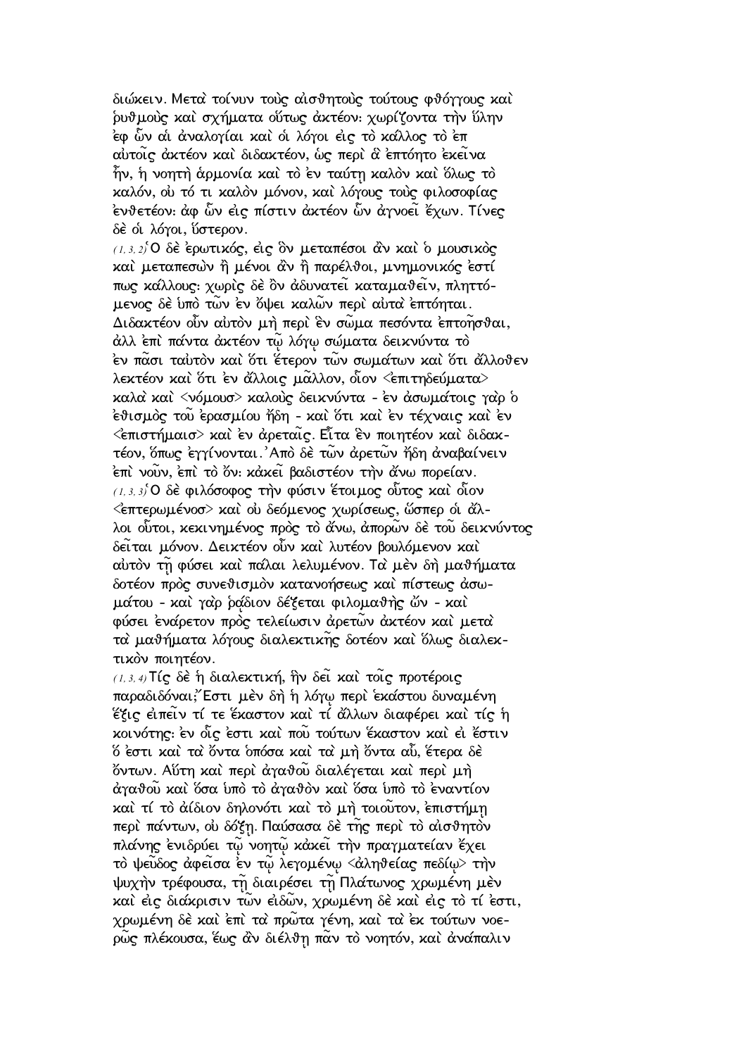διώκειν. Μετὰ τοίνυν τοὺς αἰσθητοὺς τούτους φθόγγους καὶ ῥυθμοὺς καὶ σχήματα οὕτως ἀκτέον· χωρίζοντα τὴν ὕλην ἐφ' ὧν αἱ ἀναλογίαι καὶ οἱ λόγοι εἰς τὸ κάλλος τὸ ἐπ' αὐτοῖς ἀκτέον καὶ διδακτέον, ὡς περὶ ἃ ἐπτόητο ἐκεῖνα ἦν, ἡ νοητὴ ἁρμονία καὶ τὸ ἐν ταύτῃ καλὸν καὶ ὅλως τὸ καλόν, οὐ τό τι καλὸν μόνον, καὶ λόγους τοὺς φιλοσοφίας ἐνθετέον· ἀφ' ὧν εἰς πίστιν ἀκτέον ὧν ἀγνοεῖ ἔχων. Τίνες δὲ οἱ λόγοι, ὕστερον.

(1, 3, 2) Ὁ δὲ ἐρωτικός, εἰς ὃν μεταπέσοι ἂν καὶ ὁ μουσικὸς καὶ μεταπεσὼν ἢ μένοι ἂν ἢ παρέλθοι, μνημονικός ἐστί πως κάλλους· χωρὶς δὲ ὂν ἀδυνατεῖ καταμαθεῖν, πληττόμενος δὲ ὑπὸ τῶν ἐν ὄψει καλῶν περὶ αὐτὰ ἐπτόηται. Διδακτέον οὖν αὐτὸν μὴ περὶ ἓν σῶμα πεσόντα ἐπτοῆσθαι, ἀλλ' ἐπὶ πάντα ἀκτέον τῷ λόγῳ σώματα δεικνύντα τὸ ἐν πᾶσι ταὐτὸν καὶ ὅτι ἕτερον τῶν σωμάτων καὶ ὅτι ἄλλοθεν λεκτέον καὶ ὅτι ἐν ἄλλοις μᾶλλον, οἷον <ἐπιτηδεύματα> καλὰ καὶ <νόμουσ> καλοὺς δεικνύντα - ἐν ἀσωμάτοις γὰρ ὁ ἐθισμὸς τοῦ ἐρασμίου ἤδη - καὶ ὅτι καὶ ἐν τέχναις καὶ ἐν <ἐπιστήμαισ> καὶ ἐν ἀρεταῖς. Εἶτα ἓν ποιητέον καὶ διδακτέον, ὅπως ἐγγίνονται. Ἀπὸ δὲ τῶν ἀρετῶν ἤδη ἀναβαίνειν ἐπὶ νοῦν, ἐπὶ τὸ ὄν· κἀκεῖ βαδιστέον τὴν ἄνω πορείαν.

(1, 3, 3) Ὁ δὲ φιλόσοφος τὴν φύσιν ἕτοιμος οὗτος καὶ οἷον <ἐπτερωμένοσ> καὶ οὐ δεόμενος χωρίσεως, ὥσπερ οἱ ἄλλοι οὗτοι, κεκινημένος πρὸς τὸ ἄνω, ἀπορῶν δὲ τοῦ δεικνύντος δεῖται μόνον. Δεικτέον οὖν καὶ λυτέον βουλόμενον καὶ αὐτὸν τῇ φύσει καὶ πάλαι λελυμένον. Τὰ μὲν δὴ μαθήματα δοτέον πρὸς συνεθισμὸν κατανοήσεως καὶ πίστεως ἀσωμάτου - καὶ γὰρ ῥᾳδίον δέξεται φιλομαθὴς ὤν - καὶ φύσει ἐνάρετον πρὸς τελείωσιν ἀρετῶν ἀκτέον καὶ μετὰ τὰ μαθήματα λόγους διαλεκτικῆς δοτέον καὶ ὅλως διαλεκτικὸν ποιητέον.

(1, 3, 4) Τίς δὲ ἡ διαλεκτική, ἣν δεῖ καὶ τοῖς προτέροις παραδιδόναι; Ἔστι μὲν δὴ ἡ λόγῳ περὶ ἑκάστου δυναμένη ἕξις εἰπεῖν τί τε ἕκαστον καὶ τί ἄλλων διαφέρει καὶ τίς ἡ κοινότης· ἐν οἷς ἐστι καὶ ποῦ τούτων ἕκαστον καὶ εἰ ἔστιν ὅ ἐστι καὶ τὰ ὄντα ὁπόσα καὶ τὰ μὴ ὄντα αὖ, ἕτερα δὲ ὄντων. Αὕτη καὶ περὶ ἀγαθοῦ διαλέγεται καὶ περὶ μὴ ἀγαθοῦ καὶ ὅσα ὑπὸ τὸ ἀγαθὸν καὶ ὅσα ὑπὸ τὸ ἐναντίον καὶ τί τὸ ἀίδιον δηλονότι καὶ τὸ μὴ τοιοῦτον, ἐπιστήμῃ περὶ πάντων, οὐ δόξῃ. Παύσασα δὲ τῆς περὶ τὸ αἰσθητὸν πλάνης ἐνιδρύει τῷ νοητῷ κἀκεῖ τὴν πραγματείαν ἔχει τὸ ψεῦδος ἀφεῖσα ἐν τῷ λεγομένῳ <ἀληθείας πεδίῳ> τὴν ψυχὴν τρέφουσα, τῇ διαιρέσει τῇ Πλάτωνος χρωμένη μὲν καὶ εἰς διάκρισιν τῶν εἰδῶν, χρωμένη δὲ καὶ εἰς τὸ τί ἐστι, χρωμένη δὲ καὶ ἐπὶ τὰ πρῶτα γένη, καὶ τὰ ἐκ τούτων νοερῶς πλέκουσα, ἕως ἂν διέλθῃ πᾶν τὸ νοητόν, καὶ ἀνάπαλιν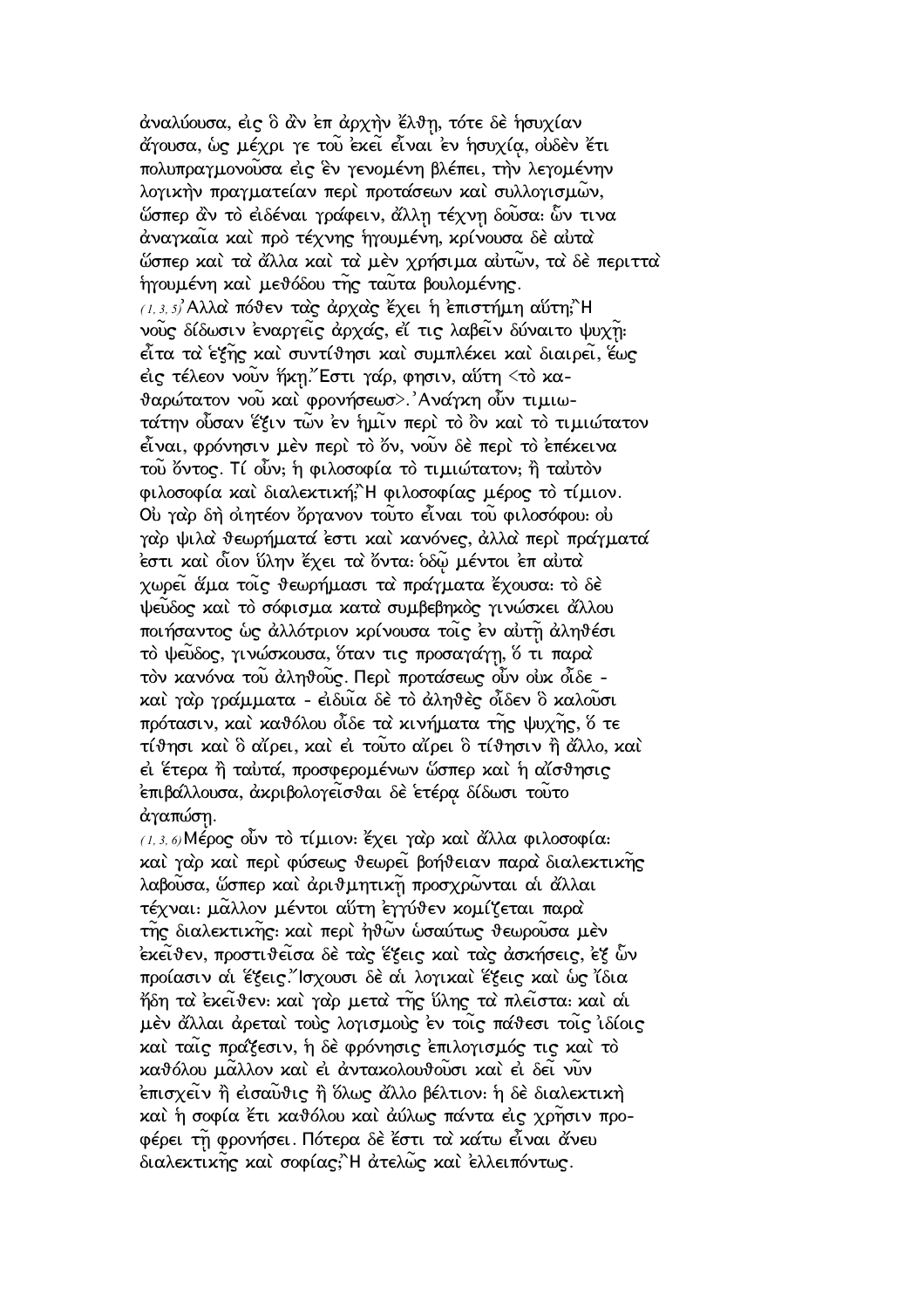ἀναλύουσα, εἰς ὃ ἂν ἐπ ἀρχὴν ἔλθῃ, τότε δὲ ἡσυχίαν ἄγουσα, ὡς μέχρι γε τοῦ ἐκεῖ εἶναι ἐν ἡσυχίᾳ, οὐδὲν ἔτι πολυπραγμονοῦσα εἰς ἓν γενομένη βλέπει, τὴν λεγομένην λογικὴν πραγματείαν περὶ προτάσεων καὶ συλλογισμῶν, ὥσπερ ἂν τὸ εἰδέναι γράφειν, ἄλλῃ τέχνῃ δοῦσα: ὧν τινα ἀναγκαῖα καὶ πρὸ τέχνης ἡγουμένη, κρίνουσα δὲ αὐτὰ ὥσπερ καὶ τὰ ἄλλα καὶ τὰ μὲν χρήσιμα αὐτῶν, τὰ δὲ περιττὰ ἡγουμένη καὶ μεθόδου τῆς ταῦτα βουλομένης.

(1, 3, 5) Ἀλλὰ πόθεν τὰς ἀρχὰς ἔχει ἡ ἐπιστήμη αὕτη; Ἢ νοῦς δίδωσιν ἐναργεῖς ἀρχάς, εἴ τις λαβεῖν δύναιτο ψυχή: εἶτα τὰ ἑξῆς καὶ συντίθησι καὶ συμπλέκει καὶ διαιρεῖ, ἕως εἰς τέλεον νοῦν ἥκῃ. Ἔστι γάρ, φησιν, αὕτη <τὸ καθαρώτατον νοῦ καὶ φρονήσεωσ>. Ἀνάγκη οὖν τιμιωτάτην οὖσαν ἕξιν τῶν ἐν ἡμῖν περὶ τὸ ὂν καὶ τὸ τιμιώτατον εἶναι, φρόνησιν μὲν περὶ τὸ ὄν, νοῦν δὲ περὶ τὸ ἐπέκεινα τοῦ ὄντος. Τί οὖν; ἡ φιλοσοφία τὸ τιμιώτατον; ἢ ταὐτὸν φιλοσοφία καὶ διαλεκτική; Ἢ φιλοσοφίας μέρος τὸ τίμιον. Οὐ γὰρ δὴ οἰητέον ὄργανον τοῦτο εἶναι τοῦ φιλοσόφου: οὐ γὰρ ψιλὰ θεωρήματά ἐστι καὶ κανόνες, ἀλλὰ περὶ πράγματά ἐστι καὶ οἷον ὕλην ἔχει τὰ ὄντα: ὁδῷ μέντοι ἐπ αὐτὰ χωρεῖ ἅμα τοῖς θεωρήμασι τὰ πράγματα ἔχουσα: τὸ δὲ ψεῦδος καὶ τὸ σόφισμα κατὰ συμβεβηκὸς γινώσκει ἄλλου ποιήσαντος ὡς ἀλλότριον κρίνουσα τοῖς ἐν αὐτῇ ἀληθέσι τὸ ψεῦδος, γινώσκουσα, ὅταν τις προσαγάγῃ, ὅ τι παρὰ τὸν κανόνα τοῦ ἀληθοῦς. Περὶ προτάσεως οὖν οὐκ οἶδε - καὶ γὰρ γράμματα - εἰδυῖα δὲ τὸ ἀληθὲς οἶδεν ὃ καλοῦσι πρότασιν, καὶ καθόλου οἶδε τὰ κινήματα τῆς ψυχῆς, ὅ τε τίθησι καὶ ὃ αἱρεῖ, καὶ εἰ τοῦτο αἱρεῖ ὃ τίθησιν ἢ ἄλλο, καὶ εἰ ἕτερα ἢ ταὐτά, προσφερομένων ὥσπερ καὶ ἡ αἴσθησις ἐπιβάλλουσα, ἀκριβολογεῖσθαι δὲ ἑτέρᾳ δίδωσι τοῦτο ἀγαπώσῃ.

(1, 3, 6) Μέρος οὖν τὸ τίμιον: ἔχει γὰρ καὶ ἄλλα φιλοσοφία: καὶ γὰρ καὶ περὶ φύσεως θεωρεῖ βοήθειαν παρὰ διαλεκτικῆς λαβοῦσα, ὥσπερ καὶ ἀριθμητικῇ προσχρῶνται αἱ ἄλλαι τέχναι: μᾶλλον μέντοι αὕτη ἐγγύθεν κομίζεται παρὰ τῆς διαλεκτικῆς: καὶ περὶ ἠθῶν ὡσαύτως θεωροῦσα μὲν ἐκεῖθεν, προστιθεῖσα δὲ τὰς ἕξεις καὶ τὰς ἀσκήσεις, ἐξ ὧν προίασιν αἱ ἕξεις. Ἴσχουσι δὲ αἱ λογικαὶ ἕξεις καὶ ὡς ἴδια ἤδη τὰ ἐκεῖθεν: καὶ γὰρ μετὰ τῆς ὕλης τὰ πλεῖστα: καὶ αἱ μὲν ἄλλαι ἀρεταὶ τοὺς λογισμοὺς ἐν τοῖς πάθεσι τοῖς ἰδίοις καὶ ταῖς πράξεσιν, ἡ δὲ φρόνησις ἐπιλογισμός τις καὶ τὸ καθόλου μᾶλλον καὶ εἰ ἀντακολουθοῦσι καὶ εἰ δεῖ νῦν ἐπισχεῖν ἢ εἰσαῦθις ἢ ὅλως ἄλλο βέλτιον: ἡ δὲ διαλεκτικὴ καὶ ἡ σοφία ἔτι καθόλου καὶ ἀύλως πάντα εἰς χρῆσιν προφέρει τῇ φρονήσει. Πότερα δὲ ἔστι τὰ κάτω εἶναι ἄνευ διαλεκτικῆς καὶ σοφίας; Ἢ ἀτελῶς καὶ ἐλλειπόντως.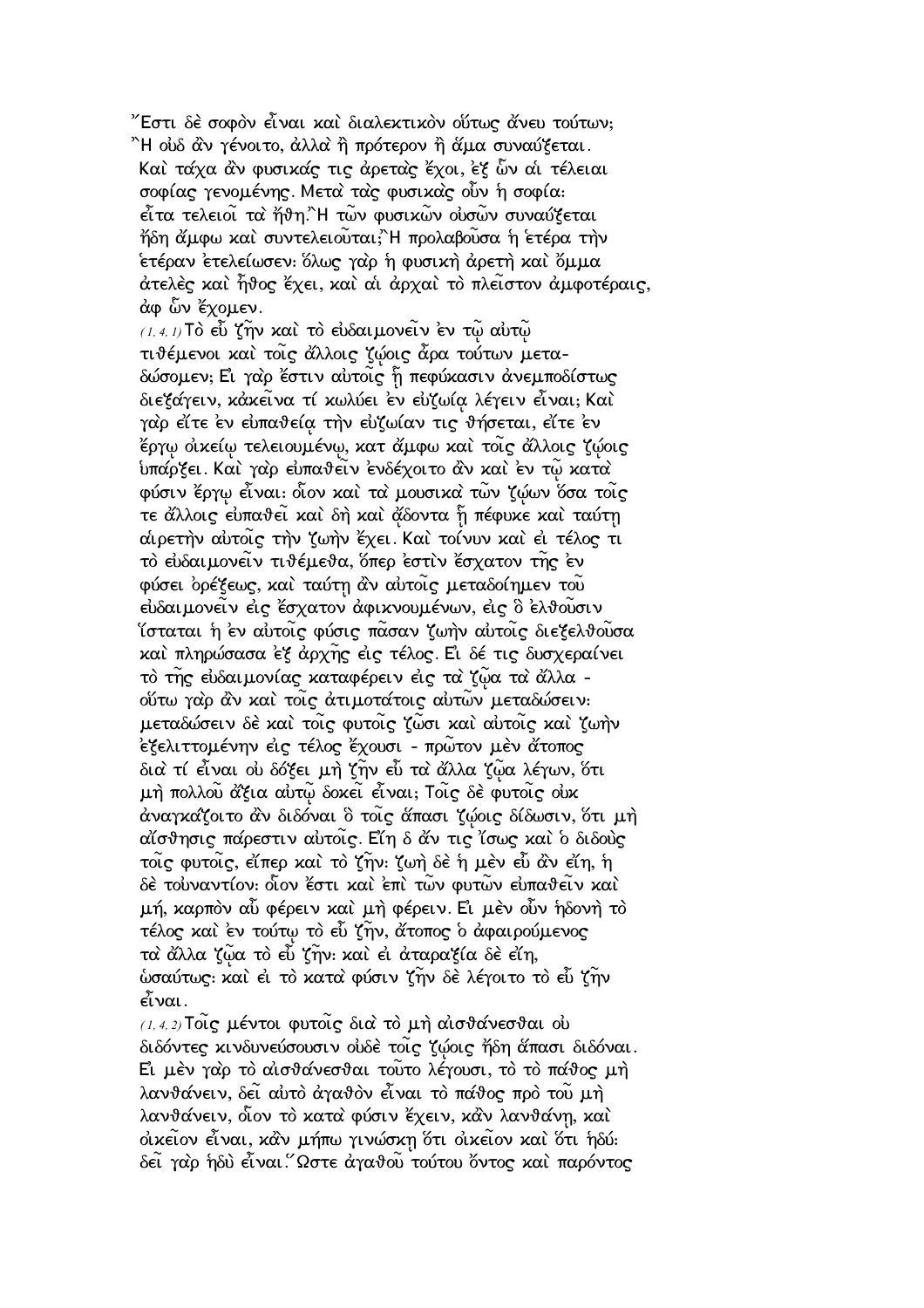Ἔστι δὲ σοφὸν εἶναι καὶ διαλεκτικὸν οὕτως ἄνευ τούτων; Ἢ οὐδ' ἂν γένοιτο, ἀλλὰ ἢ πρότερον ἢ ἅμα συναύξεται. Καὶ τάχα ἂν φυσικάς τις ἀρετὰς ἔχοι, ἐξ ὧν αἱ τέλειαι σοφίας γενομένης. Μετὰ τὰς φυσικὰς οὖν ἡ σοφία· εἶτα τελειοῖ τὰ ἤθη. Ἢ τῶν φυσικῶν οὐσῶν συναύξεται ἤδη ἄμφω καὶ συντελειοῦται; Ἢ προλαβοῦσα ἡ ἑτέρα τὴν ἑτέραν ἐτελείωσεν· ὅλως γὰρ ἡ φυσικὴ ἀρετὴ καὶ ὄμμα ἀτελὲς καὶ ἦθος ἔχει, καὶ αἱ ἀρχαὶ τὸ πλεῖστον ἀμφοτέραις, ἀφ' ὧν ἔχομεν.

*(1, 4, 1)* Τὸ εὖ ζῆν καὶ τὸ εὐδαιμονεῖν ἐν τῷ αὐτῷ τιθέμενοι καὶ τοῖς ἄλλοις ζῴοις ἆρα τούτων μεταδώσομεν; Εἰ γάρ ἐστιν αὐτοῖς ᾗ πεφύκασιν ἀνεμποδίστως διεξάγειν, κἀκεῖνα τί κωλύει ἐν εὐζωίᾳ λέγειν εἶναι; Καὶ γὰρ εἴτε ἐν εὐπαθείᾳ τὴν εὐζωίαν τις θήσεται, εἴτε ἐν ἔργῳ οἰκείῳ τελειουμένῳ, κατ' ἄμφω καὶ τοῖς ἄλλοις ζῴοις ὑπάρξει. Καὶ γὰρ εὐπαθεῖν ἐνδέχοιτο ἂν καὶ ἐν τῷ κατὰ φύσιν ἔργῳ εἶναι· οἷον καὶ τὰ μουσικὰ τῶν ζῴων ὅσα τοῖς τε ἄλλοις εὐπαθεῖ καὶ δὴ καὶ ᾄδοντα ᾗ πέφυκε καὶ ταύτῃ αἱρετὴν αὐτοῖς τὴν ζωὴν ἔχει. Καὶ τοίνυν καὶ εἰ τέλος τι τὸ εὐδαιμονεῖν τιθέμεθα, ὅπερ ἐστὶν ἔσχατον τῆς ἐν φύσει ὀρέξεως, καὶ ταύτῃ ἂν αὐτοῖς μεταδοίημεν τοῦ εὐδαιμονεῖν εἰς ἔσχατον ἀφικνουμένων, εἰς ὃ ἐλθοῦσιν ἵσταται ἡ ἐν αὐτοῖς φύσις πᾶσαν ζωὴν αὐτοῖς διεξελθοῦσα καὶ πληρώσασα ἐξ ἀρχῆς εἰς τέλος. Εἰ δέ τις δυσχεραίνει τὸ τῆς εὐδαιμονίας καταφέρειν εἰς τὰ ζῷα τὰ ἄλλα - οὕτω γὰρ ἂν καὶ τοῖς ἀτιμοτάτοις αὐτῶν μεταδώσειν· μεταδώσειν δὲ καὶ τοῖς φυτοῖς ζῶσι καὶ αὐτοῖς καὶ ζωὴν ἐξελιττομένην εἰς τέλος ἔχουσι - πρῶτον μὲν ἄτοπος διὰ τί εἶναι οὐ δόξει μὴ ζῆν εὖ τὰ ἄλλα ζῷα λέγων, ὅτι μὴ πολλοῦ ἄξια αὐτῷ δοκεῖ εἶναι; Τοῖς δὲ φυτοῖς οὐκ ἀναγκάζοιτο ἂν διδόναι ὃ τοῖς ἅπασι ζῴοις δίδωσιν, ὅτι μὴ αἴσθησις πάρεστιν αὐτοῖς. Εἴη δ' ἄν τις ἴσως καὶ ὁ διδοὺς τοῖς φυτοῖς, εἴπερ καὶ τὸ ζῆν· ζωὴ δὲ ἡ μὲν εὖ ἂν εἴη, ἡ δὲ τοὐναντίον· οἷον ἔστι καὶ ἐπὶ τῶν φυτῶν εὐπαθεῖν καὶ μή, καρπὸν αὖ φέρειν καὶ μὴ φέρειν. Εἰ μὲν οὖν ἡδονὴ τὸ τέλος καὶ ἐν τούτῳ τὸ εὖ ζῆν, ἄτοπος ὁ ἀφαιρούμενος τὰ ἄλλα ζῷα τὸ εὖ ζῆν· καὶ εἰ ἀταραξία δὲ εἴη, ὡσαύτως· καὶ εἰ τὸ κατὰ φύσιν ζῆν δὲ λέγοιτο τὸ εὖ ζῆν εἶναι.

*(1, 4, 2)* Τοῖς μέντοι φυτοῖς διὰ τὸ μὴ αἰσθάνεσθαι οὐ διδόντες κινδυνεύσουσιν οὐδὲ τοῖς ζῴοις ἤδη ἅπασι διδόναι. Εἰ μὲν γὰρ τὸ αἰσθάνεσθαι τοῦτο λέγουσι, τὸ τὸ πάθος μὴ λανθάνειν, δεῖ αὐτὸ ἀγαθὸν εἶναι τὸ πάθος πρὸ τοῦ μὴ λανθάνειν, οἷον τὸ κατὰ φύσιν ἔχειν, κἂν λανθάνῃ, καὶ οἰκεῖον εἶναι, κἂν μήπω γινώσκῃ ὅτι οἰκεῖον καὶ ὅτι ἡδύ· δεῖ γὰρ ἡδὺ εἶναι. Ὥστε ἀγαθοῦ τούτου ὄντος καὶ παρόντος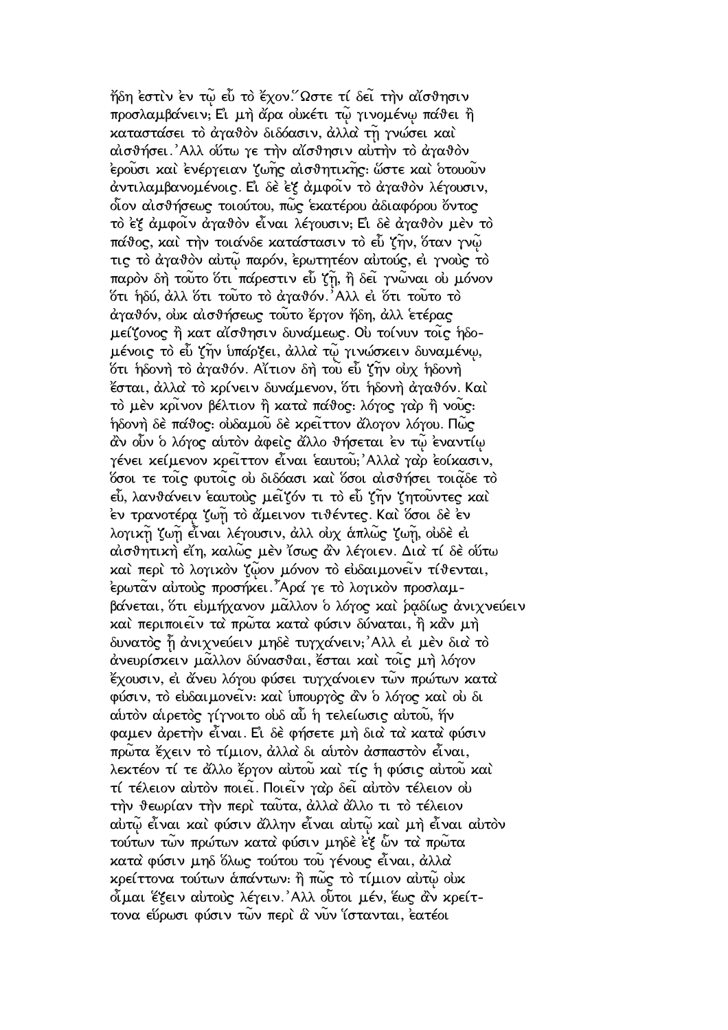ἤδη ἐστὶν ἐν τῷ εὖ τὸ ἔχον.῞Ωστε τί δεῖ τὴν αἴσθησιν προσλαμβάνειν; Εἰ μὴ ἄρα οὐκέτι τῷ γινομένῳ πάθει ἢ καταστάσει τὸ ἀγαθὸν διδόασιν, ἀλλὰ τῇ γνώσει καὶ αἰσθήσει.᾿Αλλ οὕτω γε τὴν αἴσθησιν αὐτὴν τὸ ἀγαθὸν ἐροῦσι καὶ ἐνέργειαν ζωῆς αἰσθητικῆς: ὥστε καὶ ὁτουοῦν ἀντιλαμβανομένοις. Εἰ δὲ ἐξ ἀμφοῖν τὸ ἀγαθὸν λέγουσιν, οἷον αἰσθήσεως τοιούτου, πῶς ἑκατέρου ἀδιαφόρου ὄντος τὸ ἐξ ἀμφοῖν ἀγαθὸν εἶναι λέγουσιν; Εἰ δὲ ἀγαθὸν μὲν τὸ πάθος, καὶ τὴν τοιάνδε κατάστασιν τὸ εὖ ζῆν, ὅταν γνῷ τις τὸ ἀγαθὸν αὐτῷ παρόν, ἐρωτητέον αὐτούς, εἰ γνοὺς τὸ παρὸν δὴ τοῦτο ὅτι πάρεστιν εὖ ζῇ, ἢ δεῖ γνῶναι οὐ μόνον ὅτι ἡδύ, ἀλλ ὅτι τοῦτο τὸ ἀγαθόν.᾿Αλλ εἰ ὅτι τοῦτο τὸ ἀγαθόν, οὐκ αἰσθήσεως τοῦτο ἔργον ἤδη, ἀλλ ἑτέρας μείζονος ἢ κατ αἴσθησιν δυνάμεως. Οὐ τοίνυν τοῖς ἡδομένοις τὸ εὖ ζῆν ὑπάρξει, ἀλλὰ τῷ γινώσκειν δυναμένῳ, ὅτι ἡδονὴ τὸ ἀγαθόν. Αἴτιον δὴ τοῦ εὖ ζῆν οὐχ ἡδονὴ ἔσται, ἀλλὰ τὸ κρίνειν δυνάμενον, ὅτι ἡδονὴ ἀγαθόν. Καὶ τὸ μὲν κρῖνον βέλτιον ἢ κατὰ πάθος: λόγος γὰρ ἢ νοῦς: ἡδονὴ δὲ πάθος: οὐδαμοῦ δὲ κρεῖττον ἄλογον λόγου. Πῶς ἂν οὖν ὁ λόγος αὑτὸν ἀφεὶς ἄλλο θήσεται ἐν τῷ ἐναντίῳ γένει κείμενον κρεῖττον εἶναι ἑαυτοῦ;᾿Αλλὰ γὰρ ἐοίκασιν, ὅσοι τε τοῖς φυτοῖς οὐ διδόασι καὶ ὅσοι αἰσθήσει τοιᾷδε τὸ εὖ, λανθάνειν ἑαυτοὺς μεῖζόν τι τὸ εὖ ζῆν ζητοῦντες καὶ ἐν τρανοτέρᾳ ζωῇ τὸ ἄμεινον τιθέντες. Καὶ ὅσοι δὲ ἐν λογικῇ ζωῇ εἶναι λέγουσιν, ἀλλ οὐχ ἁπλῶς ζωῇ, οὐδὲ εἰ αἰσθητικὴ εἴη, καλῶς μὲν ἴσως ἂν λέγοιεν. Διὰ τί δὲ οὕτω καὶ περὶ τὸ λογικὸν ζῷον μόνον τὸ εὐδαιμονεῖν τίθενται, ἐρωτᾶν αὐτοὺς προσήκει.῏Αρά γε τὸ λογικὸν προσλαμβάνεται, ὅτι εὐμήχανον μᾶλλον ὁ λόγος καὶ ῥᾳδίως ἀνιχνεύειν καὶ περιποιεῖν τὰ πρῶτα κατὰ φύσιν δύναται, ἢ κἂν μὴ δυνατὸς ᾖ ἀνιχνεύειν μηδὲ τυγχάνειν;᾿Αλλ εἰ μὲν διὰ τὸ ἀνευρίσκειν μᾶλλον δύνασθαι, ἔσται καὶ τοῖς μὴ λόγον ἔχουσιν, εἰ ἄνευ λόγου φύσει τυγχάνοιεν τῶν πρώτων κατὰ φύσιν, τὸ εὐδαιμονεῖν: καὶ ὑπουργὸς ἂν ὁ λόγος καὶ οὐ δι αὑτὸν αἱρετὸς γίγνοιτο οὐδ αὖ ἡ τελείωσις αὐτοῦ, ἥν φαμεν ἀρετὴν εἶναι. Εἰ δὲ φήσετε μὴ διὰ τὰ κατὰ φύσιν πρῶτα ἔχειν τὸ τίμιον, ἀλλὰ δι αὑτὸν ἀσπαστὸν εἶναι, λεκτέον τί τε ἄλλο ἔργον αὐτοῦ καὶ τίς ἡ φύσις αὐτοῦ καὶ τί τέλειον αὐτὸν ποιεῖ. Ποιεῖν γὰρ δεῖ αὐτὸν τέλειον οὐ τὴν θεωρίαν τὴν περὶ ταῦτα, ἀλλὰ ἄλλο τι τὸ τέλειον αὐτῷ εἶναι καὶ φύσιν ἄλλην εἶναι αὐτῷ καὶ μὴ εἶναι αὐτὸν τούτων τῶν πρώτων κατὰ φύσιν μηδὲ ἐξ ὧν τὰ πρῶτα κατὰ φύσιν μηδ ὅλως τούτου τοῦ γένους εἶναι, ἀλλὰ κρείττονα τούτων ἁπάντων: ἢ πῶς τὸ τίμιον αὐτῷ οὐκ οἶμαι ἕξειν αὐτοὺς λέγειν.᾿Αλλ οὗτοι μέν, ἕως ἂν κρείττονα εὕρωσι φύσιν τῶν περὶ ἃ νῦν ἵστανται, ἐατέοι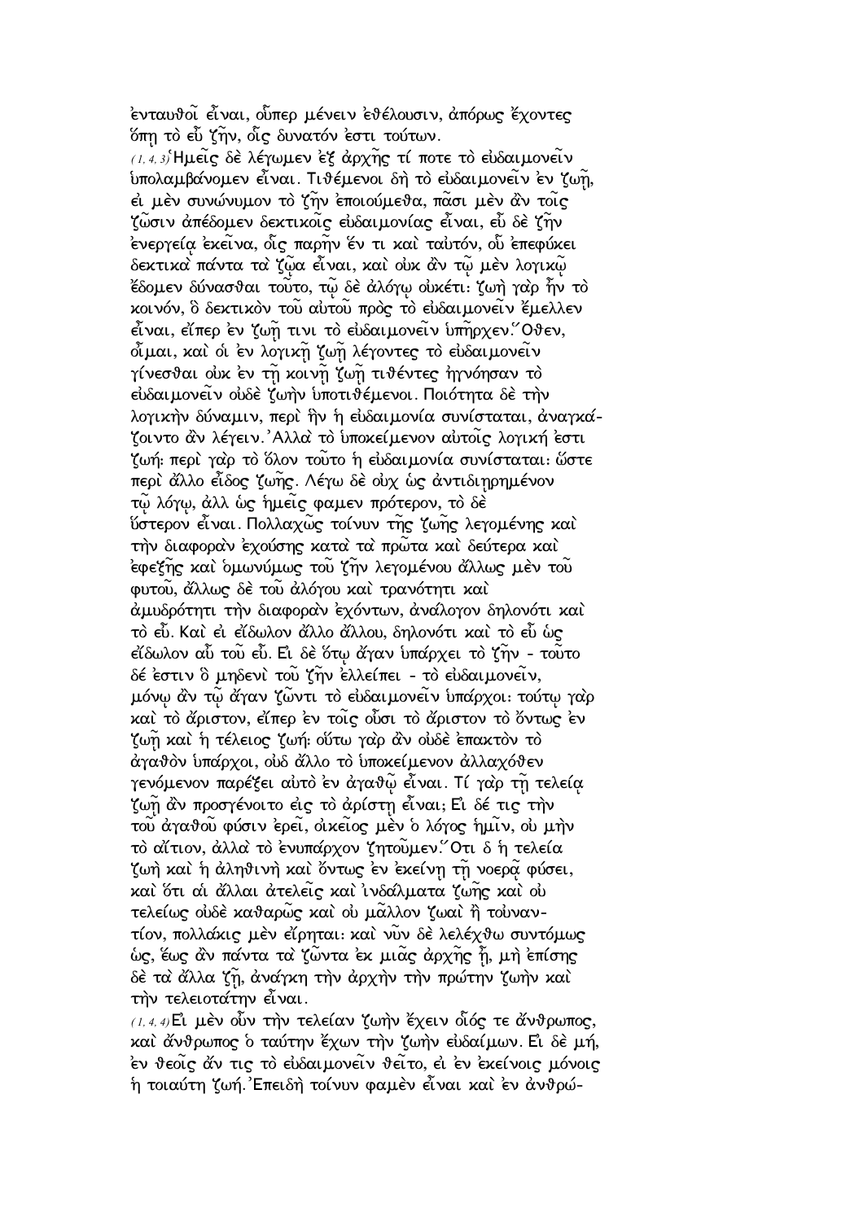ἐνταυθοῖ εἶναι, οὗπερ μένειν ἐθέλουσιν, ἀπόρως ἔχοντες ὅπῃ τὸ εὖ ζῆν, οἷς δυνατόν ἐστι τούτων.

(1, 4, 3) Ἡμεῖς δὲ λέγωμεν ἐξ ἀρχῆς τί ποτε τὸ εὐδαιμονεῖν ὑπολαμβάνομεν εἶναι. Τιθέμενοι δὴ τὸ εὐδαιμονεῖν ἐν ζωῇ, εἰ μὲν συνώνυμον τὸ ζῆν ἐποιούμεθα, πᾶσι μὲν ἂν τοῖς ζῶσιν ἀπέδομεν δεκτικοῖς εὐδαιμονίας εἶναι, εὖ δὲ ζῆν ἐνεργείᾳ ἐκεῖνα, οἷς παρῆν ἕν τι καὶ ταὐτόν, οὗ ἐπεφύκει δεκτικὰ πάντα τὰ ζῷα εἶναι, καὶ οὐκ ἂν τῷ μὲν λογικῷ ἔδομεν δύνασθαι τοῦτο, τῷ δὲ ἀλόγῳ οὐκέτι· ζωὴ γὰρ ἦν τὸ κοινόν, ὃ δεκτικὸν τοῦ αὐτοῦ πρὸς τὸ εὐδαιμονεῖν ἔμελλεν εἶναι, εἴπερ ἐν ζωῇ τινι τὸ εὐδαιμονεῖν ὑπῆρχεν. Ὅθεν, οἶμαι, καὶ οἱ ἐν λογικῇ ζωῇ λέγοντες τὸ εὐδαιμονεῖν γίνεσθαι οὐκ ἐν τῇ κοινῇ ζωῇ τιθέντες ἠγνόησαν τὸ εὐδαιμονεῖν οὐδὲ ζωὴν ὑποτιθέμενοι. Ποιότητα δὲ τὴν λογικὴν δύναμιν, περὶ ἣν ἡ εὐδαιμονία συνίσταται, ἀναγκάζοιντο ἂν λέγειν. Ἀλλὰ τὸ ὑποκείμενον αὐτοῖς λογική ἐστι ζωή· περὶ γὰρ τὸ ὅλον τοῦτο ἡ εὐδαιμονία συνίσταται· ὥστε περὶ ἄλλο εἶδος ζωῆς. Λέγω δὲ οὐχ ὡς ἀντιδιῃρημένον τῷ λόγῳ, ἀλλ ὡς ἡμεῖς φαμεν πρότερον, τὸ δὲ ὕστερον εἶναι. Πολλαχῶς τοίνυν τῆς ζωῆς λεγομένης καὶ τὴν διαφορὰν ἐχούσης κατὰ τὰ πρῶτα καὶ δεύτερα καὶ ἐφεξῆς καὶ ὁμωνύμως τοῦ ζῆν λεγομένου ἄλλως μὲν τοῦ φυτοῦ, ἄλλως δὲ τοῦ ἀλόγου καὶ τρανότητι καὶ ἀμυδρότητι τὴν διαφορὰν ἐχόντων, ἀνάλογον δηλονότι καὶ τὸ εὖ. Καὶ εἰ εἴδωλον ἄλλο ἄλλου, δηλονότι καὶ τὸ εὖ ὡς εἴδωλον αὖ τοῦ εὖ. Εἰ δὲ ὅτῳ ἄγαν ὑπάρχει τὸ ζῆν - τοῦτο δέ ἐστιν ὃ μηδενὶ τοῦ ζῆν ἐλλείπει - τὸ εὐδαιμονεῖν, μόνῳ ἂν τῷ ἄγαν ζῶντι τὸ εὐδαιμονεῖν ὑπάρχοι· τούτῳ γὰρ καὶ τὸ ἄριστον, εἴπερ ἐν τοῖς οὖσι τὸ ἄριστον τὸ ὄντως ἐν ζωῇ καὶ ἡ τέλειος ζωή· οὕτω γὰρ ἂν οὐδὲ ἐπακτὸν τὸ ἀγαθὸν ὑπάρχοι, οὐδ ἄλλο τὸ ὑποκείμενον ἀλλαχόθεν γενόμενον παρέξει αὐτὸ ἐν ἀγαθῷ εἶναι. Τί γὰρ τῇ τελείᾳ ζωῇ ἂν προσγένοιτο εἰς τὸ ἀρίστῃ εἶναι; Εἰ δέ τις τὴν τοῦ ἀγαθοῦ φύσιν ἐρεῖ, οἰκεῖος μὲν ὁ λόγος ἡμῖν, οὐ μὴν τὸ αἴτιον, ἀλλὰ τὸ ἐνυπάρχον ζητοῦμεν. Ὅτι δ ἡ τελεία ζωὴ καὶ ἡ ἀληθινὴ καὶ ὄντως ἐν ἐκείνῃ τῇ νοερᾷ φύσει, καὶ ὅτι αἱ ἄλλαι ἀτελεῖς καὶ ἰνδάλματα ζωῆς καὶ οὐ τελείως οὐδὲ καθαρῶς καὶ οὐ μᾶλλον ζωαὶ ἢ τοὐναντίον, πολλάκις μὲν εἴρηται· καὶ νῦν δὲ λελέχθω συντόμως ὡς, ἕως ἂν πάντα τὰ ζῶντα ἐκ μιᾶς ἀρχῆς ᾖ, μὴ ἐπίσης δὲ τὰ ἄλλα ζῇ, ἀνάγκη τὴν ἀρχὴν τὴν πρώτην ζωὴν καὶ τὴν τελειοτάτην εἶναι.

(1, 4, 4) Εἰ μὲν οὖν τὴν τελείαν ζωὴν ἔχειν οἷός τε ἄνθρωπος, καὶ ἄνθρωπος ὁ ταύτην ἔχων τὴν ζωὴν εὐδαίμων. Εἰ δὲ μή, ἐν θεοῖς ἄν τις τὸ εὐδαιμονεῖν θεῖτο, εἰ ἐν ἐκείνοις μόνοις ἡ τοιαύτη ζωή. Ἐπειδὴ τοίνυν φαμὲν εἶναι καὶ ἐν ἀνθρώ-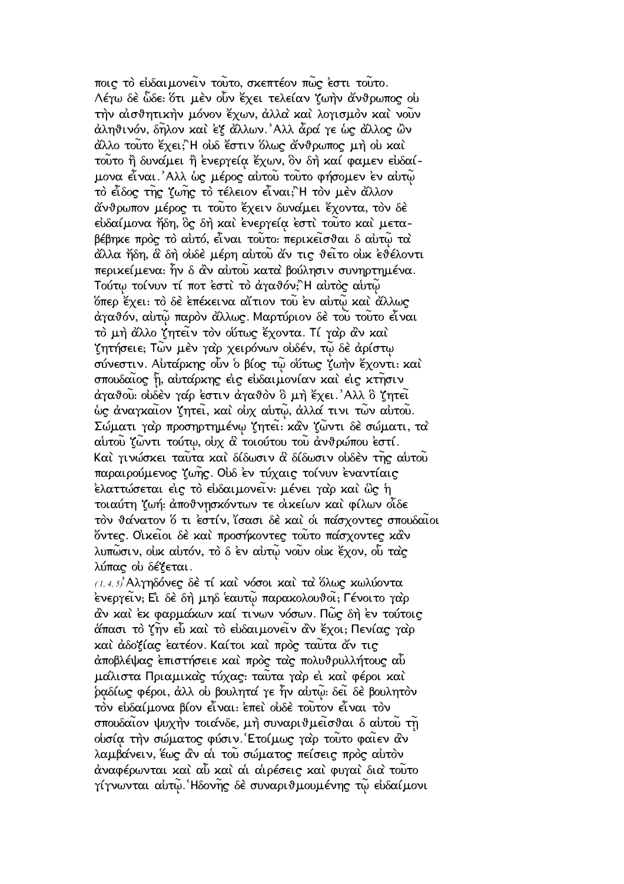ποις τὸ εὐδαιμονεῖν τοῦτο, σκεπτέον πῶς ἐστι τοῦτο. Λέγω δὲ ὧδε: ὅτι μὲν οὖν ἔχει τελείαν ζωὴν ἄνθρωπος οὐ τὴν αἰσθητικὴν μόνον ἔχων, ἀλλὰ καὶ λογισμὸν καὶ νοῦν ἀληθινόν, δῆλον καὶ ἐξ ἄλλων. Ἀλλ ἆρά γε ὡς ἄλλος ὢν ἄλλο τοῦτο ἔχει;῏Η οὐδ ἔστιν ὅλως ἄνθρωπος μὴ οὐ καὶ τοῦτο ἢ δυνάμει ἢ ἐνεργείᾳ ἔχων, ὃν δὴ καί φαμεν εὐδαίμονα εἶναι. Ἀλλ ὡς μέρος αὐτοῦ τοῦτο φήσομεν ἐν αὐτῷ τὸ εἶδος τῆς ζωῆς τὸ τέλειον εἶναι;῏Η τὸν μὲν ἄλλον ἄνθρωπον μέρος τι τοῦτο ἔχειν δυνάμει ἔχοντα, τὸν δὲ εὐδαίμονα ἤδη, ὃς δὴ καὶ ἐνεργείᾳ ἐστὶ τοῦτο καὶ μεταβέβηκε πρὸς τὸ αὐτό, εἶναι τοῦτο: περικεῖσθαι δ αὐτῷ τὰ ἄλλα ἤδη, ἃ δὴ οὐδὲ μέρη αὐτοῦ ἄν τις θεῖτο οὐκ ἐθέλοντι περικείμενα: ἦν δ ἂν αὐτοῦ κατὰ βούλησιν συνηρτημένα. Τούτῳ τοίνυν τί ποτ ἐστὶ τὸ ἀγαθόν;῏Η αὐτὸς αὐτῷ ὅπερ ἔχει: τὸ δὲ ἐπέκεινα αἴτιον τοῦ ἐν αὐτῷ καὶ ἄλλως ἀγαθόν, αὐτῷ παρὸν ἄλλως. Μαρτύριον δὲ τοῦ τοῦτο εἶναι τὸ μὴ ἄλλο ζητεῖν τὸν οὕτως ἔχοντα. Τί γὰρ ἂν καὶ ζητήσειε; Τῶν μὲν γὰρ χειρόνων οὐδέν, τῷ δὲ ἀρίστῳ σύνεστιν. Αὐτάρκης οὖν ὁ βίος τῷ οὕτως ζωὴν ἔχοντι: καὶ σπουδαῖος ᾖ, αὐτάρκης εἰς εὐδαιμονίαν καὶ εἰς κτῆσιν ἀγαθοῦ: οὐδὲν γάρ ἐστιν ἀγαθὸν ὃ μὴ ἔχει. Ἀλλ ὃ ζητεῖ ὡς ἀναγκαῖον ζητεῖ, καὶ οὐχ αὑτῷ, ἀλλά τινι τῶν αὐτοῦ. Σώματι γὰρ προσηρτημένῳ ζητεῖ: κἂν ζῶντι δὲ σώματι, τὰ αὑτοῦ ζῶντι τούτῳ, οὐχ ἃ τοιούτου τοῦ ἀνθρώπου ἐστί. Καὶ γινώσκει ταῦτα καὶ δίδωσιν ἃ δίδωσιν οὐδὲν τῆς αὐτοῦ παραιρούμενος ζωῆς. Οὐδ ἐν τύχαις τοίνυν ἐναντίαις ἐλαττώσεται εἰς τὸ εὐδαιμονεῖν: μένει γὰρ καὶ ὣς ἡ τοιαύτη ζωή: ἀποθνησκόντων τε οἰκείων καὶ φίλων οἶδε τὸν θάνατον ὅ τι ἐστίν, ἴσασι δὲ καὶ οἱ πάσχοντες σπουδαῖοι ὄντες. Οἰκεῖοι δὲ καὶ προσήκοντες τοῦτο πάσχοντες κἂν λυπῶσιν, οὐκ αὐτόν, τὸ δ ἐν αὐτῷ νοῦν οὐκ ἔχον, οὗ τὰς λύπας οὐ δέξεται.

(1, 4, 5) Ἀλγηδόνες δὲ τί καὶ νόσοι καὶ τὰ ὅλως κωλύοντα ἐνεργεῖν; Εἰ δὲ δὴ μηδ ἑαυτῷ παρακολουθοῖ; Γένοιτο γὰρ ἂν καὶ ἐκ φαρμάκων καί τινων νόσων. Πῶς δὴ ἐν τούτοις ἅπασι τὸ ζῆν εὖ καὶ τὸ εὐδαιμονεῖν ἂν ἔχοι; Πενίας γὰρ καὶ ἀδοξίας ἐατέον. Καίτοι καὶ πρὸς ταῦτα ἄν τις ἀποβλέψας ἐπιστήσειε καὶ πρὸς τὰς πολυθρυλλήτους αὖ μάλιστα Πριαμικὰς τύχας: ταῦτα γὰρ εἰ καὶ φέροι καὶ ῥᾳδίως φέροι, ἀλλ οὐ βουλητά γε ἦν αὐτῷ: δεῖ δὲ βουλητὸν τὸν εὐδαίμονα βίον εἶναι: ἐπεὶ οὐδὲ τοῦτον εἶναι τὸν σπουδαῖον ψυχὴν τοιάνδε, μὴ συναριθμεῖσθαι δ αὐτοῦ τῇ οὐσίᾳ τὴν σώματος φύσιν. Ἑτοίμως γὰρ τοῦτο φαῖεν ἂν λαμβάνειν, ἕως ἂν αἱ τοῦ σώματος πείσεις πρὸς αὐτὸν ἀναφέρωνται καὶ αὖ καὶ αἱ αἱρέσεις καὶ φυγαὶ διὰ τοῦτο γίγνωνται αὐτῷ. Ἡδονῆς δὲ συναριθμουμένης τῷ εὐδαίμονι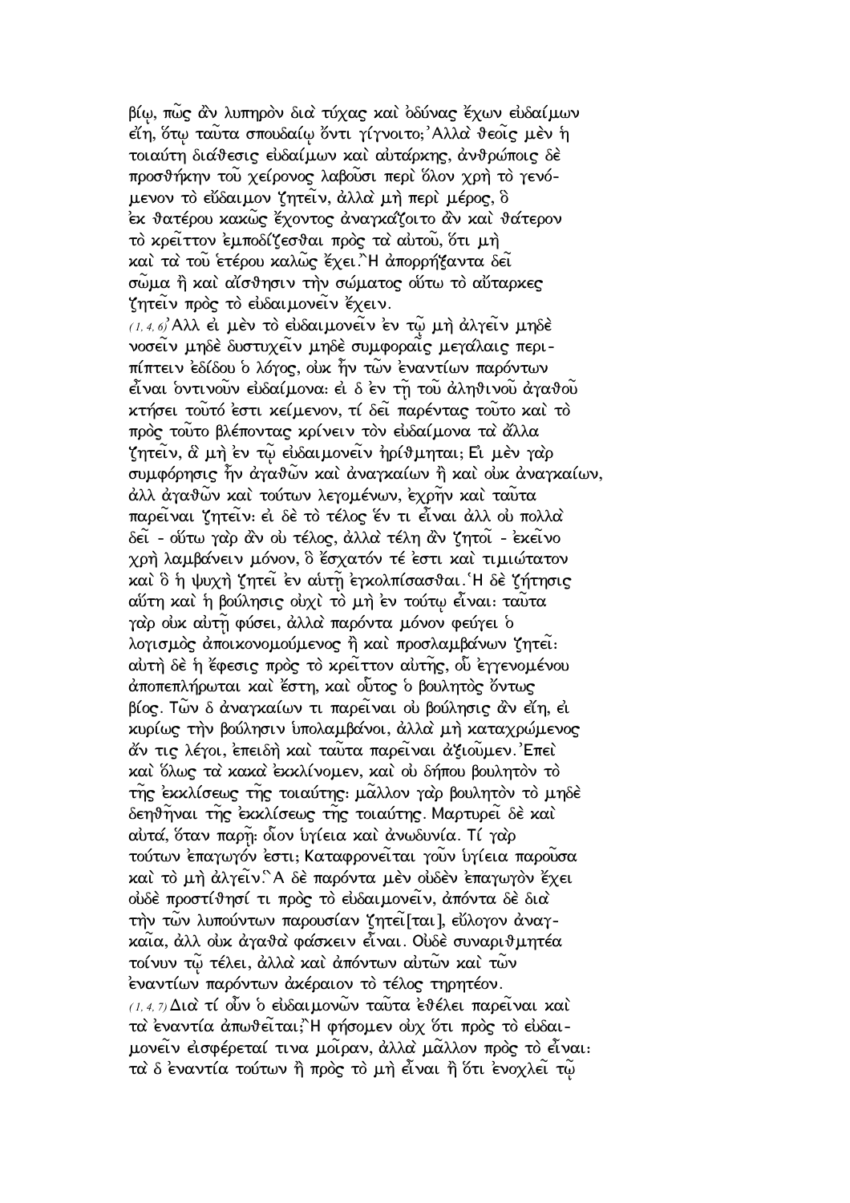βίῳ, πῶς ἂν λυπηρὸν διὰ τύχας καὶ ὀδύνας ἔχων εὐδαίμων εἴη, ὅτῳ ταῦτα σπουδαίῳ ὄντι γίγνοιτο;᾿Αλλὰ θεοῖς μὲν ἡ τοιαύτη διάθεσις εὐδαίμων καὶ αὐτάρκης, ἀνθρώποις δὲ προσθήκην τοῦ χείρονος λαβοῦσι περὶ ὅλον χρὴ τὸ γενόμενον τὸ εὔδαιμον ζητεῖν, ἀλλὰ μὴ περὶ μέρος, ὃ ἐκ θατέρου κακῶς ἔχοντος ἀναγκάζοιτο ἂν καὶ θάτερον τὸ κρεῖττον ἐμποδίζεσθαι πρὸς τὰ αὐτοῦ, ὅτι μὴ καὶ τὰ τοῦ ἑτέρου καλῶς ἔχει.῏Η ἀπορρήξαντα δεῖ σῶμα ἢ καὶ αἴσθησιν τὴν σώματος οὕτω τὸ αὔταρκες ζητεῖν πρὸς τὸ εὐδαιμονεῖν ἔχειν.

(1, 4, 6) Ἀλλ εἰ μὲν τὸ εὐδαιμονεῖν ἐν τῷ μὴ ἀλγεῖν μηδὲ νοσεῖν μηδὲ δυστυχεῖν μηδὲ συμφοραῖς μεγάλαις περιπίπτειν ἐδίδου ὁ λόγος, οὐκ ἦν τῶν ἐναντίων παρόντων εἶναι ὁντινοῦν εὐδαίμονα: εἰ δ ἐν τῇ τοῦ ἀληθινοῦ ἀγαθοῦ κτήσει τοῦτό ἐστι κείμενον, τί δεῖ παρέντας τοῦτο καὶ τὸ πρὸς τοῦτο βλέποντας κρίνειν τὸν εὐδαίμονα τὰ ἄλλα ζητεῖν, ἃ μὴ ἐν τῷ εὐδαιμονεῖν ἠρίθμηται; Εἰ μὲν γὰρ συμφόρησις ἦν ἀγαθῶν καὶ ἀναγκαίων ἢ καὶ οὐκ ἀναγκαίων, ἀλλ ἀγαθῶν καὶ τούτων λεγομένων, ἐχρῆν καὶ ταῦτα παρεῖναι ζητεῖν: εἰ δὲ τὸ τέλος ἕν τι εἶναι ἀλλ οὐ πολλὰ δεῖ - οὕτω γὰρ ἂν οὐ τέλος, ἀλλὰ τέλη ἂν ζητοῖ - ἐκεῖνο χρὴ λαμβάνειν μόνον, ὃ ἔσχατόν τέ ἐστι καὶ τιμιώτατον καὶ ὃ ἡ ψυχὴ ζητεῖ ἐν αὐτῇ ἐγκολπίσασθαι.῾Η δὲ ζήτησις αὕτη καὶ ἡ βούλησις οὐχὶ τὸ μὴ ἐν τούτῳ εἶναι: ταῦτα γὰρ οὐκ αὐτῇ φύσει, ἀλλὰ παρόντα μόνον φεύγει ὁ λογισμὸς ἀποικονομούμενος ἢ καὶ προσλαμβάνων ζητεῖ: αὐτὴ δὲ ἡ ἔφεσις πρὸς τὸ κρεῖττον αὐτῆς, οὗ ἐγγενομένου ἀποπεπλήρωται καὶ ἔστη, καὶ οὗτος ὁ βουλητὸς ὄντως βίος. Τῶν δ ἀναγκαίων τι παρεῖναι οὐ βούλησις ἂν εἴη, εἰ κυρίως τὴν βούλησιν ὑπολαμβάνοι, ἀλλὰ μὴ καταχρώμενος ἄν τις λέγοι, ἐπειδὴ καὶ ταῦτα παρεῖναι ἀξιοῦμεν.᾿Επεὶ καὶ ὅλως τὰ κακὰ ἐκκλίνομεν, καὶ οὐ δήπου βουλητὸν τὸ τῆς ἐκκλίσεως τῆς τοιαύτης: μᾶλλον γὰρ βουλητὸν τὸ μηδὲ δεηθῆναι τῆς ἐκκλίσεως τῆς τοιαύτης. Μαρτυρεῖ δὲ καὶ αὐτά, ὅταν παρῇ: οἷον ὑγίεια καὶ ἀνωδυνία. Τί γὰρ τούτων ἐπαγωγόν ἐστι; Καταφρονεῖται γοῦν ὑγίεια παροῦσα καὶ τὸ μὴ ἀλγεῖν.῝Α δὲ παρόντα μὲν οὐδὲν ἐπαγωγὸν ἔχει οὐδὲ προστίθησί τι πρὸς τὸ εὐδαιμονεῖν, ἀπόντα δὲ διὰ τὴν τῶν λυπούντων παρουσίαν ζητεῖ[ται], εὔλογον ἀναγκαῖα, ἀλλ οὐκ ἀγαθὰ φάσκειν εἶναι. Οὐδὲ συναριθμητέα τοίνυν τῷ τέλει, ἀλλὰ καὶ ἀπόντων αὐτῶν καὶ τῶν ἐναντίων παρόντων ἀκέραιον τὸ τέλος τηρητέον.

(1, 4, 7) Διὰ τί οὖν ὁ εὐδαιμονῶν ταῦτα ἐθέλει παρεῖναι καὶ τὰ ἐναντία ἀπωθεῖται;῍Η φήσομεν οὐχ ὅτι πρὸς τὸ εὐδαιμονεῖν εἰσφέρεταί τινα μοῖραν, ἀλλὰ μᾶλλον πρὸς τὸ εἶναι: τὰ δ ἐναντία τούτων ἢ πρὸς τὸ μὴ εἶναι ἢ ὅτι ἐνοχλεῖ τῷ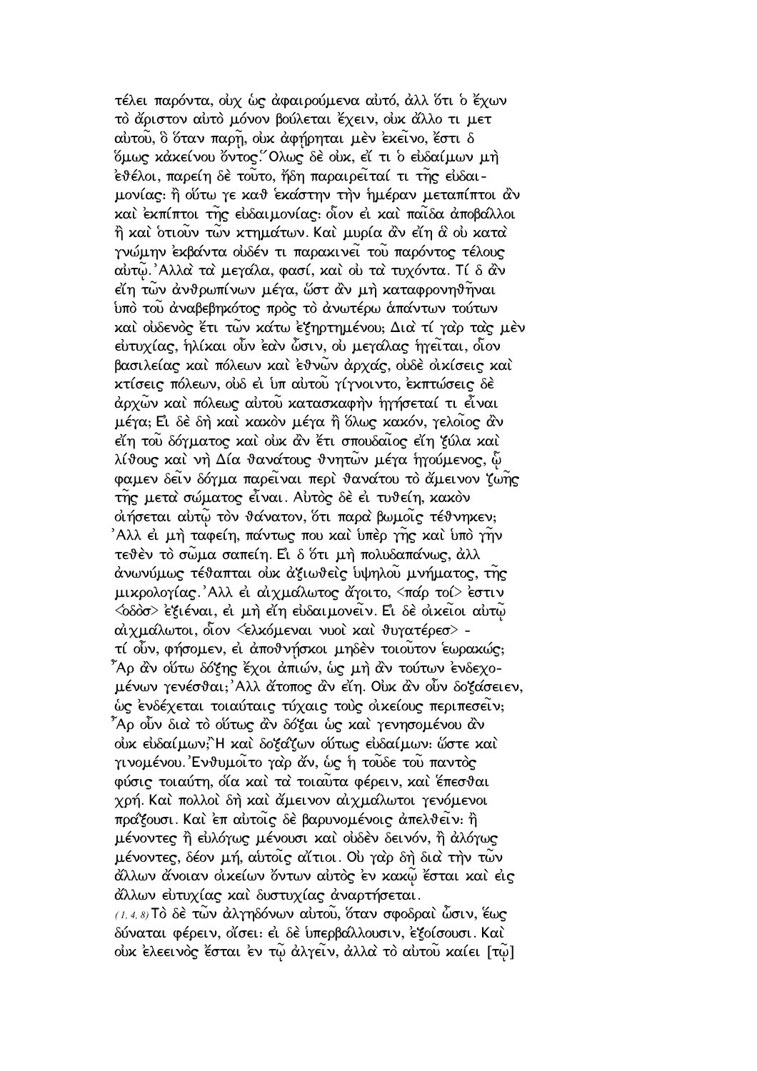τέλει παρόντα, οὐχ ὡς ἀφαιρούμενα αὐτό, ἀλλ ὅτι ὁ ἔχων τὸ ἄριστον αὐτὸ μόνον βούλεται ἔχειν, οὐκ ἄλλο τι μετ αὐτοῦ, ὃ ὅταν παρῇ, οὐκ ἀφήρηται μὲν ἐκεῖνο, ἔστι δ ὅμως κἀκείνου ὄντος.῞Ολως δὲ οὐκ, εἴ τι ὁ εὐδαίμων μὴ ἐθέλοι, παρείη δὲ τοῦτο, ἤδη παραιρεῖταί τι τῆς εὐδαιμονίας: ἢ οὕτω γε καθ ἑκάστην τὴν ἡμέραν μεταπίπτοι ἂν καὶ ἐκπίπτοι τῆς εὐδαιμονίας: οἷον εἰ καὶ παῖδα ἀποβάλλοι ἢ καὶ ὁτιοῦν τῶν κτημάτων. Καὶ μυρία ἂν εἴη ἃ οὐ κατὰ γνώμην ἐκβάντα οὐδέν τι παρακινεῖ τοῦ παρόντος τέλους αὐτῷ.᾿Αλλὰ τὰ μεγάλα, φασί, καὶ οὐ τὰ τυχόντα. Τί δ ἂν εἴη τῶν ἀνθρωπίνων μέγα, ὥστ ἂν μὴ καταφρονηθῆναι ὑπὸ τοῦ ἀναβεβηκότος πρὸς τὸ ἀνωτέρω ἁπάντων τούτων καὶ οὐδενὸς ἔτι τῶν κάτω ἐξηρτημένου; Διὰ τί γὰρ τὰς μὲν εὐτυχίας, ἡλίκαι οὖν ἐὰν ὦσιν, οὐ μεγάλας ἡγεῖται, οἷον βασιλείας καὶ πόλεων καὶ ἐθνῶν ἀρχάς, οὐδὲ οἰκίσεις καὶ κτίσεις πόλεων, οὐδ εἰ ὑπ αὐτοῦ γίγνοιντο, ἐκπτώσεις δὲ ἀρχῶν καὶ πόλεως αὐτοῦ κατασκαφὴν ἡγήσεταί τι εἶναι μέγα; Εἰ δὲ δὴ καὶ κακὸν μέγα ἢ ὅλως κακόν, γελοῖος ἂν εἴη τοῦ δόγματος καὶ οὐκ ἂν ἔτι σπουδαῖος εἴη ξύλα καὶ λίθους καὶ νὴ Δία θανάτους θνητῶν μέγα ἡγούμενος, ᾧ φαμεν δεῖν δόγμα παρεῖναι περὶ θανάτου τὸ ἄμεινον ζωῆς τῆς μετὰ σώματος εἶναι. Αὐτὸς δὲ εἰ τυθείη, κακὸν οἰήσεται αὐτῷ τὸν θάνατον, ὅτι παρὰ βωμοῖς τέθνηκεν; ᾿Αλλ εἰ μὴ ταφείη, πάντως που καὶ ὑπὲρ γῆς καὶ ὑπὸ γῆν τεθὲν τὸ σῶμα σαπείη. Εἰ δ ὅτι μὴ πολυδαπάνως, ἀλλ ἀνωνύμως τέθαπται οὐκ ἀξιωθεὶς ὑψηλοῦ μνήματος, τῆς μικρολογίας.᾿Αλλ εἰ αἰχμάλωτος ἄγοιτο, <πάρ τοί> ἐστιν <ὁδὸσ> ἐξιέναι, εἰ μὴ εἴη εὐδαιμονεῖν. Εἰ δὲ οἰκεῖοι αὐτῷ αἰχμάλωτοι, οἷον <ἑλκόμεναι νυοὶ καὶ θυγατέρεσ> - τί οὖν, φήσομεν, εἰ ἀποθνήσκοι μηδὲν τοιοῦτον ἑωρακώς; ῏Αρ ἂν οὕτω δόξης ἔχοι ἀπιών, ὡς μὴ ἂν τούτων ἐνδεχομένων γενέσθαι;᾿Αλλ ἄτοπος ἂν εἴη. Οὐκ ἂν οὖν δοξάσειεν, ὡς ἐνδέχεται τοιαύταις τύχαις τοὺς οἰκείους περιπεσεῖν; ῏Αρ οὖν διὰ τὸ οὕτως ἂν δόξαι ὡς καὶ γενησομένου ἂν οὐκ εὐδαίμων;῍Η καὶ δοξάζων οὕτως εὐδαίμων: ὥστε καὶ γινομένου.᾿Ενθυμοῖτο γὰρ ἄν, ὡς ἡ τοῦδε τοῦ παντὸς φύσις τοιαύτη, οἵα καὶ τὰ τοιαῦτα φέρειν, καὶ ἕπεσθαι χρή. Καὶ πολλοὶ δὴ καὶ ἄμεινον αἰχμάλωτοι γενόμενοι πράξουσι. Καὶ ἐπ αὐτοῖς δὲ βαρυνομένοις ἀπελθεῖν: ἢ μένοντες ἢ εὐλόγως μένουσι καὶ οὐδὲν δεινόν, ἢ ἀλόγως μένοντες, δέον μή, αὐτοῖς αἴτιοι. Οὐ γὰρ δὴ διὰ τὴν τῶν ἄλλων ἄνοιαν οἰκείων ὄντων αὐτὸς ἐν κακῷ ἔσται καὶ εἰς ἄλλων εὐτυχίας καὶ δυστυχίας ἀναρτήσεται.

*(1, 4, 8)* Τὸ δὲ τῶν ἀλγηδόνων αὐτοῦ, ὅταν σφοδραὶ ὦσιν, ἕως δύναται φέρειν, οἴσει: εἰ δὲ ὑπερβάλλουσιν, ἐξοίσουσι. Καὶ οὐκ ἐλεεινὸς ἔσται ἐν τῷ ἀλγεῖν, ἀλλὰ τὸ αὐτοῦ καίει [τῷ]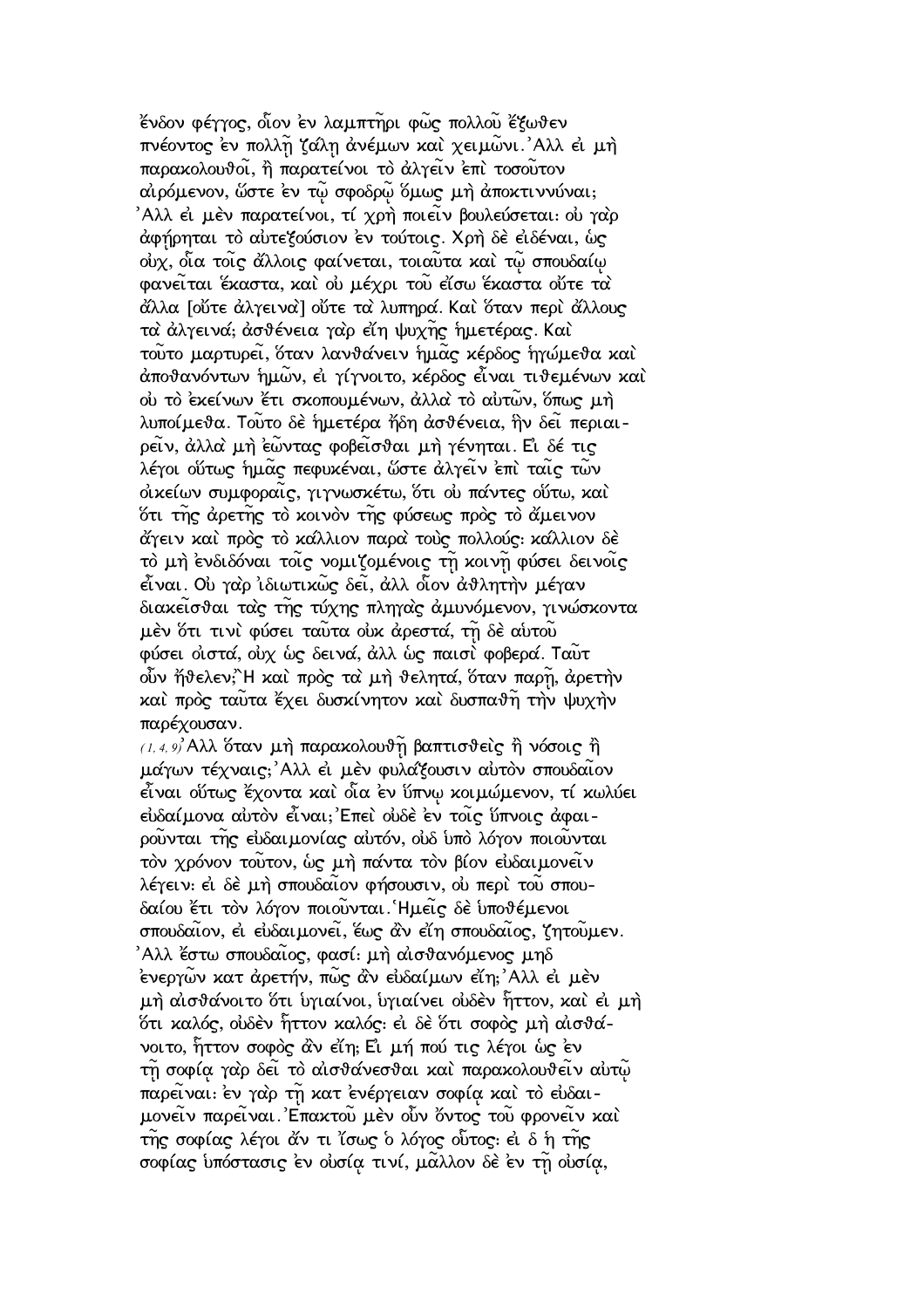ἔνδον φέγγος, οἷον ἐν λαμπτῆρι φῶς πολλοῦ ἔξωθεν πνέοντος ἐν πολλῇ ζάλῃ ἀνέμων καὶ χειμῶνι.᾿Αλλ εἰ μὴ παρακολουθοῖ, ἢ παρατείνοι τὸ ἀλγεῖν ἐπὶ τοσοῦτον αἱρόμενον, ὥστε ἐν τῷ σφοδρῷ ὅμως μὴ ἀποκτιννύναι; ᾿Αλλ εἰ μὲν παρατείνοι, τί χρὴ ποιεῖν βουλεύσεται: οὐ γὰρ ἀφῄρηται τὸ αὐτεξούσιον ἐν τούτοις. Χρὴ δὲ εἰδέναι, ὡς οὐχ, οἷα τοῖς ἄλλοις φαίνεται, τοιαῦτα καὶ τῷ σπουδαίῳ φανεῖται ἕκαστα, καὶ οὐ μέχρι τοῦ εἴσω ἕκαστα οὔτε τὰ ἄλλα [οὔτε ἀλγεινὰ] οὔτε τὰ λυπηρά. Καὶ ὅταν περὶ ἄλλους τὰ ἀλγεινά; ἀσθένεια γὰρ εἴη ψυχῆς ἡμετέρας. Καὶ τοῦτο μαρτυρεῖ, ὅταν λανθάνειν ἡμᾶς κέρδος ἡγώμεθα καὶ ἀποθανόντων ἡμῶν, εἰ γίγνοιτο, κέρδος εἶναι τιθεμένων καὶ οὐ τὸ ἐκείνων ἔτι σκοπουμένων, ἀλλὰ τὸ αὐτῶν, ὅπως μὴ λυποίμεθα. Τοῦτο δὲ ἡμετέρα ἤδη ἀσθένεια, ἣν δεῖ περιαιρεῖν, ἀλλὰ μὴ ἐῶντας φοβεῖσθαι μὴ γένηται. Εἰ δέ τις λέγοι οὕτως ἡμᾶς πεφυκέναι, ὥστε ἀλγεῖν ἐπὶ ταῖς τῶν οἰκείων συμφοραῖς, γιγνωσκέτω, ὅτι οὐ πάντες οὕτω, καὶ ὅτι τῆς ἀρετῆς τὸ κοινὸν τῆς φύσεως πρὸς τὸ ἄμεινον ἄγειν καὶ πρὸς τὸ κάλλιον παρὰ τοὺς πολλούς: κάλλιον δὲ τὸ μὴ ἐνδιδόναι τοῖς νομιζομένοις τῇ κοινῇ φύσει δεινοῖς εἶναι. Οὐ γὰρ ἰδιωτικῶς δεῖ, ἀλλ οἷον ἀθλητὴν μέγαν διακεῖσθαι τὰς τῆς τύχης πληγὰς ἀμυνόμενον, γινώσκοντα μὲν ὅτι τινὶ φύσει ταῦτα οὐκ ἀρεστά, τῇ δὲ αὑτοῦ φύσει οἰστά, οὐχ ὡς δεινά, ἀλλ ὡς παισὶ φοβερά. Ταῦτ οὖν ἤθελεν;῏Η καὶ πρὸς τὰ μὴ θελητά, ὅταν παρῇ, ἀρετὴν καὶ πρὸς ταῦτα ἔχει δυσκίνητον καὶ δυσπαθῆ τὴν ψυχὴν παρέχουσαν.

(1,4,9)᾿Αλλ ὅταν μὴ παρακολουθῇ βαπτισθεὶς ἢ νόσοις ἢ μάγων τέχναις;᾿Αλλ εἰ μὲν φυλάξουσιν αὐτὸν σπουδαῖον εἶναι οὕτως ἔχοντα καὶ οἷα ἐν ὕπνῳ κοιμώμενον, τί κωλύει εὐδαίμονα αὐτὸν εἶναι;᾿Επεὶ οὐδὲ ἐν τοῖς ὕπνοις ἀφαιροῦνται τῆς εὐδαιμονίας αὐτόν, οὐδ ὑπὸ λόγον ποιοῦνται τὸν χρόνον τοῦτον, ὡς μὴ πάντα τὸν βίον εὐδαιμονεῖν λέγειν: εἰ δὲ μὴ σπουδαῖον φήσουσιν, οὐ περὶ τοῦ σπουδαίου ἔτι τὸν λόγον ποιοῦνται.῾Ημεῖς δὲ ὑποθέμενοι σπουδαῖον, εἰ εὐδαιμονεῖ, ἕως ἂν εἴη σπουδαῖος, ζητοῦμεν. ᾿Αλλ ἔστω σπουδαῖος, φασί: μὴ αἰσθανόμενος μηδ ἐνεργῶν κατ ἀρετήν, πῶς ἂν εὐδαίμων εἴη;᾿Αλλ εἰ μὲν μὴ αἰσθάνοιτο ὅτι ὑγιαίνοι, ὑγιαίνει οὐδὲν ἧττον, καὶ εἰ μὴ ὅτι καλός, οὐδὲν ἧττον καλός: εἰ δὲ ὅτι σοφὸς μὴ αἰσθάνοιτο, ἧττον σοφὸς ἂν εἴη; Εἰ μή πού τις λέγοι ὡς ἐν τῇ σοφίᾳ γὰρ δεῖ τὸ αἰσθάνεσθαι καὶ παρακολουθεῖν αὐτῷ παρεῖναι: ἐν γὰρ τῇ κατ ἐνέργειαν σοφίᾳ καὶ τὸ εὐδαιμονεῖν παρεῖναι.᾿Επακτοῦ μὲν οὖν ὄντος τοῦ φρονεῖν καὶ τῆς σοφίας λέγοι ἄν τι ἴσως ὁ λόγος οὗτος: εἰ δ ἡ τῆς σοφίας ὑπόστασις ἐν οὐσίᾳ τινί, μᾶλλον δὲ ἐν τῇ οὐσίᾳ,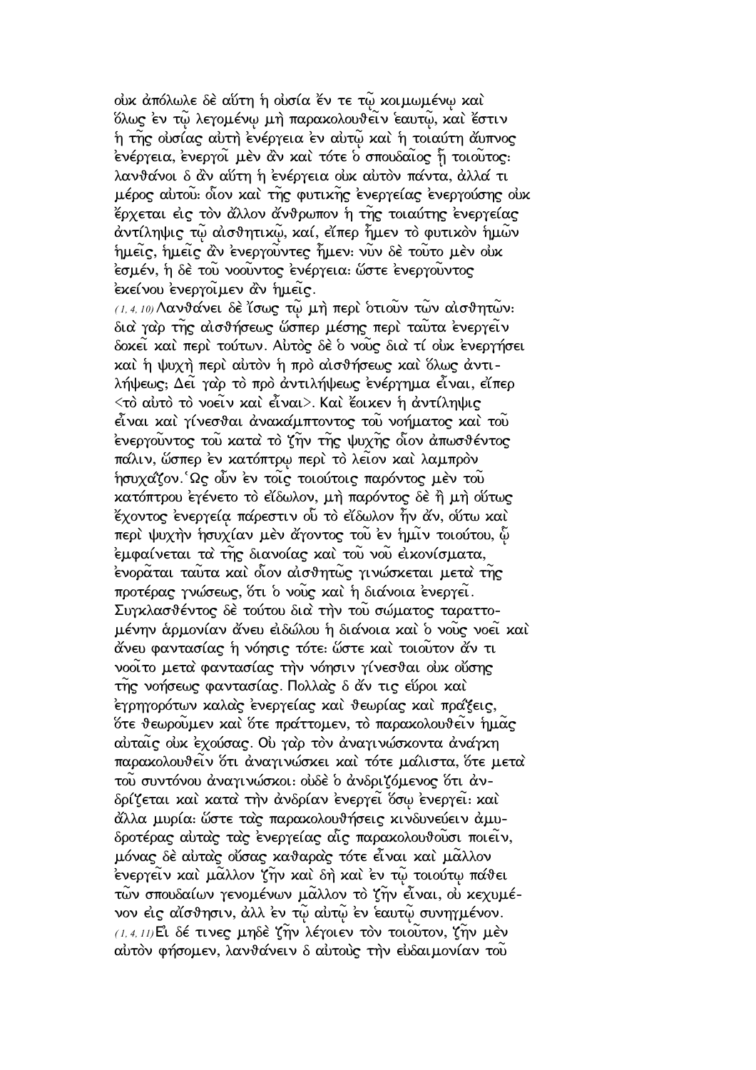οὐκ ἀπόλωλε δὲ αὕτη ἡ οὐσία ἔν τε τῷ κοιμωμένῳ καὶ ὅλως ἐν τῷ λεγομένῳ μὴ παρακολουθεῖν ἑαυτῷ, καὶ ἔστιν ἡ τῆς οὐσίας αὐτῆ ἐνέργεια ἐν αὐτῷ καὶ ἡ τοιαύτη ἄυπνος ἐνέργεια, ἐνεργοῖ μὲν ἂν καὶ τότε ὁ σπουδαῖος ᾖ τοιοῦτος· λανθάνοι δ ἂν αὕτη ἡ ἐνέργεια οὐκ αὐτὸν πάντα, ἀλλά τι μέρος αὐτοῦ· οἷον καὶ τῆς φυτικῆς ἐνεργείας ἐνεργούσης οὐκ ἔρχεται εἰς τὸν ἄλλον ἄνθρωπον ἡ τῆς τοιαύτης ἐνεργείας ἀντίληψις τῷ αἰσθητικῷ, καί, εἴπερ ἦμεν τὸ φυτικὸν ἡμῶν ἡμεῖς, ἡμεῖς ἂν ἐνεργοῦντες ἦμεν· νῦν δὲ τοῦτο μὲν οὐκ ἐσμέν, ἡ δὲ τοῦ νοοῦντος ἐνέργεια· ὥστε ἐνεργοῦντος ἐκείνου ἐνεργοῖμεν ἂν ἡμεῖς.

(1, 4, 10) Λανθάνει δὲ ἴσως τῷ μὴ περὶ ὁτιοῦν τῶν αἰσθητῶν· διὰ γὰρ τῆς αἰσθήσεως ὥσπερ μέσης περὶ ταῦτα ἐνεργεῖν δοκεῖ καὶ περὶ τούτων. Αὐτὸς δὲ ὁ νοῦς διὰ τί οὐκ ἐνεργήσει καὶ ἡ ψυχὴ περὶ αὐτὸν ἡ πρὸ αἰσθήσεως καὶ ὅλως ἀντιλήψεως; Δεῖ γὰρ τὸ πρὸ ἀντιλήψεως ἐνέργημα εἶναι, εἴπερ <τὸ αὐτὸ τὸ νοεῖν καὶ εἶναι>. Καὶ ἔοικεν ἡ ἀντίληψις εἶναι καὶ γίνεσθαι ἀνακάμπτοντος τοῦ νοήματος καὶ τοῦ ἐνεργοῦντος τοῦ κατὰ τὸ ζῆν τῆς ψυχῆς οἷον ἀπωσθέντος πάλιν, ὥσπερ ἐν κατόπτρῳ περὶ τὸ λεῖον καὶ λαμπρὸν ἡσυχάζον. Ὡς οὖν ἐν τοῖς τοιούτοις παρόντος μὲν τοῦ κατόπτρου ἐγένετο τὸ εἴδωλον, μὴ παρόντος δὲ ἢ μὴ οὕτως ἔχοντος ἐνεργείᾳ πάρεστιν οὗ τὸ εἴδωλον ἦν ἄν, οὕτω καὶ περὶ ψυχὴν ἡσυχίαν μὲν ἄγοντος τοῦ ἐν ἡμῖν τοιούτου, ᾧ ἐμφαίνεται τὰ τῆς διανοίας καὶ τοῦ νοῦ εἰκονίσματα, ἐνορᾶται ταῦτα καὶ οἷον αἰσθητῶς γινώσκεται μετὰ τῆς προτέρας γνώσεως, ὅτι ὁ νοῦς καὶ ἡ διάνοια ἐνεργεῖ. Συγκλασθέντος δὲ τούτου διὰ τὴν τοῦ σώματος ταραττομένην ἁρμονίαν ἄνευ εἰδώλου ἡ διάνοια καὶ ὁ νοῦς νοεῖ καὶ ἄνευ φαντασίας ἡ νόησις τότε· ὥστε καὶ τοιοῦτον ἄν τι νοοῖτο μετὰ φαντασίας τὴν νόησιν γίνεσθαι οὐκ οὔσης τῆς νοήσεως φαντασίας. Πολλὰς δ ἄν τις εὕροι καὶ ἐγρηγορότων καλὰς ἐνεργείας καὶ θεωρίας καὶ πράξεις, ὅτε θεωροῦμεν καὶ ὅτε πράττομεν, τὸ παρακολουθεῖν ἡμᾶς αὐταῖς οὐκ ἐχούσας. Οὐ γὰρ τὸν ἀναγινώσκοντα ἀνάγκη παρακολουθεῖν ὅτι ἀναγινώσκει καὶ τότε μάλιστα, ὅτε μετὰ τοῦ συντόνου ἀναγινώσκοι· οὐδὲ ὁ ἀνδριζόμενος ὅτι ἀνδρίζεται καὶ κατὰ τὴν ἀνδρίαν ἐνεργεῖ ὅσῳ ἐνεργεῖ· καὶ ἄλλα μυρία· ὥστε τὰς παρακολουθήσεις κινδυνεύειν ἀμυδροτέρας αὐτὰς τὰς ἐνεργείας αἷς παρακολουθοῦσι ποιεῖν, μόνας δὲ αὐτὰς οὔσας καθαρὰς τότε εἶναι καὶ μᾶλλον ἐνεργεῖν καὶ μᾶλλον ζῆν καὶ δὴ καὶ ἐν τῷ τοιούτῳ πάθει τῶν σπουδαίων γενομένων μᾶλλον τὸ ζῆν εἶναι, οὐ κεχυμένον εἰς αἴσθησιν, ἀλλ ἐν τῷ αὐτῷ ἐν ἑαυτῷ συνηγμένον.

(1, 4, 11) Εἰ δέ τινες μηδὲ ζῆν λέγοιεν τὸν τοιοῦτον, ζῆν μὲν αὐτὸν φήσομεν, λανθάνειν δ αὐτοὺς τὴν εὐδαιμονίαν τοῦ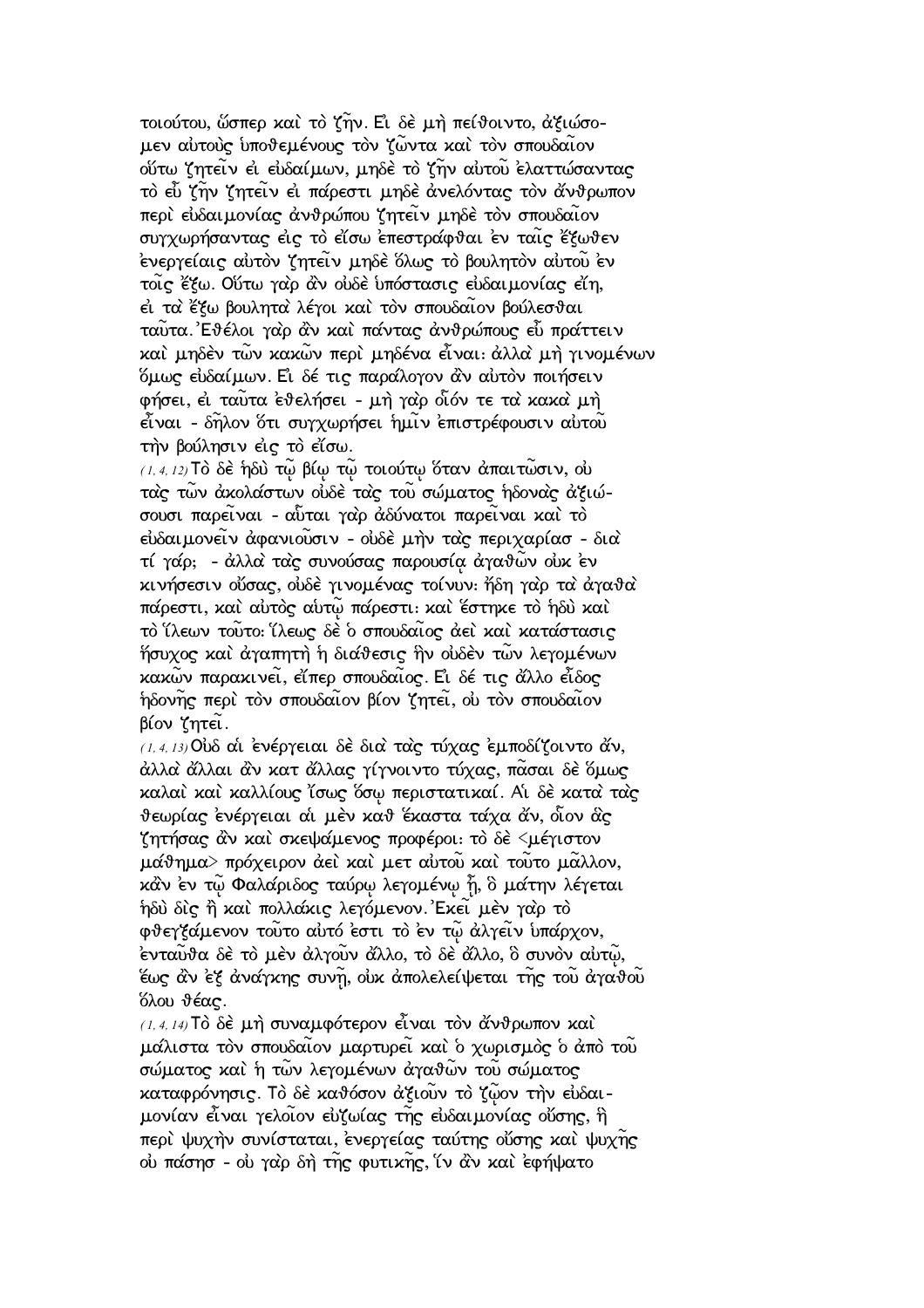τοιούτου, ὥσπερ καὶ τὸ ζῆν. Εἰ δὲ μὴ πείθοιντο, ἀξιώσομεν αὐτοὺς ὑποθεμένους τὸν ζῶντα καὶ τὸν σπουδαῖον οὕτω ζητεῖν εἰ εὐδαίμων, μηδὲ τὸ ζῆν αὐτοῦ ἐλαττώσαντας τὸ εὖ ζῆν ζητεῖν εἰ πάρεστι μηδὲ ἀνελόντας τὸν ἄνθρωπον περὶ εὐδαιμονίας ἀνθρώπου ζητεῖν μηδὲ τὸν σπουδαῖον συγχωρήσαντας εἰς τὸ εἴσω ἐπεστράφθαι ἐν ταῖς ἔξωθεν ἐνεργείαις αὐτὸν ζητεῖν μηδὲ ὅλως τὸ βουλητὸν αὐτοῦ ἐν τοῖς ἔξω. Οὕτω γὰρ ἂν οὐδὲ ὑπόστασις εὐδαιμονίας εἴη, εἰ τὰ ἔξω βουλητὰ λέγοι καὶ τὸν σπουδαῖον βούλεσθαι ταῦτα. Ἐθέλοι γὰρ ἂν καὶ πάντας ἀνθρώπους εὖ πράττειν καὶ μηδὲν τῶν κακῶν περὶ μηδένα εἶναι· ἀλλὰ μὴ γινομένων ὅμως εὐδαίμων. Εἰ δέ τις παράλογον ἂν αὐτὸν ποιήσειν φήσει, εἰ ταῦτα ἐθελήσει - μὴ γὰρ οἷόν τε τὰ κακὰ μὴ εἶναι - δῆλον ὅτι συγχωρήσει ἡμῖν ἐπιστρέφουσιν αὐτοῦ τὴν βούλησιν εἰς τὸ εἴσω.

(1,4,12) Τὸ δὲ ἡδὺ τῷ βίῳ τῷ τοιούτῳ ὅταν ἀπαιτῶσιν, οὐ τὰς τῶν ἀκολάστων οὐδὲ τὰς τοῦ σώματος ἡδονὰς ἀξιώσουσι παρεῖναι - αὗται γὰρ ἀδύνατοι παρεῖναι καὶ τὸ εὐδαιμονεῖν ἀφανιοῦσιν - οὐδὲ μὴν τὰς περιχαρίασ - διὰ τί γάρ; - ἀλλὰ τὰς συνούσας παρουσίᾳ ἀγαθῶν οὐκ ἐν κινήσεσιν οὔσας, οὐδὲ γινομένας τοίνυν· ἤδη γὰρ τὰ ἀγαθὰ πάρεστι, καὶ αὐτὸς αὐτῷ πάρεστι· καὶ ἕστηκε τὸ ἡδὺ καὶ τὸ ἵλεων τοῦτο· ἵλεως δὲ ὁ σπουδαῖος ἀεὶ καὶ κατάστασις ἥσυχος καὶ ἀγαπητὴ ἡ διάθεσις ἣν οὐδὲν τῶν λεγομένων κακῶν παρακινεῖ, εἴπερ σπουδαῖος. Εἰ δέ τις ἄλλο εἶδος ἡδονῆς περὶ τὸν σπουδαῖον βίον ζητεῖ, οὐ τὸν σπουδαῖον βίον ζητεῖ.

(1,4,13) Οὐδ αἱ ἐνέργειαι δὲ διὰ τὰς τύχας ἐμποδίζοιντο ἄν, ἀλλὰ ἄλλαι ἂν κατ ἄλλας γίγνοιντο τύχας, πᾶσαι δὲ ὅμως καλαὶ καὶ καλλίους ἴσως ὅσῳ περιστατικαί. Αἱ δὲ κατὰ τὰς θεωρίας ἐνέργειαι αἱ μὲν καθ ἕκαστα τάχα ἄν, οἷον ἃς ζητήσας ἂν καὶ σκεψάμενος προφέροι· τὸ δὲ <μέγιστον μάθημα> πρόχειρον ἀεὶ καὶ μετ αὐτοῦ καὶ τοῦτο μᾶλλον, κἂν ἐν τῷ Φαλάριδος ταύρῳ λεγομένῳ ᾖ, ὃ μάτην λέγεται ἡδὺ δὶς ἢ καὶ πολλάκις λεγόμενον. Ἐκεῖ μὲν γὰρ τὸ φθεγξάμενον τοῦτο αὐτό ἐστι τὸ ἐν τῷ ἀλγεῖν ὑπάρχον, ἐνταῦθα δὲ τὸ μὲν ἀλγοῦν ἄλλο, τὸ δὲ ἄλλο, ὃ συνὸν αὐτῷ, ἕως ἂν ἐξ ἀνάγκης συνῇ, οὐκ ἀπολελείψεται τῆς τοῦ ἀγαθοῦ ὅλου θέας.

(1,4,14) Τὸ δὲ μὴ συναμφότερον εἶναι τὸν ἄνθρωπον καὶ μάλιστα τὸν σπουδαῖον μαρτυρεῖ καὶ ὁ χωρισμὸς ὁ ἀπὸ τοῦ σώματος καὶ ἡ τῶν λεγομένων ἀγαθῶν τοῦ σώματος καταφρόνησις. Τὸ δὲ καθόσον ἀξιοῦν τὸ ζῷον τὴν εὐδαιμονίαν εἶναι γελοῖον εὐζωίας τῆς εὐδαιμονίας οὔσης, ἣ περὶ ψυχὴν συνίσταται, ἐνεργείας ταύτης οὔσης καὶ ψυχῆς οὐ πάσησ - οὐ γὰρ δὴ τῆς φυτικῆς, ἵν ἂν καὶ ἐφήψατο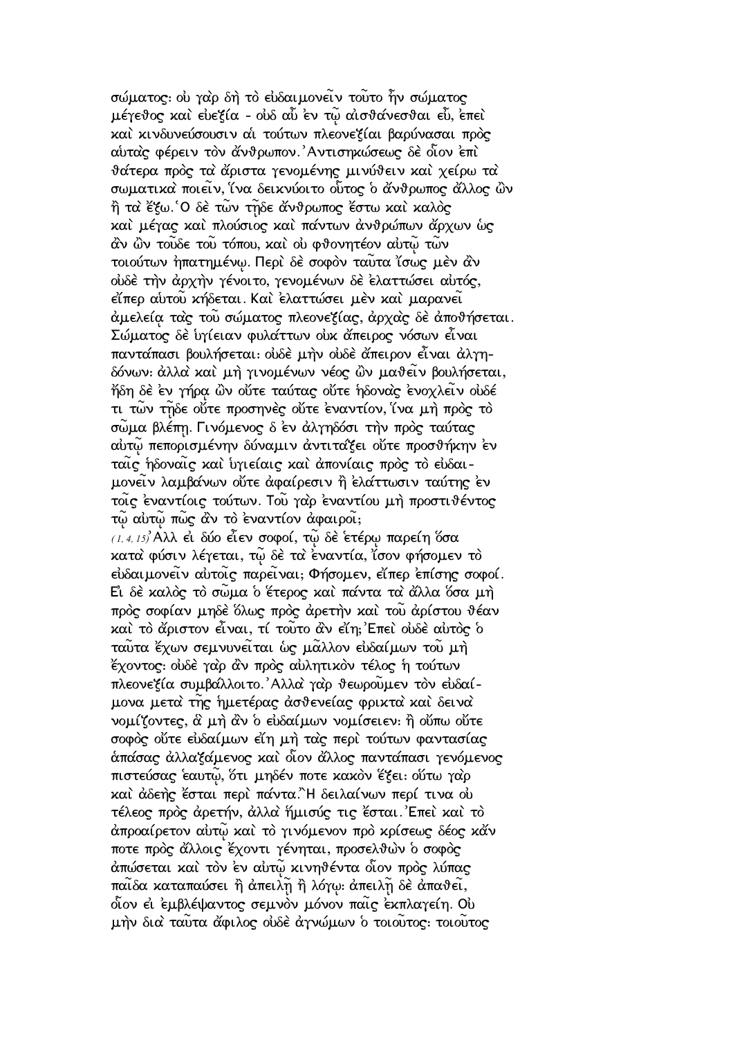σώματος· οὐ γὰρ δὴ τὸ εὐδαιμονεῖν τοῦτο ἦν σώματος μέγεθος καὶ εὐεξία - οὐδ αὖ ἐν τῷ αἰσθάνεσθαι εὖ, ἐπεὶ καὶ κινδυνεύσουσιν αἱ τούτων πλεονεξίαι βαρύνασαι πρὸς αὐτὰς φέρειν τὸν ἄνθρωπον. Ἀντισηκώσεως δὲ οἷον ἐπὶ θάτερα πρὸς τὰ ἄριστα γενομένης μινύθειν καὶ χείρω τὰ σωματικὰ ποιεῖν, ἵνα δεικνύοιτο οὗτος ὁ ἄνθρωπος ἄλλος ὢν ἢ τὰ ἔξω. Ὁ δὲ τῶν τῇδε ἄνθρωπος ἔστω καὶ καλὸς καὶ μέγας καὶ πλούσιος καὶ πάντων ἀνθρώπων ἄρχων ὡς ἂν ὢν τοῦδε τοῦ τόπου, καὶ οὐ φθονητέον αὐτῷ τῶν τοιούτων ἠπατημένῳ. Περὶ δὲ σοφὸν ταῦτα ἴσως μὲν ἂν οὐδὲ τὴν ἀρχὴν γένοιτο, γενομένων δὲ ἐλαττώσει αὐτός, εἴπερ αὐτοῦ κήδεται. Καὶ ἐλαττώσει μὲν καὶ μαρανεῖ ἀμελείᾳ τὰς τοῦ σώματος πλεονεξίας, ἀρχὰς δὲ ἀποθήσεται. Σώματος δὲ ὑγίειαν φυλάττων οὐκ ἄπειρος νόσων εἶναι παντάπασι βουλήσεται· οὐδὲ μὴν οὐδὲ ἄπειρον εἶναι ἀλγηδόνων· ἀλλὰ καὶ μὴ γινομένων νέος ὢν μαθεῖν βουλήσεται, ἤδη δὲ ἐν γήρᾳ ὢν οὔτε ταύτας οὔτε ἡδονὰς ἐνοχλεῖν οὐδέ τι τῶν τῇδε οὔτε προσηνὲς οὔτε ἐναντίον, ἵνα μὴ πρὸς τὸ σῶμα βλέπῃ. Γινόμενος δ ἐν ἀλγηδόσι τὴν πρὸς ταύτας αὐτῷ πεπορισμένην δύναμιν ἀντιτάξει οὔτε προσθήκην ἐν ταῖς ἡδοναῖς καὶ ὑγιείαις καὶ ἀπονίαις πρὸς τὸ εὐδαιμονεῖν λαμβάνων οὔτε ἀφαίρεσιν ἢ ἐλάττωσιν ταύτης ἐν τοῖς ἐναντίοις τούτων. Τοῦ γὰρ ἐναντίου μὴ προστιθέντος τῷ αὐτῷ πῶς ἂν τὸ ἐναντίον ἀφαιροῖ;

*(1, 4, 15)* Ἀλλ εἰ δύο εἶεν σοφοί, τῷ δὲ ἑτέρῳ παρείη ὅσα κατὰ φύσιν λέγεται, τῷ δὲ τὰ ἐναντία, ἴσον φήσομεν τὸ εὐδαιμονεῖν αὐτοῖς παρεῖναι; Φήσομεν, εἴπερ ἐπίσης σοφοί. Εἰ δὲ καλὸς τὸ σῶμα ὁ ἕτερος καὶ πάντα τὰ ἄλλα ὅσα μὴ πρὸς σοφίαν μηδὲ ὅλως πρὸς ἀρετὴν καὶ τοῦ ἀρίστου θέαν καὶ τὸ ἄριστον εἶναι, τί τοῦτο ἂν εἴη; Ἐπεὶ οὐδὲ αὐτὸς ὁ ταῦτα ἔχων σεμνυνεῖται ὡς μᾶλλον εὐδαίμων τοῦ μὴ ἔχοντος· οὐδὲ γὰρ ἂν πρὸς αὐλητικὸν τέλος ἡ τούτων πλεονεξία συμβάλλοιτο. Ἀλλὰ γὰρ θεωροῦμεν τὸν εὐδαίμονα μετὰ τῆς ἡμετέρας ἀσθενείας φρικτὰ καὶ δεινὰ νομίζοντες, ἃ μὴ ἂν ὁ εὐδαίμων νομίσειεν· ἢ οὔπω οὔτε σοφὸς οὔτε εὐδαίμων εἴη μὴ τὰς περὶ τούτων φαντασίας ἁπάσας ἀλλαξάμενος καὶ οἷον ἄλλος παντάπασι γενόμενος πιστεύσας ἑαυτῷ, ὅτι μηδέν ποτε κακὸν ἕξει· οὕτω γὰρ καὶ ἀδεὴς ἔσται περὶ πάντα. Ἢ δειλαίνων περί τινα οὐ τέλεος πρὸς ἀρετήν, ἀλλὰ ἥμισύς τις ἔσται. Ἐπεὶ καὶ τὸ ἀπροαίρετον αὐτῷ καὶ τὸ γινόμενον πρὸ κρίσεως δέος κἄν ποτε πρὸς ἄλλοις ἔχοντι γένηται, προσελθὼν ὁ σοφὸς ἀπώσεται καὶ τὸν ἐν αὐτῷ κινηθέντα οἷον πρὸς λύπας παῖδα καταπαύσει ἢ ἀπειλῇ ἢ λόγῳ· ἀπειλῇ δὲ ἀπαθεῖ, οἷον εἰ ἐμβλέψαντος σεμνὸν μόνον παῖς ἐκπλαγείη. Οὐ μὴν διὰ ταῦτα ἄφιλος οὐδὲ ἀγνώμων ὁ τοιοῦτος· τοιοῦτος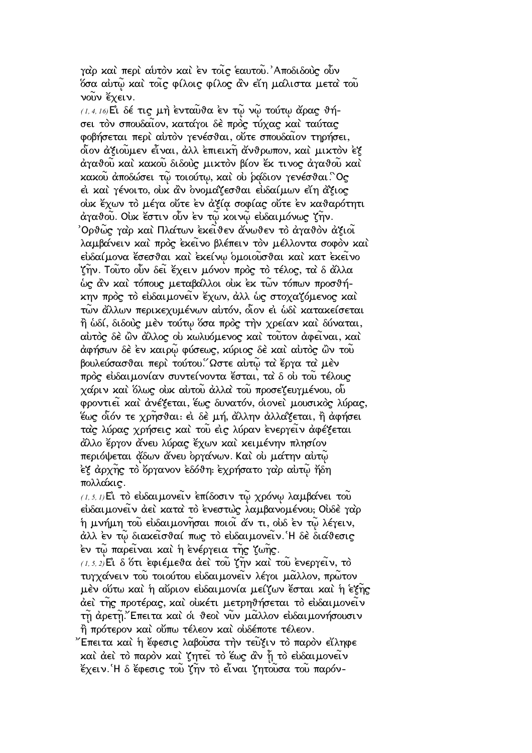γαρ καὶ περὶ αὐτὸν καὶ ἐν τοῖς ἑαυτοῦ. Ἀποδιδοὺς οὖν ὅσα αὐτῷ καὶ τοῖς φίλοις φίλος ἂν εἴη μάλιστα μετὰ τοῦ νοῦν ἔχειν.

(1, 4, 16) Εἰ δέ τις μὴ ἐνταῦθα ἐν τῷ νῷ τούτῳ ἄρας θήσει τὸν σπουδαῖον, κατάγοι δὲ πρὸς τύχας καὶ ταύτας φοβήσεται περὶ αὐτὸν γενέσθαι, οὔτε σπουδαῖον τηρήσει, οἷον ἀξιοῦμεν εἶναι, ἀλλ ἐπιεικῆ ἄνθρωπον, καὶ μικτὸν ἐξ ἀγαθοῦ καὶ κακοῦ διδοὺς μικτὸν βίον ἔκ τινος ἀγαθοῦ καὶ κακοῦ ἀποδώσει τῷ τοιούτῳ, καὶ οὐ ῥᾴδιον γενέσθαι. Ὃς εἰ καὶ γένοιτο, οὐκ ἂν ὀνομάζεσθαι εὐδαίμων εἴη ἄξιος οὐκ ἔχων τὸ μέγα οὔτε ἐν ἀξίᾳ σοφίας οὔτε ἐν καθαρότητι ἀγαθοῦ. Οὐκ ἔστιν οὖν ἐν τῷ κοινῷ εὐδαιμόνως ζῆν. Ὀρθῶς γὰρ καὶ Πλάτων ἐκεῖθεν ἄνωθεν τὸ ἀγαθὸν ἀξιοῖ λαμβάνειν καὶ πρὸς ἐκεῖνο βλέπειν τὸν μέλλοντα σοφὸν καὶ εὐδαίμονα ἔσεσθαι καὶ ἐκείνῳ ὁμοιοῦσθαι καὶ κατ ἐκεῖνο ζῆν. Τοῦτο οὖν δεῖ ἔχειν μόνον πρὸς τὸ τέλος, τὰ δ ἄλλα ὡς ἂν καὶ τόπους μεταβάλλοι οὐκ ἐκ τῶν τόπων προσθήκην πρὸς τὸ εὐδαιμονεῖν ἔχων, ἀλλ ὡς στοχαζόμενος καὶ τῶν ἄλλων περικεχυμένων αὐτόν, οἷον εἰ ὡδὶ κατακείσεται ἢ ὡδί, διδοὺς μὲν τούτῳ ὅσα πρὸς τὴν χρείαν καὶ δύναται, αὐτὸς δὲ ὢν ἄλλος οὐ κωλυόμενος καὶ τοῦτον ἀφεῖναι, καὶ ἀφήσων δὲ ἐν καιρῷ φύσεως, κύριος δὲ καὶ αὐτὸς ὢν τοῦ βουλεύσασθαι περὶ τούτου. Ὥστε αὐτῷ τὰ ἔργα τὰ μὲν πρὸς εὐδαιμονίαν συντείνοντα ἔσται, τὰ δ οὐ τοῦ τέλους χάριν καὶ ὅλως οὐκ αὐτοῦ ἀλλὰ τοῦ προσεζευγμένου, οὗ φροντιεῖ καὶ ἀνέξεται, ἕως δυνατόν, οἱονεὶ μουσικὸς λύρας, ἕως οἷόν τε χρῆσθαι· εἰ δὲ μή, ἄλλην ἀλλάξεται, ἢ ἀφήσει τὰς λύρας χρήσεις καὶ τοῦ εἰς λύραν ἐνεργεῖν ἀφέξεται ἄλλο ἔργον ἄνευ λύρας ἔχων καὶ κειμένην πλησίον περιόψεται ᾄδων ἄνευ ὀργάνων. Καὶ οὐ μάτην αὐτῷ ἐξ ἀρχῆς τὸ ὄργανον ἐδόθη· ἐχρήσατο γὰρ αὐτῷ ἤδη πολλάκις.

(1, 5, 1) Εἰ τὸ εὐδαιμονεῖν ἐπίδοσιν τῷ χρόνῳ λαμβάνει τοῦ εὐδαιμονεῖν ἀεὶ κατὰ τὸ ἐνεστὼς λαμβανομένου; Οὐδὲ γὰρ ἡ μνήμη τοῦ εὐδαιμονῆσαι ποιοῖ ἄν τι, οὐδ ἐν τῷ λέγειν, ἀλλ ἐν τῷ διακεῖσθαί πως τὸ εὐδαιμονεῖν. Ἡ δὲ διάθεσις ἐν τῷ παρεῖναι καὶ ἡ ἐνέργεια τῆς ζωῆς.

(1, 5, 2) Εἰ δ ὅτι ἐφιέμεθα ἀεὶ τοῦ ζῆν καὶ τοῦ ἐνεργεῖν, τὸ τυγχάνειν τοῦ τοιούτου εὐδαιμονεῖν λέγοι μᾶλλον, πρῶτον μὲν οὕτω καὶ ἡ αὔριον εὐδαιμονία μείζων ἔσται καὶ ἡ ἑξῆς ἀεὶ τῆς προτέρας, καὶ οὐκέτι μετρηθήσεται τὸ εὐδαιμονεῖν τῇ ἀρετῇ. Ἔπειτα καὶ οἱ θεοὶ νῦν μᾶλλον εὐδαιμονήσουσιν ἢ πρότερον καὶ οὔπω τέλεον καὶ οὐδέποτε τέλεον. Ἔπειτα καὶ ἡ ἔφεσις λαβοῦσα τὴν τεῦξιν τὸ παρὸν εἴληφε καὶ ἀεὶ τὸ παρὸν καὶ ζητεῖ τὸ ἕως ἂν ᾖ τὸ εὐδαιμονεῖν ἔχειν. Ἡ δ ἔφεσις τοῦ ζῆν τὸ εἶναι ζητοῦσα τοῦ παρόν-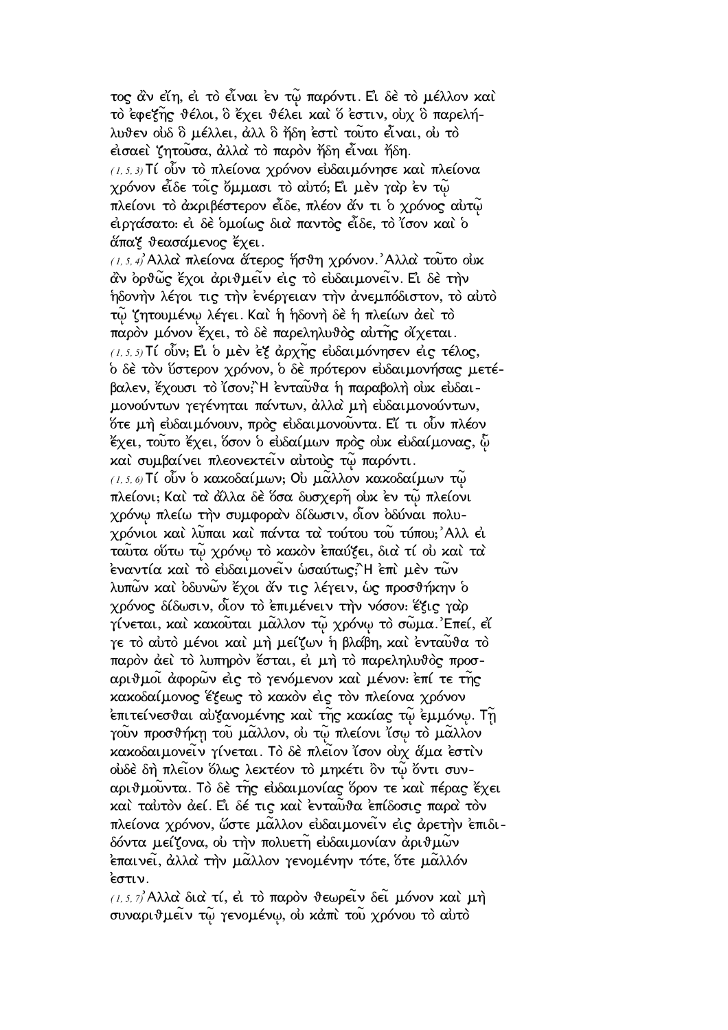τος ἂν εἴη, εἰ τὸ εἶναι ἐν τῷ παρόντι. Εἰ δὲ τὸ μέλλον καὶ τὸ ἐφεξῆς θέλοι, ὃ ἔχει θέλει καὶ ὅ ἐστιν, οὐχ ὃ παρελήλυθεν οὐδ ὃ μέλλει, ἀλλ ὃ ἤδη ἐστὶ τοῦτο εἶναι, οὐ τὸ εἰσαεὶ ζητοῦσα, ἀλλὰ τὸ παρὸν ἤδη εἶναι ἤδη.

(1, 5, 3) Τί οὖν τὸ πλείονα χρόνον εὐδαιμόνησε καὶ πλείονα χρόνον εἶδε τοῖς ὄμμασι τὸ αὐτό; Εἰ μὲν γὰρ ἐν τῷ πλείονι τὸ ἀκριβέστερον εἶδε, πλέον ἄν τι ὁ χρόνος αὐτῷ εἰργάσατο: εἰ δὲ ὁμοίως διὰ παντὸς εἶδε, τὸ ἴσον καὶ ὁ ἅπαξ θεασάμενος ἔχει.

(1, 5, 4) Ἀλλὰ πλείονα ἅτερος ἥσθη χρόνον. Ἀλλὰ τοῦτο οὐκ ἂν ὀρθῶς ἔχοι ἀριθμεῖν εἰς τὸ εὐδαιμονεῖν. Εἰ δὲ τὴν ἡδονὴν λέγοι τις τὴν ἐνέργειαν τὴν ἀνεμπόδιστον, τὸ αὐτὸ τῷ ζητουμένῳ λέγει. Καὶ ἡ ἡδονὴ δὲ ἡ πλείων ἀεὶ τὸ παρὸν μόνον ἔχει, τὸ δὲ παρεληλυθὸς αὐτῆς οἴχεται.

(1, 5, 5) Τί οὖν; Εἰ ὁ μὲν ἐξ ἀρχῆς εὐδαιμόνησεν εἰς τέλος, ὁ δὲ τὸν ὕστερον χρόνον, ὁ δὲ πρότερον εὐδαιμονήσας μετέβαλεν, ἔχουσι τὸ ἴσον; Ἢ ἐνταῦθα ἡ παραβολὴ οὐκ εὐδαιμονούντων γεγένηται πάντων, ἀλλὰ μὴ εὐδαιμονούντων, ὅτε μὴ εὐδαιμόνουν, πρὸς εὐδαιμονοῦντα. Εἴ τι οὖν πλέον ἔχει, τοῦτο ἔχει, ὅσον ὁ εὐδαίμων πρὸς οὐκ εὐδαίμονας, ᾧ καὶ συμβαίνει πλεονεκτεῖν αὐτοὺς τῷ παρόντι.

(1, 5, 6) Τί οὖν ὁ κακοδαίμων; Οὐ μᾶλλον κακοδαίμων τῷ πλείονι; Καὶ τὰ ἄλλα δὲ ὅσα δυσχερῆ οὐκ ἐν τῷ πλείονι χρόνῳ πλείω τὴν συμφορὰν δίδωσιν, οἷον ὀδύναι πολυχρόνιοι καὶ λῦπαι καὶ πάντα τὰ τούτου τοῦ τύπου; Ἀλλ εἰ ταῦτα οὕτω τῷ χρόνῳ τὸ κακὸν ἐπαύξει, διὰ τί οὐ καὶ τὰ ἐναντία καὶ τὸ εὐδαιμονεῖν ὡσαύτως; Ἢ ἐπὶ μὲν τῶν λυπῶν καὶ ὀδυνῶν ἔχοι ἄν τις λέγειν, ὡς προσθήκην ὁ χρόνος δίδωσιν, οἷον τὸ ἐπιμένειν τὴν νόσον: ἕξις γὰρ γίνεται, καὶ κακοῦται μᾶλλον τῷ χρόνῳ τὸ σῶμα. Ἐπεί, εἴ γε τὸ αὐτὸ μένοι καὶ μὴ μείζων ἡ βλάβη, καὶ ἐνταῦθα τὸ παρὸν ἀεὶ τὸ λυπηρὸν ἔσται, εἰ μὴ τὸ παρεληλυθὸς προσαριθμοῖ ἀφορῶν εἰς τὸ γενόμενον καὶ μένον: ἐπί τε τῆς κακοδαίμονος ἕξεως τὸ κακὸν εἰς τὸν πλείονα χρόνον ἐπιτείνεσθαι αὐξανομένης καὶ τῆς κακίας τῷ ἐμμόνῳ. Τῇ γοῦν προσθήκῃ τοῦ μᾶλλον, οὐ τῷ πλείονι ἴσῳ τὸ μᾶλλον κακοδαιμονεῖν γίνεται. Τὸ δὲ πλεῖον ἴσον οὐχ ἅμα ἐστὶν οὐδὲ δὴ πλεῖον ὅλως λεκτέον τὸ μηκέτι ὂν τῷ ὄντι συναριθμοῦντα. Τὸ δὲ τῆς εὐδαιμονίας ὅρον τε καὶ πέρας ἔχει καὶ ταὐτὸν ἀεί. Εἰ δέ τις καὶ ἐνταῦθα ἐπίδοσις παρὰ τὸν πλείονα χρόνον, ὥστε μᾶλλον εὐδαιμονεῖν εἰς ἀρετὴν ἐπιδιδόντα μείζονα, οὐ τὴν πολυετῆ εὐδαιμονίαν ἀριθμῶν ἐπαινεῖ, ἀλλὰ τὴν μᾶλλον γενομένην τότε, ὅτε μᾶλλόν ἐστιν.

(1, 5, 7) Ἀλλὰ διὰ τί, εἰ τὸ παρὸν θεωρεῖν δεῖ μόνον καὶ μὴ συναριθμεῖν τῷ γενομένῳ, οὐ κἀπὶ τοῦ χρόνου τὸ αὐτὸ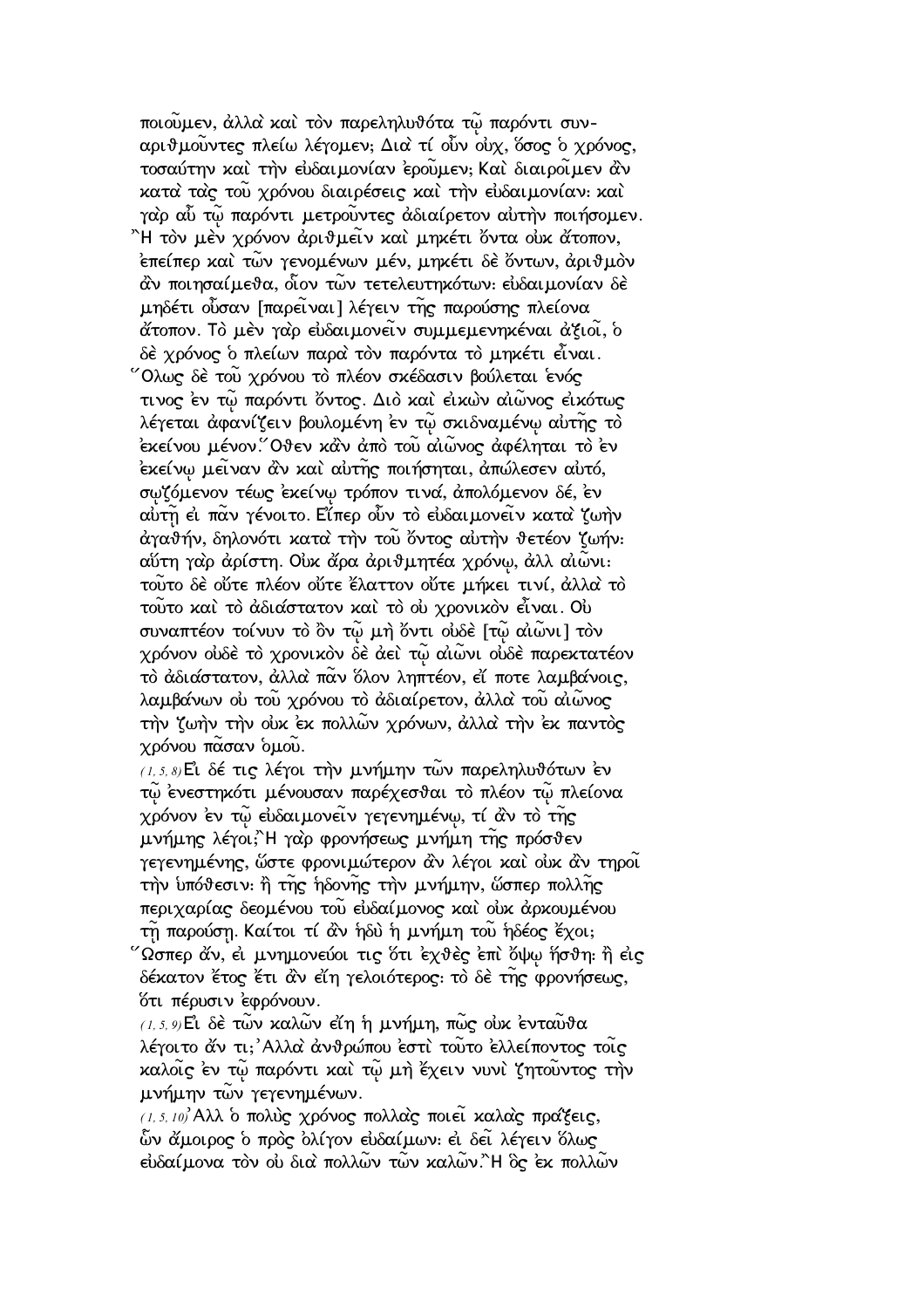ποιοῦμεν, ἀλλὰ καὶ τὸν παρεληλυθότα τῷ παρόντι συναριθμοῦντες πλείω λέγομεν; Διὰ τί οὖν οὐχ, ὅσος ὁ χρόνος, τοσαύτην καὶ τὴν εὐδαιμονίαν ἐροῦμεν; Καὶ διαιροῖμεν ἂν κατὰ τὰς τοῦ χρόνου διαιρέσεις καὶ τὴν εὐδαιμονίαν· καὶ γὰρ αὖ τῷ παρόντι μετροῦντες ἀδιαίρετον αὐτὴν ποιήσομεν. Ἢ τὸν μὲν χρόνον ἀριθμεῖν καὶ μηκέτι ὄντα οὐκ ἄτοπον, ἐπείπερ καὶ τῶν γενομένων μέν, μηκέτι δὲ ὄντων, ἀριθμὸν ἂν ποιησαίμεθα, οἷον τῶν τετελευτηκότων· εὐδαιμονίαν δὲ μηδέτι οὖσαν [παρεῖναι] λέγειν τῆς παρούσης πλείονα ἄτοπον. Τὸ μὲν γὰρ εὐδαιμονεῖν συμμεμενηκέναι ἀξιοῖ, ὁ δὲ χρόνος ὁ πλείων παρὰ τὸν παρόντα τὸ μηκέτι εἶναι. Ὅλως δὲ τοῦ χρόνου τὸ πλέον σκέδασιν βούλεται ἑνός τινος ἐν τῷ παρόντι ὄντος. Διὸ καὶ εἰκὼν αἰῶνος εἰκότως λέγεται ἀφανίζειν βουλομένη ἐν τῷ σκιδναμένῳ αὐτῆς τὸ ἐκείνου μένον. Ὅθεν κἂν ἀπὸ τοῦ αἰῶνος ἀφέληται τὸ ἐν ἐκείνῳ μεῖναν ἂν καὶ αὐτῆς ποιήσηται, ἀπώλεσεν αὐτό, σῳζόμενον τέως ἐκείνῳ τρόπον τινά, ἀπολόμενον δέ, ἐν αὐτῇ εἰ πᾶν γένοιτο. Εἴπερ οὖν τὸ εὐδαιμονεῖν κατὰ ζωὴν ἀγαθήν, δηλονότι κατὰ τὴν τοῦ ὄντος αὐτὴν θετέον ζωήν· αὕτη γὰρ ἀρίστη. Οὐκ ἄρα ἀριθμητέα χρόνῳ, ἀλλ αἰῶνι· τοῦτο δὲ οὔτε πλέον οὔτε ἔλαττον οὔτε μήκει τινί, ἀλλὰ τὸ τοῦτο καὶ τὸ ἀδιάστατον καὶ τὸ οὐ χρονικὸν εἶναι. Οὐ συναπτέον τοίνυν τὸ ὂν τῷ μὴ ὄντι οὐδὲ [τῷ αἰῶνι] τὸν χρόνον οὐδὲ τὸ χρονικὸν δὲ ἀεὶ τῷ αἰῶνι οὐδὲ παρεκτατέον τὸ ἀδιάστατον, ἀλλὰ πᾶν ὅλον ληπτέον, εἴ ποτε λαμβάνοις, λαμβάνων οὐ τοῦ χρόνου τὸ ἀδιαίρετον, ἀλλὰ τοῦ αἰῶνος τὴν ζωὴν τὴν οὐκ ἐκ πολλῶν χρόνων, ἀλλὰ τὴν ἐκ παντὸς χρόνου πᾶσαν ὁμοῦ.

(1, 5, 8) Εἰ δέ τις λέγοι τὴν μνήμην τῶν παρεληλυθότων ἐν τῷ ἐνεστηκότι μένουσαν παρέχεσθαι τὸ πλέον τῷ πλείονα χρόνον ἐν τῷ εὐδαιμονεῖν γεγενημένῳ, τί ἂν τὸ τῆς μνήμης λέγοι; Ἢ γὰρ φρονήσεως μνήμη τῆς πρόσθεν γεγενημένης, ὥστε φρονιμώτερον ἂν λέγοι καὶ οὐκ ἂν τηροῖ τὴν ὑπόθεσιν· ἢ τῆς ἡδονῆς τὴν μνήμην, ὥσπερ πολλῆς περιχαρίας δεομένου τοῦ εὐδαίμονος καὶ οὐκ ἀρκουμένου τῇ παρούσῃ. Καίτοι τί ἂν ἡδὺ ἡ μνήμη τοῦ ἡδέος ἔχοι; Ὥσπερ ἄν, εἰ μνημονεύοι τις ὅτι ἐχθὲς ἐπὶ ὄψῳ ἥσθη· ἢ εἰς δέκατον ἔτος ἔτι ἂν εἴη γελοιότερος· τὸ δὲ τῆς φρονήσεως, ὅτι πέρυσιν ἐφρόνουν.

(1, 5, 9) Εἰ δὲ τῶν καλῶν εἴη ἡ μνήμη, πῶς οὐκ ἐνταῦθα λέγοιτο ἄν τι; Ἀλλὰ ἀνθρώπου ἐστὶ τοῦτο ἐλλείποντος τοῖς καλοῖς ἐν τῷ παρόντι καὶ τῷ μὴ ἔχειν νυνὶ ζητοῦντος τὴν μνήμην τῶν γεγενημένων.

(1, 5, 10) Ἀλλ ὁ πολὺς χρόνος πολλὰς ποιεῖ καλὰς πράξεις, ὧν ἄμοιρος ὁ πρὸς ὀλίγον εὐδαίμων· εἰ δεῖ λέγειν ὅλως εὐδαίμονα τὸν οὐ διὰ πολλῶν τῶν καλῶν. Ἢ ὃς ἐκ πολλῶν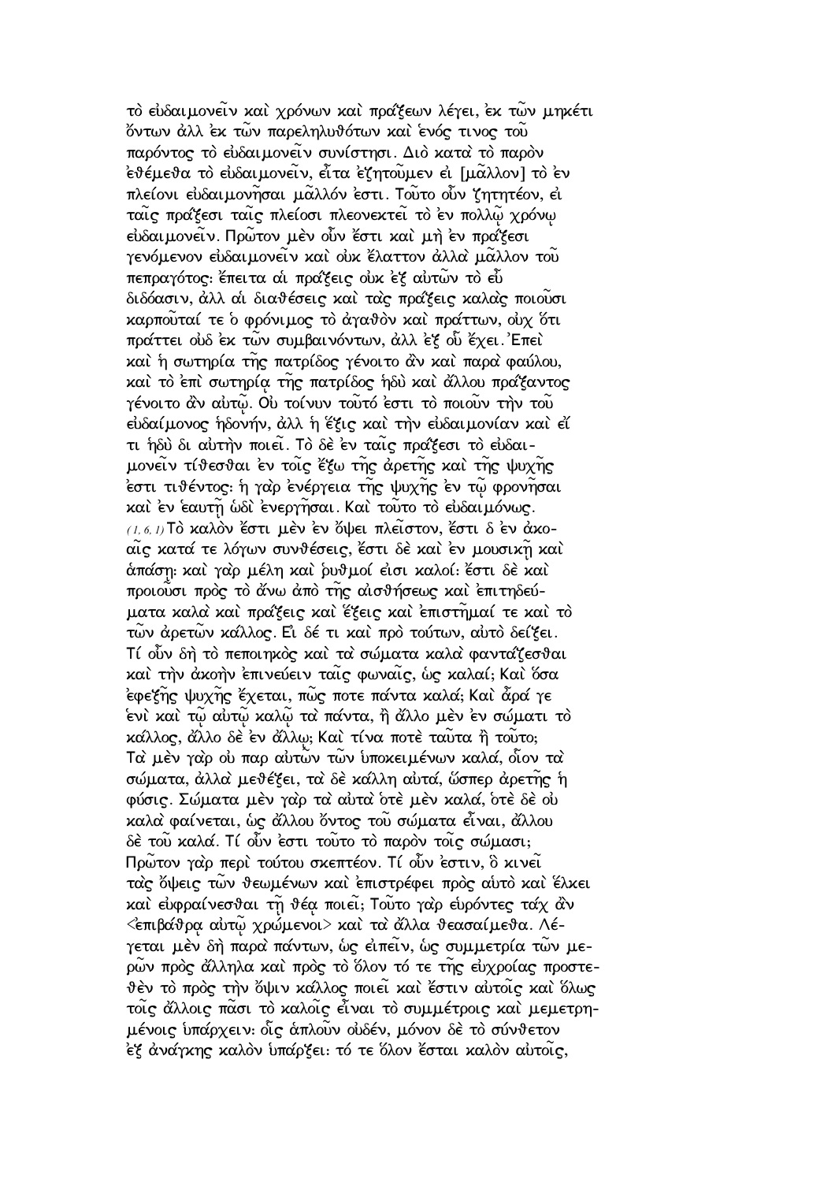τὸ εὐδαιμονεῖν καὶ χρόνων καὶ πράξεων λέγει, ἐκ τῶν μηκέτι ὄντων ἀλλ ἐκ τῶν παρεληλυθότων καὶ ἑνός τινος τοῦ παρόντος τὸ εὐδαιμονεῖν συνίστησι. Διὸ κατὰ τὸ παρὸν ἐθέμεθα τὸ εὐδαιμονεῖν, εἶτα ἐζητοῦμεν εἰ [μᾶλλον] τὸ ἐν πλείονι εὐδαιμονῆσαι μᾶλλόν ἐστι. Τοῦτο οὖν ζητητέον, εἰ ταῖς πράξεσι ταῖς πλείοσι πλεονεκτεῖ τὸ ἐν πολλῷ χρόνῳ εὐδαιμονεῖν. Πρῶτον μὲν οὖν ἔστι καὶ μὴ ἐν πράξεσι γενόμενον εὐδαιμονεῖν καὶ οὐκ ἔλαττον ἀλλὰ μᾶλλον τοῦ πεπραγότος: ἔπειτα αἱ πράξεις οὐκ ἐξ αὐτῶν τὸ εὖ διδόασιν, ἀλλ αἱ διαθέσεις καὶ τὰς πράξεις καλὰς ποιοῦσι καρποῦταί τε ὁ φρόνιμος τὸ ἀγαθὸν καὶ πράττων, οὐχ ὅτι πράττει οὐδ ἐκ τῶν συμβαινόντων, ἀλλ ἐξ οὗ ἔχει. Ἐπεὶ καὶ ἡ σωτηρία τῆς πατρίδος γένοιτο ἂν καὶ παρὰ φαύλου, καὶ τὸ ἐπὶ σωτηρίᾳ τῆς πατρίδος ἡδὺ καὶ ἄλλου πράξαντος γένοιτο ἂν αὐτῷ. Οὐ τοίνυν τοῦτό ἐστι τὸ ποιοῦν τὴν τοῦ εὐδαίμονος ἡδονήν, ἀλλ ἡ ἕξις καὶ τὴν εὐδαιμονίαν καὶ εἴ τι ἡδὺ δι αὐτὴν ποιεῖ. Τὸ δὲ ἐν ταῖς πράξεσι τὸ εὐδαιμονεῖν τίθεσθαι ἐν τοῖς ἔξω τῆς ἀρετῆς καὶ τῆς ψυχῆς ἐστι τιθέντος: ἡ γὰρ ἐνέργεια τῆς ψυχῆς ἐν τῷ φρονῆσαι καὶ ἐν ἑαυτῇ ὡδὶ ἐνεργῆσαι. Καὶ τοῦτο τὸ εὐδαιμόνως.

*(1, 6, 1)* Τὸ καλὸν ἔστι μὲν ἐν ὄψει πλεῖστον, ἔστι δ ἐν ἀκοαῖς κατά τε λόγων συνθέσεις, ἔστι δὲ καὶ ἐν μουσικῇ καὶ ἁπάσῃ: καὶ γὰρ μέλη καὶ ῥυθμοί εἰσι καλοί: ἔστι δὲ καὶ προιοῦσι πρὸς τὸ ἄνω ἀπὸ τῆς αἰσθήσεως καὶ ἐπιτηδεύματα καλὰ καὶ πράξεις καὶ ἕξεις καὶ ἐπιστῆμαί τε καὶ τὸ τῶν ἀρετῶν κάλλος. Εἰ δέ τι καὶ πρὸ τούτων, αὐτὸ δείξει. Τί οὖν δὴ τὸ πεποιηκὸς καὶ τὰ σώματα καλὰ φαντάζεσθαι καὶ τὴν ἀκοὴν ἐπινεύειν ταῖς φωναῖς, ὡς καλαί; Καὶ ὅσα ἐφεξῆς ψυχῆς ἔχεται, πῶς ποτε πάντα καλά; Καὶ ἆρά γε ἑνὶ καὶ τῷ αὐτῷ καλῷ τὰ πάντα, ἢ ἄλλο μὲν ἐν σώματι τὸ κάλλος, ἄλλο δὲ ἐν ἄλλῳ; Καὶ τίνα ποτὲ ταῦτα ἢ τοῦτο; Τὰ μὲν γὰρ οὐ παρ αὐτῶν τῶν ὑποκειμένων καλά, οἷον τὰ σώματα, ἀλλὰ μεθέξει, τὰ δὲ κάλλη αὐτά, ὥσπερ ἀρετῆς ἡ φύσις. Σώματα μὲν γὰρ τὰ αὐτὰ ὁτὲ μὲν καλά, ὁτὲ δὲ οὐ καλὰ φαίνεται, ὡς ἄλλου ὄντος τοῦ σώματα εἶναι, ἄλλου δὲ τοῦ καλά. Τί οὖν ἐστι τοῦτο τὸ παρὸν τοῖς σώμασι; Πρῶτον γὰρ περὶ τούτου σκεπτέον. Τί οὖν ἐστιν, ὃ κινεῖ τὰς ὄψεις τῶν θεωμένων καὶ ἐπιστρέφει πρὸς αὑτὸ καὶ ἕλκει καὶ εὐφραίνεσθαι τῇ θέᾳ ποιεῖ; Τοῦτο γὰρ εὑρόντες τάχ ἂν <ἐπιβάθρᾳ αὐτῷ χρώμενοι> καὶ τὰ ἄλλα θεασαίμεθα. Λέγεται μὲν δὴ παρὰ πάντων, ὡς εἰπεῖν, ὡς συμμετρία τῶν μερῶν πρὸς ἄλληλα καὶ πρὸς τὸ ὅλον τό τε τῆς εὐχροίας προστεθὲν τὸ πρὸς τὴν ὄψιν κάλλος ποιεῖ καὶ ἔστιν αὐτοῖς καὶ ὅλως τοῖς ἄλλοις πᾶσι τὸ καλοῖς εἶναι τὸ συμμέτροις καὶ μεμετρημένοις ὑπάρχειν: οἷς ἁπλοῦν οὐδέν, μόνον δὲ τὸ σύνθετον ἐξ ἀνάγκης καλὸν ὑπάρξει: τό τε ὅλον ἔσται καλὸν αὐτοῖς,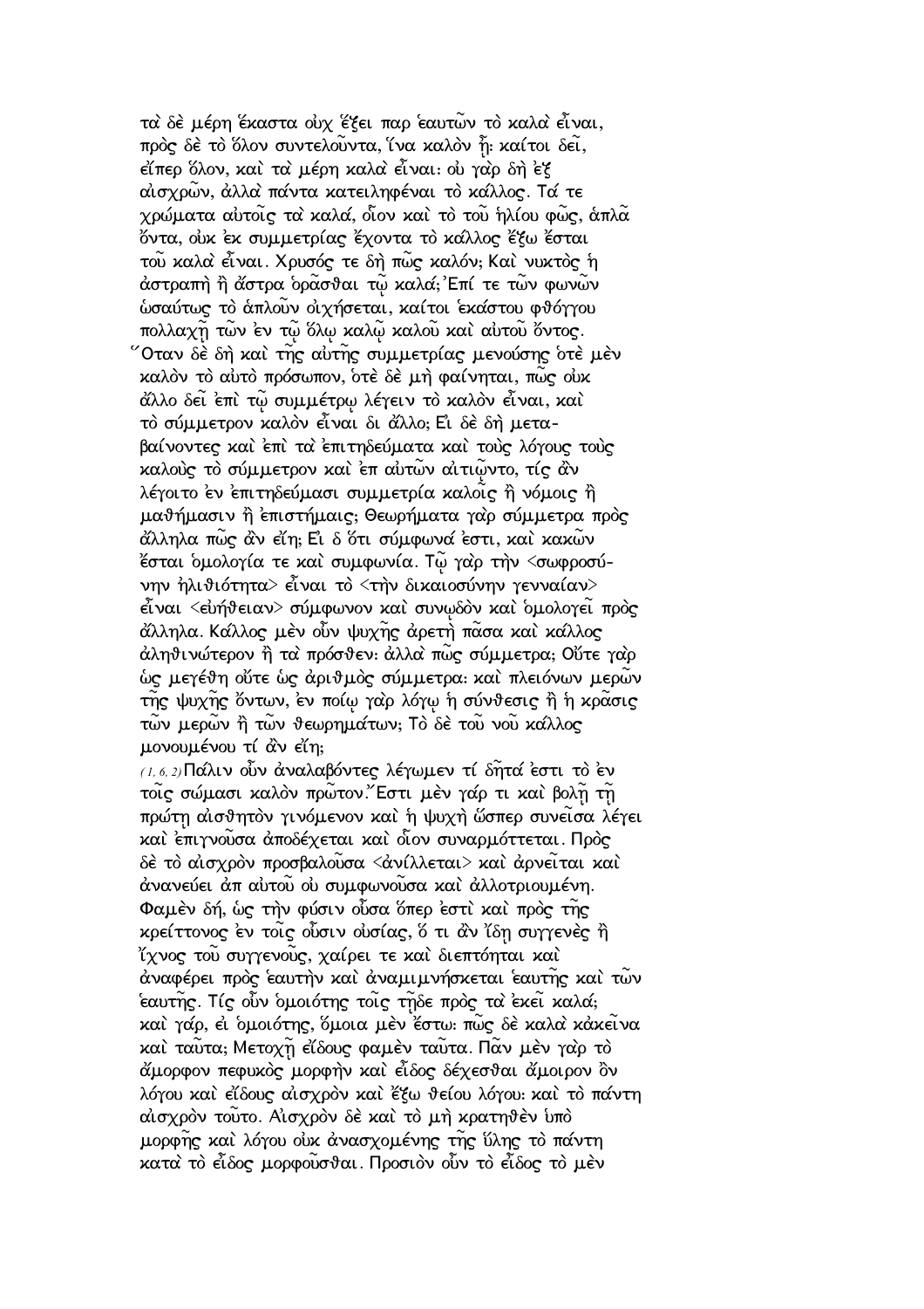τὰ δὲ μέρη ἕκαστα οὐχ ἕξει παρ ἑαυτῶν τὸ καλὰ εἶναι, πρὸς δὲ τὸ ὅλον συντελοῦντα, ἵνα καλὸν ᾖ: καίτοι δεῖ, εἴπερ ὅλον, καὶ τὰ μέρη καλὰ εἶναι: οὐ γὰρ δὴ ἐξ αἰσχρῶν, ἀλλὰ πάντα κατειληφέναι τὸ κάλλος. Τά τε χρώματα αὐτοῖς τὰ καλά, οἷον καὶ τὸ τοῦ ἡλίου φῶς, ἁπλᾶ ὄντα, οὐκ ἐκ συμμετρίας ἔχοντα τὸ κάλλος ἔξω ἔσται τοῦ καλὰ εἶναι. Χρυσός τε δὴ πῶς καλόν; Καὶ νυκτὸς ἡ ἀστραπὴ ἢ ἄστρα ὁρᾶσθαι τῷ καλά; Ἐπί τε τῶν φωνῶν ὡσαύτως τὸ ἁπλοῦν οἰχήσεται, καίτοι ἑκάστου φθόγγου πολλαχῇ τῶν ἐν τῷ ὅλῳ καλῷ καλοῦ καὶ αὐτοῦ ὄντος. Ὅταν δὲ δὴ καὶ τῆς αὐτῆς συμμετρίας μενούσης ὁτὲ μὲν καλὸν τὸ αὐτὸ πρόσωπον, ὁτὲ δὲ μὴ φαίνηται, πῶς οὐκ ἄλλο δεῖ ἐπὶ τῷ συμμέτρῳ λέγειν τὸ καλὸν εἶναι, καὶ τὸ σύμμετρον καλὸν εἶναι δι ἄλλο; Εἰ δὲ δὴ μεταβαίνοντες καὶ ἐπὶ τὰ ἐπιτηδεύματα καὶ τοὺς λόγους τοὺς καλοὺς τὸ σύμμετρον καὶ ἐπ αὐτῶν αἰτιῷντο, τίς ἂν λέγοιτο ἐν ἐπιτηδεύμασι συμμετρία καλοῖς ἢ νόμοις ἢ μαθήμασιν ἢ ἐπιστήμαις; Θεωρήματα γὰρ σύμμετρα πρὸς ἄλληλα πῶς ἂν εἴη; Εἰ δ ὅτι σύμφωνά ἐστι, καὶ κακῶν ἔσται ὁμολογία τε καὶ συμφωνία. Τῷ γὰρ τὴν <σωφροσύνην ἠλιθιότητα> εἶναι τὸ <τὴν δικαιοσύνην γενναίαν> εἶναι <εὐήθειαν> σύμφωνον καὶ συνῳδὸν καὶ ὁμολογεῖ πρὸς ἄλληλα. Κάλλος μὲν οὖν ψυχῆς ἀρετὴ πᾶσα καὶ κάλλος ἀληθινώτερον ἢ τὰ πρόσθεν: ἀλλὰ πῶς σύμμετρα; Οὔτε γὰρ ὡς μεγέθη οὔτε ὡς ἀριθμὸς σύμμετρα: καὶ πλειόνων μερῶν τῆς ψυχῆς ὄντων, ἐν ποίῳ γὰρ λόγῳ ἡ σύνθεσις ἢ ἡ κρᾶσις τῶν μερῶν ἢ τῶν θεωρημάτων; Τὸ δὲ τοῦ νοῦ κάλλος μονουμένου τί ἂν εἴη;

(1, 6, 2) Πάλιν οὖν ἀναλαβόντες λέγωμεν τί δῆτά ἐστι τὸ ἐν τοῖς σώμασι καλὸν πρῶτον. Ἔστι μὲν γάρ τι καὶ βολῇ τῇ πρώτῃ αἰσθητὸν γινόμενον καὶ ἡ ψυχὴ ὥσπερ συνεῖσα λέγει καὶ ἐπιγνοῦσα ἀποδέχεται καὶ οἷον συναρμόττεται. Πρὸς δὲ τὸ αἰσχρὸν προσβαλοῦσα <ἀνίλλεται> καὶ ἀρνεῖται καὶ ἀνανεύει ἀπ αὐτοῦ οὐ συμφωνοῦσα καὶ ἀλλοτριουμένη. Φαμὲν δή, ὡς τὴν φύσιν οὖσα ὅπερ ἐστὶ καὶ πρὸς τῆς κρείττονος ἐν τοῖς οὖσιν οὐσίας, ὅ τι ἂν ἴδῃ συγγενὲς ἢ ἴχνος τοῦ συγγενοῦς, χαίρει τε καὶ διεπτόηται καὶ ἀναφέρει πρὸς ἑαυτὴν καὶ ἀναμιμνήσκεται ἑαυτῆς καὶ τῶν ἑαυτῆς. Τίς οὖν ὁμοιότης τοῖς τῇδε πρὸς τὰ ἐκεῖ καλά; καὶ γάρ, εἰ ὁμοιότης, ὅμοια μὲν ἔστω: πῶς δὲ καλὰ κἀκεῖνα καὶ ταῦτα; Μετοχῇ εἴδους φαμὲν ταῦτα. Πᾶν μὲν γὰρ τὸ ἄμορφον πεφυκὸς μορφὴν καὶ εἶδος δέχεσθαι ἄμοιρον ὂν λόγου καὶ εἴδους αἰσχρὸν καὶ ἔξω θείου λόγου: καὶ τὸ πάντη αἰσχρὸν τοῦτο. Αἰσχρὸν δὲ καὶ τὸ μὴ κρατηθὲν ὑπὸ μορφῆς καὶ λόγου οὐκ ἀνασχομένης τῆς ὕλης τὸ πάντη κατὰ τὸ εἶδος μορφοῦσθαι. Προσιὸν οὖν τὸ εἶδος τὸ μὲν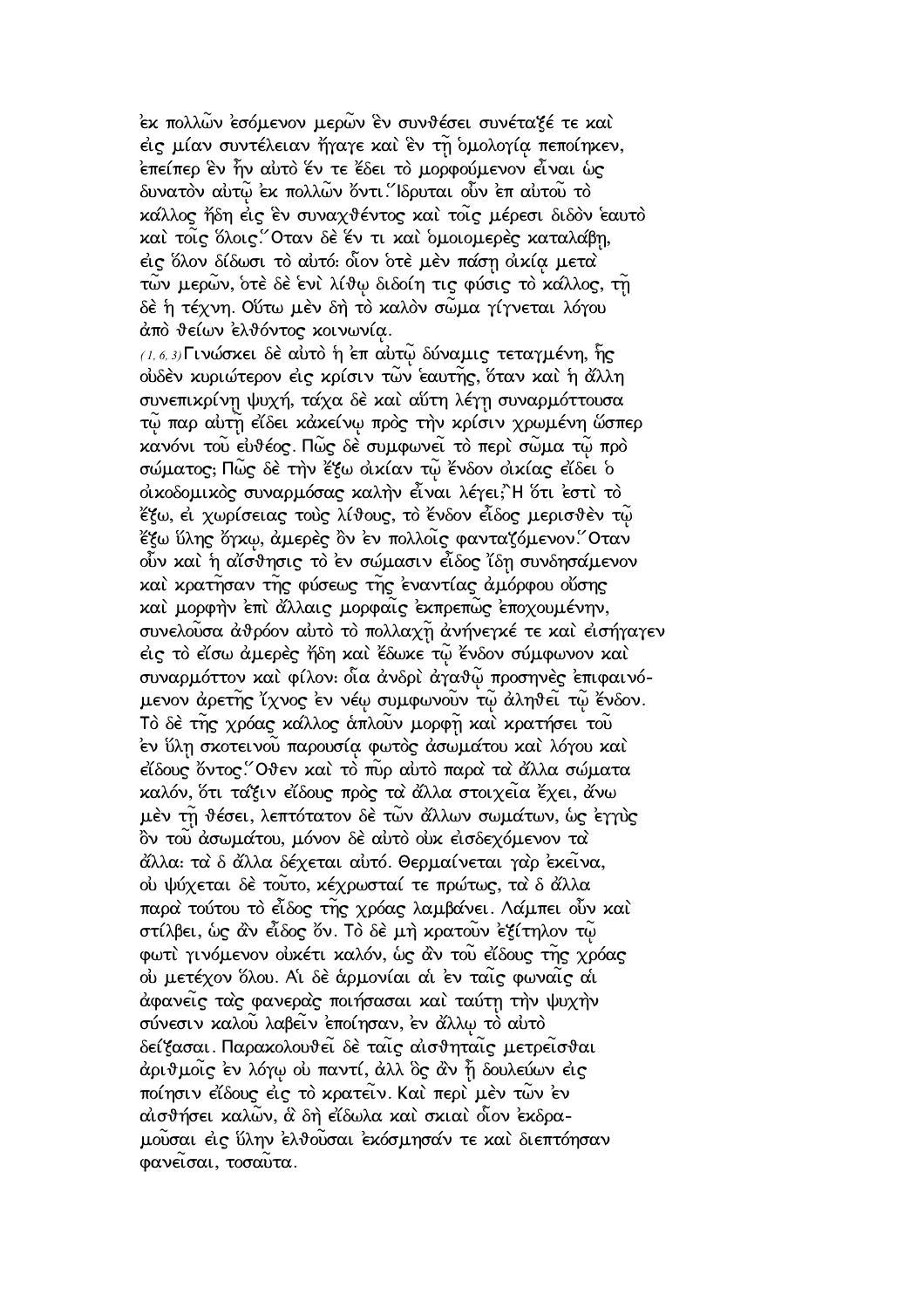ἐκ πολλῶν ἐσόμενον μερῶν ἓν συνθέσει συνέταξέ τε καὶ εἰς μίαν συντέλειαν ἤγαγε καὶ ἓν τῇ ὁμολογίᾳ πεποίηκεν, ἐπείπερ ἓν ἦν αὐτὸ ἕν τε ἔδει τὸ μορφούμενον εἶναι ὡς δυνατὸν αὐτῷ ἐκ πολλῶν ὄντι. Ἵδρυται οὖν ἐπ αὐτοῦ τὸ κάλλος ἤδη εἰς ἓν συναχθέντος καὶ τοῖς μέρεσι διδὸν ἑαυτὸ καὶ τοῖς ὅλοις. Ὅταν δὲ ἕν τι καὶ ὁμοιομερὲς καταλάβῃ, εἰς ὅλον δίδωσι τὸ αὐτό· οἷον ὁτὲ μὲν πάσῃ οἰκίᾳ μετὰ τῶν μερῶν, ὁτὲ δὲ ἑνὶ λίθῳ διδοίη τις φύσις τὸ κάλλος, τῇ δὲ ἡ τέχνη. Οὕτω μὲν δὴ τὸ καλὸν σῶμα γίγνεται λόγου ἀπὸ θείων ἐλθόντος κοινωνίᾳ.

(1, 6, 3) Γινώσκει δὲ αὐτὸ ἡ ἐπ αὐτῷ δύναμις τεταγμένη, ἧς οὐδὲν κυριώτερον εἰς κρίσιν τῶν ἑαυτῆς, ὅταν καὶ ἡ ἄλλη συνεπικρίνῃ ψυχή, τάχα δὲ καὶ αὕτη λέγῃ συναρμόττουσα τῷ παρ αὐτῇ εἴδει κἀκείνῳ πρὸς τὴν κρίσιν χρωμένη ὥσπερ κανόνι τοῦ εὐθέος. Πῶς δὲ συμφωνεῖ τὸ περὶ σῶμα τῷ πρὸ σώματος; Πῶς δὲ τὴν ἔξω οἰκίαν τῷ ἔνδον οἰκίας εἴδει ὁ οἰκοδομικὸς συναρμόσας καλὴν εἶναι λέγει; Ἢ ὅτι ἐστὶ τὸ ἔξω, εἰ χωρίσειας τοὺς λίθους, τὸ ἔνδον εἶδος μερισθὲν τῷ ἔξω ὕλης ὄγκῳ, ἀμερὲς ὂν ἐν πολλοῖς φανταζόμενον. Ὅταν οὖν καὶ ἡ αἴσθησις τὸ ἐν σώμασιν εἶδος ἴδῃ συνδησάμενον καὶ κρατῆσαν τῆς φύσεως τῆς ἐναντίας ἀμόρφου οὔσης καὶ μορφὴν ἐπὶ ἄλλαις μορφαῖς ἐκπρεπῶς ἐποχουμένην, συνελοῦσα ἀθρόον αὐτὸ τὸ πολλαχῇ ἀνήνεγκέ τε καὶ εἰσήγαγεν εἰς τὸ εἴσω ἀμερὲς ἤδη καὶ ἔδωκε τῷ ἔνδον σύμφωνον καὶ συναρμόττον καὶ φίλον· οἷα ἀνδρὶ ἀγαθῷ προσηνὲς ἐπιφαινόμενον ἀρετῆς ἴχνος ἐν νέῳ συμφωνοῦν τῷ ἀληθεῖ τῷ ἔνδον. Τὸ δὲ τῆς χρόας κάλλος ἁπλοῦν μορφῇ καὶ κρατήσει τοῦ ἐν ὕλῃ σκοτεινοῦ παρουσίᾳ φωτὸς ἀσωμάτου καὶ λόγου καὶ εἴδους ὄντος. Ὅθεν καὶ τὸ πῦρ αὐτὸ παρὰ τὰ ἄλλα σώματα καλόν, ὅτι τάξιν εἴδους πρὸς τὰ ἄλλα στοιχεῖα ἔχει, ἄνω μὲν τῇ θέσει, λεπτότατον δὲ τῶν ἄλλων σωμάτων, ὡς ἐγγὺς ὂν τοῦ ἀσωμάτου, μόνον δὲ αὐτὸ οὐκ εἰσδεχόμενον τὰ ἄλλα· τὰ δ ἄλλα δέχεται αὐτό. Θερμαίνεται γὰρ ἐκεῖνα, οὐ ψύχεται δὲ τοῦτο, κέχρωσταί τε πρώτως, τὰ δ ἄλλα παρὰ τούτου τὸ εἶδος τῆς χρόας λαμβάνει. Λάμπει οὖν καὶ στίλβει, ὡς ἂν εἶδος ὄν. Τὸ δὲ μὴ κρατοῦν ἐξίτηλον τῷ φωτὶ γινόμενον οὐκέτι καλόν, ὡς ἂν τοῦ εἴδους τῆς χρόας οὐ μετέχον ὅλου. Αἱ δὲ ἁρμονίαι αἱ ἐν ταῖς φωναῖς αἱ ἀφανεῖς τὰς φανερὰς ποιήσασαι καὶ ταύτῃ τὴν ψυχὴν σύνεσιν καλοῦ λαβεῖν ἐποίησαν, ἐν ἄλλῳ τὸ αὐτὸ δείξασαι. Παρακολουθεῖ δὲ ταῖς αἰσθηταῖς μετρεῖσθαι ἀριθμοῖς ἐν λόγῳ οὐ παντί, ἀλλ ὃς ἂν ᾖ δουλεύων εἰς ποίησιν εἴδους εἰς τὸ κρατεῖν. Καὶ περὶ μὲν τῶν ἐν αἰσθήσει καλῶν, ἃ δὴ εἴδωλα καὶ σκιαὶ οἷον ἐκδραμοῦσαι εἰς ὕλην ἐλθοῦσαι ἐκόσμησάν τε καὶ διεπτόησαν φανεῖσαι, τοσαῦτα.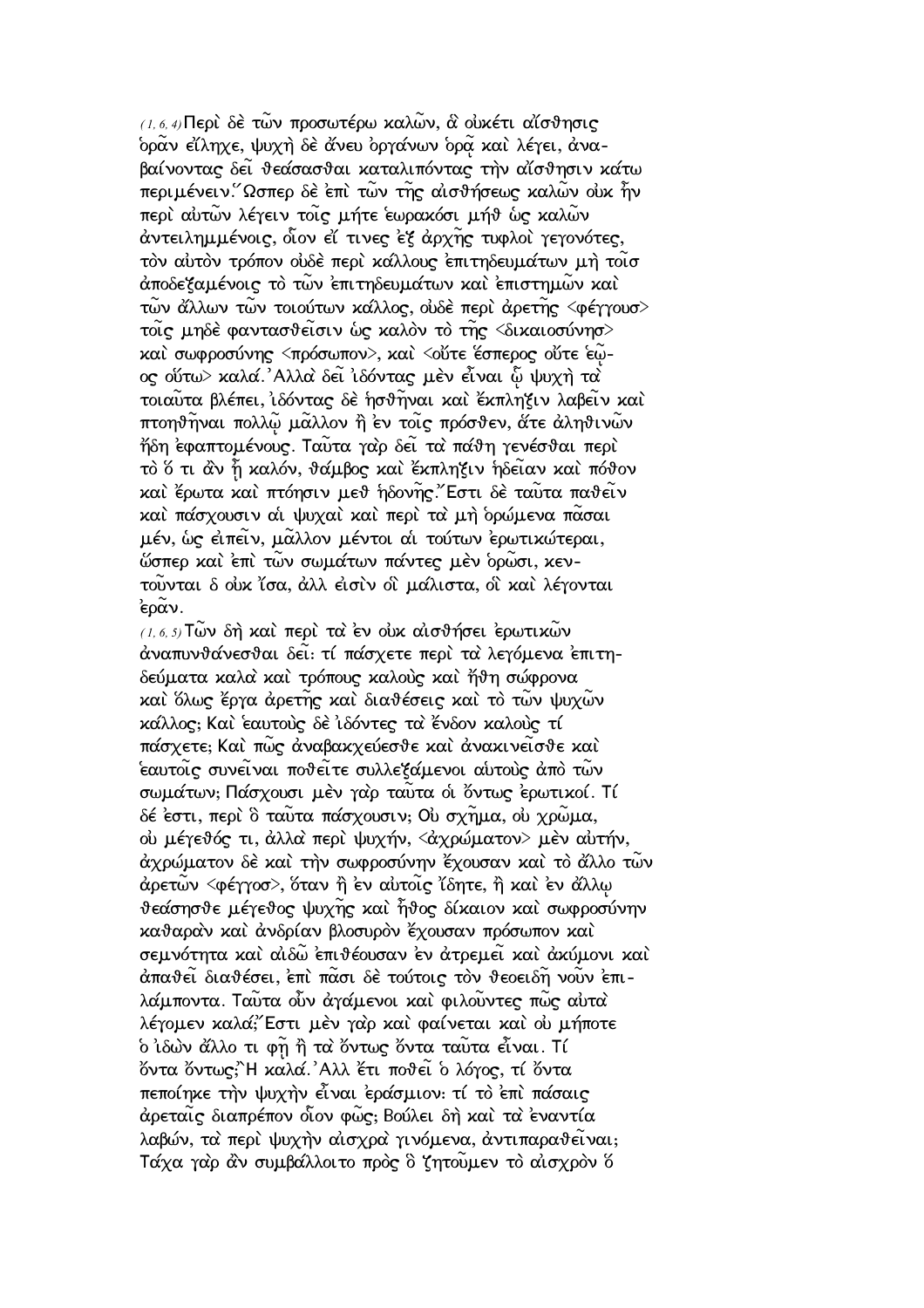(1, 6, 4) Περὶ δὲ τῶν προσωτέρω καλῶν, ἃ οὐκέτι αἴσθησις ὁρᾶν εἴληχε, ψυχὴ δὲ ἄνευ ὀργάνων ὁρᾷ καὶ λέγει, ἀναβαίνοντας δεῖ θεάσασθαι καταλιπόντας τὴν αἴσθησιν κάτω περιμένειν. Ὥσπερ δὲ ἐπὶ τῶν τῆς αἰσθήσεως καλῶν οὐκ ἦν περὶ αὐτῶν λέγειν τοῖς μήτε ἑωρακόσι μήθ ὡς καλῶν ἀντειλημμένοις, οἷον εἴ τινες ἐξ ἀρχῆς τυφλοὶ γεγονότες, τὸν αὐτὸν τρόπον οὐδὲ περὶ κάλλους ἐπιτηδευμάτων μὴ τοῖσ ἀποδεξαμένοις τὸ τῶν ἐπιτηδευμάτων καὶ ἐπιστημῶν καὶ τῶν ἄλλων τῶν τοιούτων κάλλος, οὐδὲ περὶ ἀρετῆς <φέγγουσ> τοῖς μηδὲ φαντασθεῖσιν ὡς καλὸν τὸ τῆς <δικαιοσύνησ> καὶ σωφροσύνης <πρόσωπον>, καὶ <οὔτε ἕσπερος οὔτε ἑῷος οὕτω> καλά. Ἀλλὰ δεῖ ἰδόντας μὲν εἶναι ᾧ ψυχὴ τὰ τοιαῦτα βλέπει, ἰδόντας δὲ ἡσθῆναι καὶ ἔκπληξιν λαβεῖν καὶ πτοηθῆναι πολλῷ μᾶλλον ἢ ἐν τοῖς πρόσθεν, ἅτε ἀληθινῶν ἤδη ἐφαπτομένους. Ταῦτα γὰρ δεῖ τὰ πάθη γενέσθαι περὶ τὸ ὅ τι ἂν ᾖ καλόν, θάμβος καὶ ἔκπληξιν ἡδεῖαν καὶ πόθον καὶ ἔρωτα καὶ πτόησιν μεθ ἡδονῆς. Ἔστι δὲ ταῦτα παθεῖν καὶ πάσχουσιν αἱ ψυχαὶ καὶ περὶ τὰ μὴ ὁρώμενα πᾶσαι μέν, ὡς εἰπεῖν, μᾶλλον μέντοι αἱ τούτων ἐρωτικώτεραι, ὥσπερ καὶ ἐπὶ τῶν σωμάτων πάντες μὲν ὁρῶσι, κεντοῦνται δ οὐκ ἴσα, ἀλλ εἰσὶν οἳ μάλιστα, οἳ καὶ λέγονται ἐρᾶν.

(1, 6, 5) Τῶν δὴ καὶ περὶ τὰ ἐν οὐκ αἰσθήσει ἐρωτικῶν ἀναπυνθάνεσθαι δεῖ: τί πάσχετε περὶ τὰ λεγόμενα ἐπιτηδεύματα καλὰ καὶ τρόπους καλοὺς καὶ ἤθη σώφρονα καὶ ὅλως ἔργα ἀρετῆς καὶ διαθέσεις καὶ τὸ τῶν ψυχῶν κάλλος; Καὶ ἑαυτοὺς δὲ ἰδόντες τὰ ἔνδον καλοὺς τί πάσχετε; Καὶ πῶς ἀναβακχεύεσθε καὶ ἀνακινεῖσθε καὶ ἑαυτοῖς συνεῖναι ποθεῖτε συλλεξάμενοι αὑτοὺς ἀπὸ τῶν σωμάτων; Πάσχουσι μὲν γὰρ ταῦτα οἱ ὄντως ἐρωτικοί. Τί δέ ἐστι, περὶ ὃ ταῦτα πάσχουσιν; Οὐ σχῆμα, οὐ χρῶμα, οὐ μέγεθός τι, ἀλλὰ περὶ ψυχήν, <ἀχρώματον> μὲν αὐτήν, ἀχρώματον δὲ καὶ τὴν σωφροσύνην ἔχουσαν καὶ τὸ ἄλλο τῶν ἀρετῶν <φέγγοσ>, ὅταν ἢ ἐν αὐτοῖς ἴδητε, ἢ καὶ ἐν ἄλλῳ θεάσησθε μέγεθος ψυχῆς καὶ ἦθος δίκαιον καὶ σωφροσύνην καθαρὰν καὶ ἀνδρίαν βλοσυρὸν ἔχουσαν πρόσωπον καὶ σεμνότητα καὶ αἰδῶ ἐπιθέουσαν ἐν ἀτρεμεῖ καὶ ἀκύμονι καὶ ἀπαθεῖ διαθέσει, ἐπὶ πᾶσι δὲ τούτοις τὸν θεοειδῆ νοῦν ἐπιλάμποντα. Ταῦτα οὖν ἀγάμενοι καὶ φιλοῦντες πῶς αὐτὰ λέγομεν καλά; Ἔστι μὲν γὰρ καὶ φαίνεται καὶ οὐ μήποτε ὁ ἰδὼν ἄλλο τι φῇ ἢ τὰ ὄντως ὄντα ταῦτα εἶναι. Τί ὄντα ὄντως; Ἢ καλά. Ἀλλ ἔτι ποθεῖ ὁ λόγος, τί ὄντα πεποίηκε τὴν ψυχὴν εἶναι ἐράσμιον: τί τὸ ἐπὶ πάσαις ἀρεταῖς διαπρέπον οἷον φῶς; Βούλει δὴ καὶ τὰ ἐναντία λαβών, τὰ περὶ ψυχὴν αἰσχρὰ γινόμενα, ἀντιπαραθεῖναι; Τάχα γὰρ ἂν συμβάλλοιτο πρὸς ὃ ζητοῦμεν τὸ αἰσχρὸν ὅ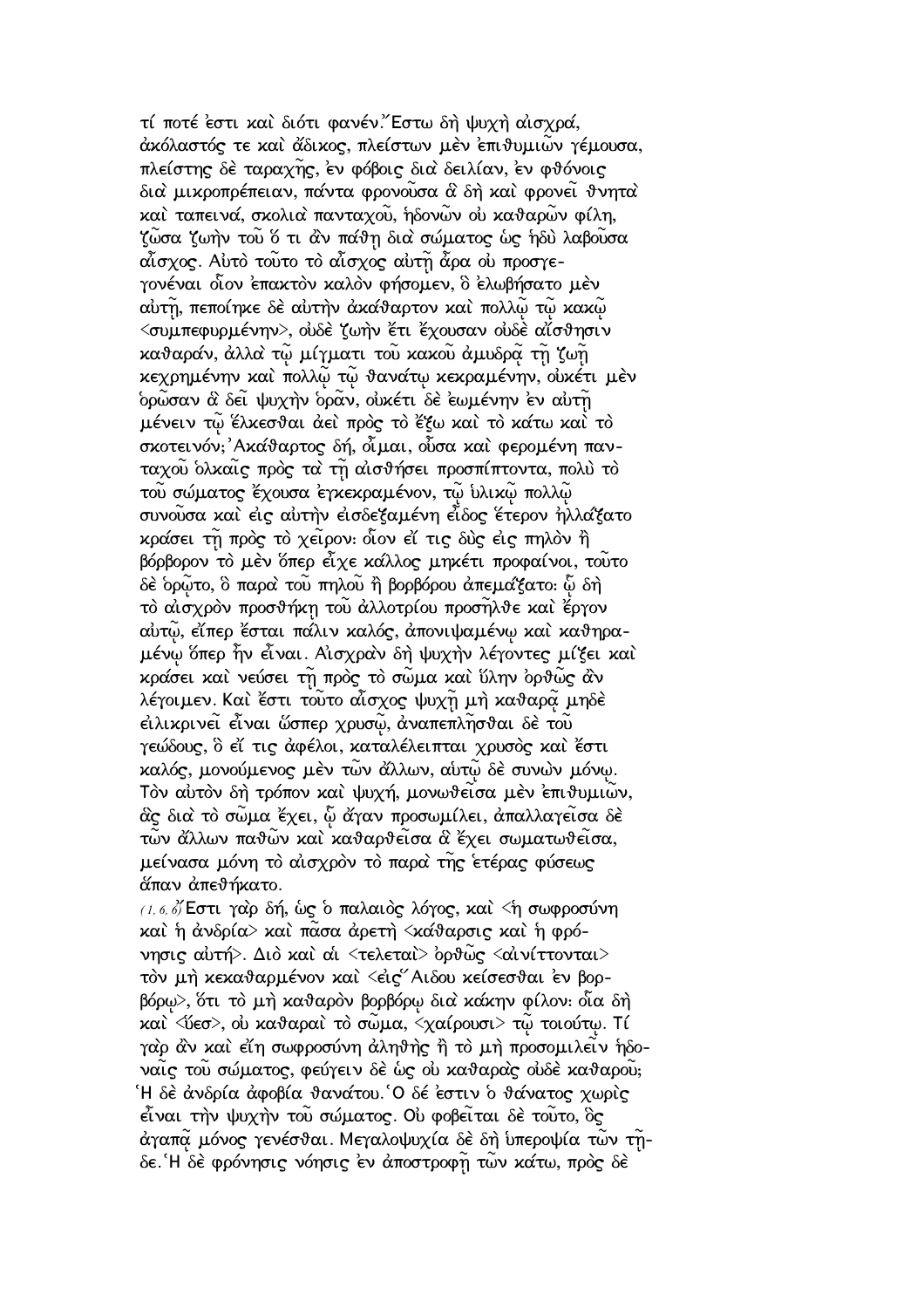τί ποτέ ἐστι καὶ διότι φανέν.Ἔστω δὴ ψυχὴ αἰσχρά, ἀκόλαστός τε καὶ ἄδικος, πλείστων μὲν ἐπιθυμιῶν γέμουσα, πλείστης δὲ ταραχῆς, ἐν φόβοις διὰ δειλίαν, ἐν φθόνοις διὰ μικροπρέπειαν, πάντα φρονοῦσα ἃ δὴ καὶ φρονεῖ θνητὰ καὶ ταπεινά, σκολιὰ πανταχοῦ, ἡδονῶν οὐ καθαρῶν φίλη, ζῶσα ζωὴν τοῦ ὅ τι ἂν πάθῃ διὰ σώματος ὡς ἡδὺ λαβοῦσα αἶσχος. Αὐτὸ τοῦτο τὸ αἶσχος αὐτῇ ἆρα οὐ προσγεγονέναι οἷον ἐπακτὸν καλὸν φήσομεν, ὃ ἐλωβήσατο μὲν αὐτῇ, πεποίηκε δὲ αὐτὴν ἀκάθαρτον καὶ πολλῷ τῷ κακῷ <συμπεφυρμένην>, οὐδὲ ζωὴν ἔτι ἔχουσαν οὐδὲ αἴσθησιν καθαράν, ἀλλὰ τῷ μίγματι τοῦ κακοῦ ἀμυδρᾷ τῇ ζωῇ κεχρημένην καὶ πολλῷ τῷ θανάτῳ κεκραμένην, οὐκέτι μὲν ὁρῶσαν ἃ δεῖ ψυχὴν ὁρᾶν, οὐκέτι δὲ ἐωμένην ἐν αὐτῇ μένειν τῷ ἕλκεσθαι ἀεὶ πρὸς τὸ ἔξω καὶ τὸ κάτω καὶ τὸ σκοτεινόν;Ἀκάθαρτος δή, οἶμαι, οὖσα καὶ φερομένη πανταχοῦ ὁλκαῖς πρὸς τὰ τῇ αἰσθήσει προσπίπτοντα, πολὺ τὸ τοῦ σώματος ἔχουσα ἐγκεκραμένον, τῷ ὑλικῷ πολλῷ συνοῦσα καὶ εἰς αὐτὴν εἰσδεξαμένη εἶδος ἕτερον ἠλλάξατο κράσει τῇ πρὸς τὸ χεῖρον· οἷον εἴ τις δὺς εἰς πηλὸν ἢ βόρβορον τὸ μὲν ὅπερ εἶχε κάλλος μηκέτι προφαίνοι, τοῦτο δὲ ὁρῷτο, ὃ παρὰ τοῦ πηλοῦ ἢ βορβόρου ἀπεμάξατο· ᾧ δὴ τὸ αἰσχρὸν προσθήκῃ τοῦ ἀλλοτρίου προσῆλθε καὶ ἔργον αὐτῷ, εἴπερ ἔσται πάλιν καλός, ἀπονιψαμένῳ καὶ καθηραμένῳ ὅπερ ἦν εἶναι. Αἰσχρὰν δὴ ψυχὴν λέγοντες μίξει καὶ κράσει καὶ νεύσει τῇ πρὸς τὸ σῶμα καὶ ὕλην ὀρθῶς ἂν λέγοιμεν. Καὶ ἔστι τοῦτο αἶσχος ψυχῇ μὴ καθαρᾷ μηδὲ εἰλικρινεῖ εἶναι ὥσπερ χρυσῷ, ἀναπεπλῆσθαι δὲ τοῦ γεώδους, ὃ εἴ τις ἀφέλοι, καταλέλειπται χρυσὸς καὶ ἔστι καλός, μονούμενος μὲν τῶν ἄλλων, αὑτῷ δὲ συνὼν μόνῳ. Τὸν αὐτὸν δὴ τρόπον καὶ ψυχή, μονωθεῖσα μὲν ἐπιθυμιῶν, ἃς διὰ τὸ σῶμα ἔχει, ᾧ ἄγαν προσωμίλει, ἀπαλλαγεῖσα δὲ τῶν ἄλλων παθῶν καὶ καθαρθεῖσα ἃ ἔχει σωματωθεῖσα, μείνασα μόνη τὸ αἰσχρὸν τὸ παρὰ τῆς ἑτέρας φύσεως ἅπαν ἀπεθήκατο.

(1,6,6) Ἔστι γὰρ δή, ὡς ὁ παλαιὸς λόγος, καὶ <ἡ σωφροσύνη καὶ ἡ ἀνδρία> καὶ πᾶσα ἀρετὴ <κάθαρσις καὶ ἡ φρόνησις αὐτή>. Διὸ καὶ αἱ <τελεταὶ> ὀρθῶς <αἰνίττονται> τὸν μὴ κεκαθαρμένον καὶ <εἰς Ἅιδου κείσεσθαι ἐν βορβόρῳ>, ὅτι τὸ μὴ καθαρὸν βορβόρῳ διὰ κάκην φίλον· οἷα δὴ καὶ <ὕες>, οὐ καθαραὶ τὸ σῶμα, <χαίρουσι> τῷ τοιούτῳ. Τί γὰρ ἂν καὶ εἴη σωφροσύνη ἀληθὴς ἢ τὸ μὴ προσομιλεῖν ἡδοναῖς τοῦ σώματος, φεύγειν δὲ ὡς οὐ καθαρὰς οὐδὲ καθαροῦ; Ἡ δὲ ἀνδρία ἀφοβία θανάτου. Ὁ δέ ἐστιν ὁ θάνατος χωρὶς εἶναι τὴν ψυχὴν τοῦ σώματος. Οὐ φοβεῖται δὲ τοῦτο, ὃς ἀγαπᾷ μόνος γενέσθαι. Μεγαλοψυχία δὲ δὴ ὑπεροψία τῶν τῇδε. Ἡ δὲ φρόνησις νόησις ἐν ἀποστροφῇ τῶν κάτω, πρὸς δὲ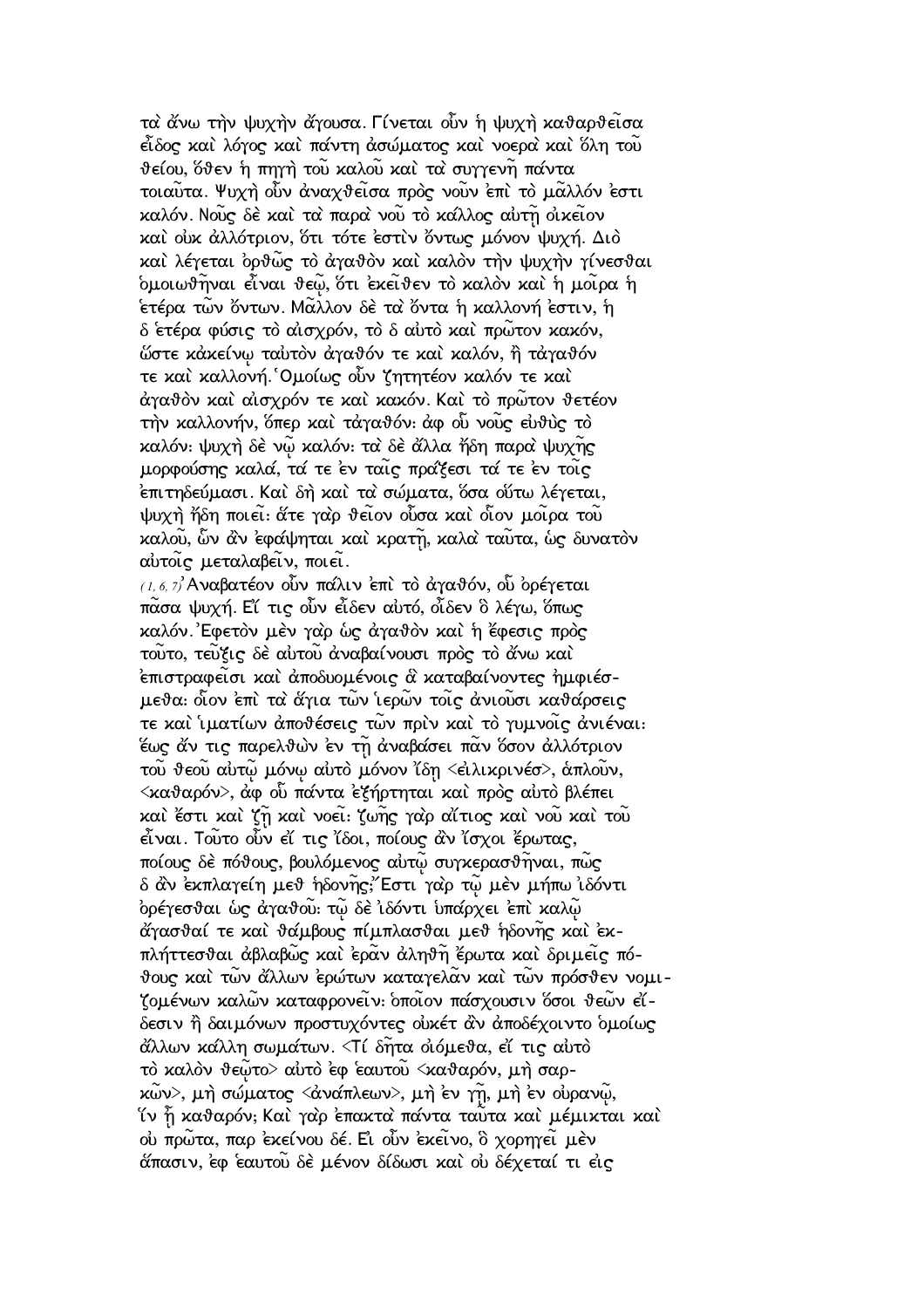τὰ ἄνω τὴν ψυχὴν ἄγουσα. Γίνεται οὖν ἡ ψυχὴ καθαρθεῖσα εἶδος καὶ λόγος καὶ πάντη ἀσώματος καὶ νοερὰ καὶ ὅλη τοῦ θείου, ὅθεν ἡ πηγὴ τοῦ καλοῦ καὶ τὰ συγγενῆ πάντα τοιαῦτα. Ψυχὴ οὖν ἀναχθεῖσα πρὸς νοῦν ἐπὶ τὸ μᾶλλόν ἐστι καλόν. Νοῦς δὲ καὶ τὰ παρὰ νοῦ τὸ κάλλος αὐτῇ οἰκεῖον καὶ οὐκ ἀλλότριον, ὅτι τότε ἐστὶν ὄντως μόνον ψυχή. Διὸ καὶ λέγεται ὀρθῶς τὸ ἀγαθὸν καὶ καλὸν τὴν ψυχὴν γίνεσθαι ὁμοιωθῆναι εἶναι θεῷ, ὅτι ἐκεῖθεν τὸ καλὸν καὶ ἡ μοῖρα ἡ ἑτέρα τῶν ὄντων. Μᾶλλον δὲ τὰ ὄντα ἡ καλλονή ἐστιν, ἡ δ ἑτέρα φύσις τὸ αἰσχρόν, τὸ δ αὐτὸ καὶ πρῶτον κακόν, ὥστε κἀκείνῳ ταὐτὸν ἀγαθόν τε καὶ καλόν, ἢ τἀγαθόν τε καὶ καλλονή. Ὁμοίως οὖν ζητητέον καλόν τε καὶ ἀγαθὸν καὶ αἰσχρόν τε καὶ κακόν. Καὶ τὸ πρῶτον θετέον τὴν καλλονήν, ὅπερ καὶ τἀγαθόν: ἀφ οὗ νοῦς εὐθὺς τὸ καλόν: ψυχὴ δὲ νῷ καλόν: τὰ δὲ ἄλλα ἤδη παρὰ ψυχῆς μορφούσης καλά, τά τε ἐν ταῖς πράξεσι τά τε ἐν τοῖς ἐπιτηδεύμασι. Καὶ δὴ καὶ τὰ σώματα, ὅσα οὕτω λέγεται, ψυχὴ ἤδη ποιεῖ: ἅτε γὰρ θεῖον οὖσα καὶ οἷον μοῖρα τοῦ καλοῦ, ὧν ἂν ἐφάψηται καὶ κρατῇ, καλὰ ταῦτα, ὡς δυνατὸν αὐτοῖς μεταλαβεῖν, ποιεῖ.

(1, 6, 7) Ἀναβατέον οὖν πάλιν ἐπὶ τὸ ἀγαθόν, οὗ ὀρέγεται πᾶσα ψυχή. Εἴ τις οὖν εἶδεν αὐτό, οἶδεν ὃ λέγω, ὅπως καλόν. Ἐφετὸν μὲν γὰρ ὡς ἀγαθὸν καὶ ἡ ἔφεσις πρὸς τοῦτο, τεῦξις δὲ αὐτοῦ ἀναβαίνουσι πρὸς τὸ ἄνω καὶ ἐπιστραφεῖσι καὶ ἀποδυομένοις ἃ καταβαίνοντες ἠμφιέσμεθα: οἷον ἐπὶ τὰ ἅγια τῶν ἱερῶν τοῖς ἀνιοῦσι καθάρσεις τε καὶ ἱματίων ἀποθέσεις τῶν πρὶν καὶ τὸ γυμνοῖς ἀνιέναι: ἕως ἄν τις παρελθὼν ἐν τῇ ἀναβάσει πᾶν ὅσον ἀλλότριον τοῦ θεοῦ αὐτῷ μόνῳ αὐτὸ μόνον ἴδῃ <εἰλικρινές>, ἁπλοῦν, <καθαρόν>, ἀφ οὗ πάντα ἐξήρτηται καὶ πρὸς αὐτὸ βλέπει καὶ ἔστι καὶ ζῇ καὶ νοεῖ: ζωῆς γὰρ αἴτιος καὶ νοῦ καὶ τοῦ εἶναι. Τοῦτο οὖν εἴ τις ἴδοι, ποίους ἂν ἴσχοι ἔρωτας, ποίους δὲ πόθους, βουλόμενος αὐτῷ συγκερασθῆναι, πῶς δ ἂν ἐκπλαγείη μεθ ἡδονῆς; Ἔστι γὰρ τῷ μὲν μήπω ἰδόντι ὀρέγεσθαι ὡς ἀγαθοῦ: τῷ δὲ ἰδόντι ὑπάρχει ἐπὶ καλῷ ἄγασθαί τε καὶ θάμβους πίμπλασθαι μεθ ἡδονῆς καὶ ἐκπλήττεσθαι ἀβλαβῶς καὶ ἐρᾶν ἀληθῆ ἔρωτα καὶ δριμεῖς πόθους καὶ τῶν ἄλλων ἐρώτων καταγελᾶν καὶ τῶν πρόσθεν νομιζομένων καλῶν καταφρονεῖν: ὁποῖον πάσχουσιν ὅσοι θεῶν εἴδεσιν ἢ δαιμόνων προστυχόντες οὐκέτ ἂν ἀποδέχοιντο ὁμοίως ἄλλων κάλλη σωμάτων. <Τί δῆτα οἰόμεθα, εἴ τις αὐτὸ τὸ καλὸν θεῷτο> αὐτὸ ἐφ ἑαυτοῦ <καθαρόν, μὴ σαρκῶν>, μὴ σώματος <ἀνάπλεων>, μὴ ἐν γῇ, μὴ ἐν οὐρανῷ, ἵν ᾖ καθαρόν; Καὶ γὰρ ἐπακτὰ πάντα ταῦτα καὶ μέμικται καὶ οὐ πρῶτα, παρ ἐκείνου δέ. Εἰ οὖν ἐκεῖνο, ὃ χορηγεῖ μὲν ἅπασιν, ἐφ ἑαυτοῦ δὲ μένον δίδωσι καὶ οὐ δέχεταί τι εἰς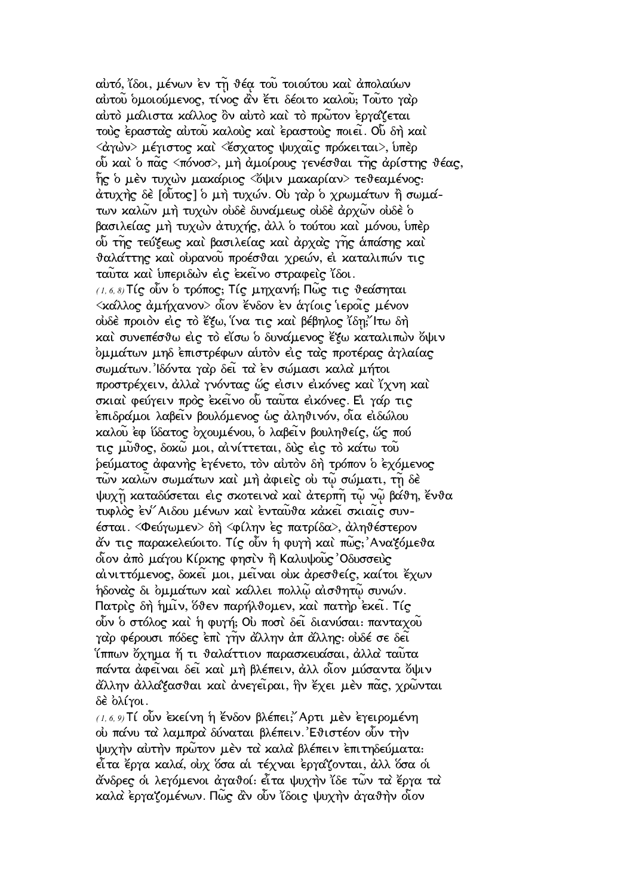αὐτό, ἴδοι, μένων ἐν τῇ θέᾳ τοῦ τοιούτου καὶ ἀπολαύων αὐτοῦ ὁμοιούμενος, τίνος ἂν ἔτι δέοιτο καλοῦ; Τοῦτο γὰρ αὐτὸ μάλιστα κάλλος ὂν αὐτὸ καὶ τὸ πρῶτον ἐργάζεται τοὺς ἐραστὰς αὐτοῦ καλοὺς καὶ ἐραστοὺς ποιεῖ. Οὗ δὴ καὶ <ἀγὼν> μέγιστος καὶ <ἔσχατος ψυχαῖς πρόκειται>, ὑπὲρ οὗ καὶ ὁ πᾶς <πόνοσ>, μὴ ἀμοίρους γενέσθαι τῆς ἀρίστης θέας, ἧς ὁ μὲν τυχὼν μακάριος <ὄψιν μακαρίαν> τεθεαμένος· ἀτυχὴς δὲ [οὗτος] ὁ μὴ τυχών. Οὐ γὰρ ὁ χρωμάτων ἢ σωμάτων καλῶν μὴ τυχὼν οὐδὲ δυνάμεως οὐδὲ ἀρχῶν οὐδὲ ὁ βασιλείας μὴ τυχὼν ἀτυχής, ἀλλ ὁ τούτου καὶ μόνου, ὑπὲρ οὗ τῆς τεύξεως καὶ βασιλείας καὶ ἀρχὰς γῆς ἁπάσης καὶ θαλάττης καὶ οὐρανοῦ προέσθαι χρεών, εἰ καταλιπών τις ταῦτα καὶ ὑπεριδὼν εἰς ἐκεῖνο στραφεὶς ἴδοι.

*(1, 6, 8)* Τίς οὖν ὁ τρόπος; Τίς μηχανή; Πῶς τις θεάσηται <κάλλος ἀμήχανον> οἷον ἔνδον ἐν ἁγίοις ἱεροῖς μένον οὐδὲ προιὸν εἰς τὸ ἔξω, ἵνα τις καὶ βέβηλος ἴδῃ; Ἴτω δὴ καὶ συνεπέσθω εἰς τὸ εἴσω ὁ δυνάμενος ἔξω καταλιπὼν ὄψιν ὀμμάτων μηδ ἐπιστρέφων αὑτὸν εἰς τὰς προτέρας ἀγλαίας σωμάτων. Ἰδόντα γὰρ δεῖ τὰ ἐν σώμασι καλὰ μήτοι προστρέχειν, ἀλλὰ γνόντας ὥς εἰσιν εἰκόνες καὶ ἴχνη καὶ σκιαὶ φεύγειν πρὸς ἐκεῖνο οὗ ταῦτα εἰκόνες. Εἰ γάρ τις ἐπιδράμοι λαβεῖν βουλόμενος ὡς ἀληθινόν, οἷα εἰδώλου καλοῦ ἐφ ὕδατος ὀχουμένου, ὃ λαβεῖν βουληθείς, ὥς πού τις μῦθος, δοκῶ μοι, αἰνίττεται, δὺς εἰς τὸ κάτω τοῦ ῥεύματος ἀφανὴς ἐγένετο, τὸν αὐτὸν δὴ τρόπον ὁ ἐχόμενος τῶν καλῶν σωμάτων καὶ μὴ ἀφιεὶς οὐ τῷ σώματι, τῇ δὲ ψυχῇ καταδύσεται εἰς σκοτεινὰ καὶ ἀτερπῆ τῷ νῷ βάθη, ἔνθα τυφλὸς ἐν Ἅιδου μένων καὶ ἐνταῦθα κἀκεῖ σκιαῖς συνέσται. <Φεύγωμεν> δὴ <φίλην ἐς πατρίδα>, ἀληθέστερον ἄν τις παρακελεύοιτο. Τίς οὖν ἡ φυγὴ καὶ πῶς; Ἀναξόμεθα οἷον ἀπὸ μάγου Κίρκης φησὶν ἢ Καλυψοῦς Ὀδυσσεὺς αἰνιττόμενος, δοκεῖ μοι, μεῖναι οὐκ ἀρεσθείς, καίτοι ἔχων ἡδονὰς δι ὀμμάτων καὶ κάλλει πολλῷ αἰσθητῷ συνών. Πατρὶς δὴ ἡμῖν, ὅθεν παρήλθομεν, καὶ πατὴρ ἐκεῖ. Τίς οὖν ὁ στόλος καὶ ἡ φυγή; Οὐ ποσὶ δεῖ διανύσαι· πανταχοῦ γὰρ φέρουσι πόδες ἐπὶ γῆν ἄλλην ἀπ ἄλλης· οὐδέ σε δεῖ ἵππων ὄχημα ἤ τι θαλάττιον παρασκευάσαι, ἀλλὰ ταῦτα πάντα ἀφεῖναι δεῖ καὶ μὴ βλέπειν, ἀλλ οἷον μύσαντα ὄψιν ἄλλην ἀλλάξασθαι καὶ ἀνεγεῖραι, ἣν ἔχει μὲν πᾶς, χρῶνται δὲ ὀλίγοι.

*(1, 6, 9)* Τί οὖν ἐκείνη ἡ ἔνδον βλέπει; Ἄρτι μὲν ἐγειρομένη οὐ πάνυ τὰ λαμπρὰ δύναται βλέπειν. Ἐθιστέον οὖν τὴν ψυχὴν αὐτὴν πρῶτον μὲν τὰ καλὰ βλέπειν ἐπιτηδεύματα· εἶτα ἔργα καλά, οὐχ ὅσα αἱ τέχναι ἐργάζονται, ἀλλ ὅσα οἱ ἄνδρες οἱ λεγόμενοι ἀγαθοί· εἶτα ψυχὴν ἴδε τῶν τὰ ἔργα τὰ καλὰ ἐργαζομένων. Πῶς ἂν οὖν ἴδοις ψυχὴν ἀγαθὴν οἷον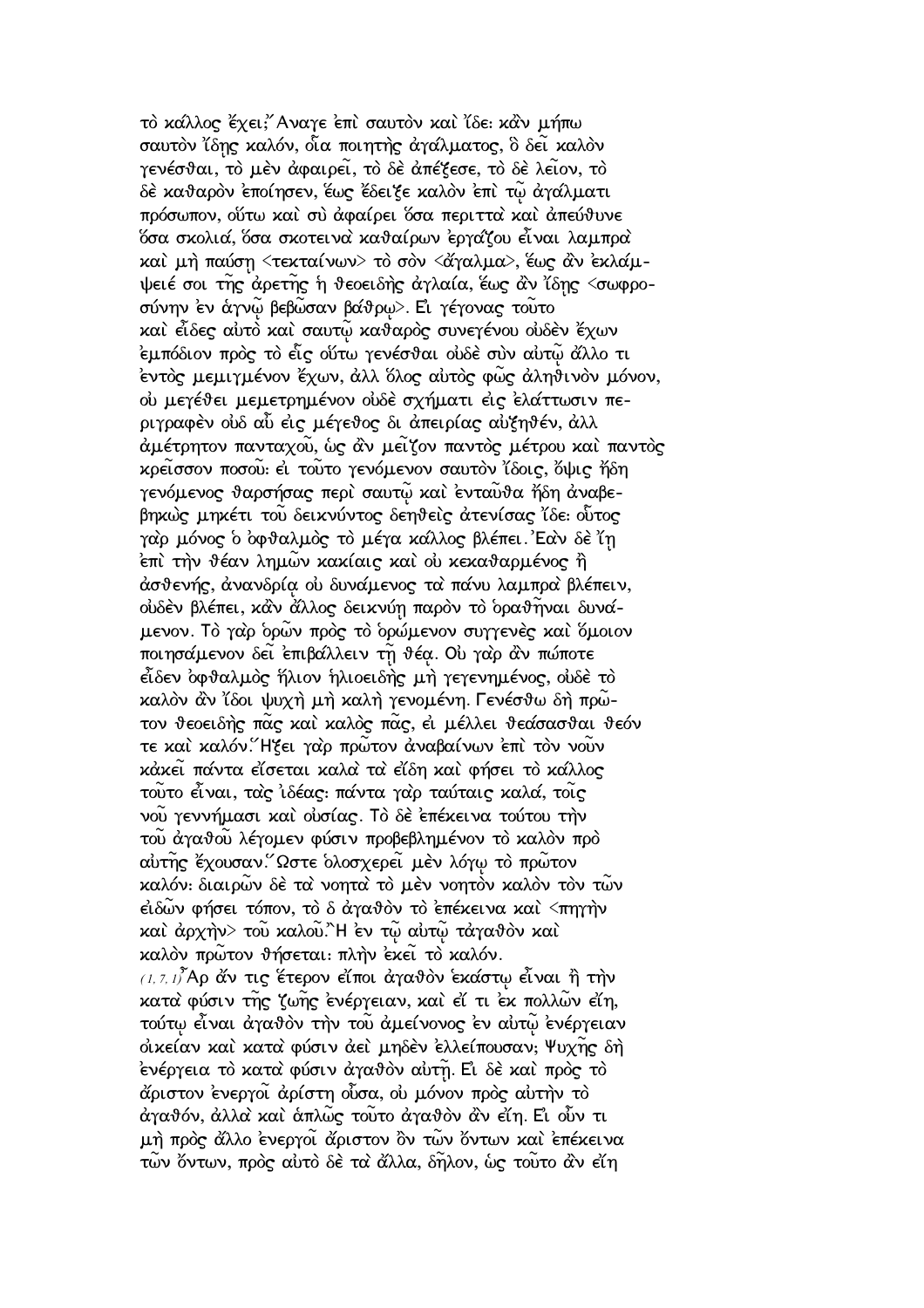τὸ κάλλος ἔχει; Ἄναγε ἐπὶ σαυτὸν καὶ ἴδε· κἂν μήπω σαυτὸν ἴδῃς καλόν, οἷα ποιητὴς ἀγάλματος, ὃ δεῖ καλὸν γενέσθαι, τὸ μὲν ἀφαιρεῖ, τὸ δὲ ἀπέξεσε, τὸ δὲ λεῖον, τὸ δὲ καθαρὸν ἐποίησεν, ἕως ἔδειξε καλὸν ἐπὶ τῷ ἀγάλματι πρόσωπον, οὕτω καὶ σὺ ἀφαίρει ὅσα περιττὰ καὶ ἀπεύθυνε ὅσα σκολιά, ὅσα σκοτεινὰ καθαίρων ἐργάζου εἶναι λαμπρὰ καὶ μὴ παύσῃ <τεκταίνων> τὸ σὸν <ἄγαλμα>, ἕως ἂν ἐκλάμψειέ σοι τῆς ἀρετῆς ἡ θεοειδὴς ἀγλαία, ἕως ἂν ἴδῃς <σωφροσύνην ἐν ἁγνῷ βεβῶσαν βάθρῳ>. Εἰ γέγονας τοῦτο καὶ εἶδες αὐτὸ καὶ σαυτῷ καθαρὸς συνεγένου οὐδὲν ἔχων ἐμπόδιον πρὸς τὸ εἷς οὕτω γενέσθαι οὐδὲ σὺν αὐτῷ ἄλλο τι ἐντὸς μεμιγμένον ἔχων, ἀλλ ὅλος αὐτὸς φῶς ἀληθινὸν μόνον, οὐ μεγέθει μεμετρημένον οὐδὲ σχήματι εἰς ἐλάττωσιν περιγραφὲν οὐδ αὖ εἰς μέγεθος δι ἀπειρίας αὐξηθέν, ἀλλ ἀμέτρητον πανταχοῦ, ὡς ἂν μεῖζον παντὸς μέτρου καὶ παντὸς κρεῖσσον ποσοῦ· εἰ τοῦτο γενόμενον σαυτὸν ἴδοις, ὄψις ἤδη γενόμενος θαρσήσας περὶ σαυτῷ καὶ ἐνταῦθα ἤδη ἀναβεβηκὼς μηκέτι τοῦ δεικνύντος δεηθεὶς ἀτενίσας ἴδε· οὗτος γὰρ μόνος ὁ ὀφθαλμὸς τὸ μέγα κάλλος βλέπει. Ἐὰν δὲ ἴῃ ἐπὶ τὴν θέαν λημῶν κακίαις καὶ οὐ κεκαθαρμένος ἢ ἀσθενής, ἀνανδρίᾳ οὐ δυνάμενος τὰ πάνυ λαμπρὰ βλέπειν, οὐδὲν βλέπει, κἂν ἄλλος δεικνύῃ παρὸν τὸ ὁραθῆναι δυνάμενον. Τὸ γὰρ ὁρῶν πρὸς τὸ ὁρώμενον συγγενὲς καὶ ὅμοιον ποιησάμενον δεῖ ἐπιβάλλειν τῇ θέᾳ. Οὐ γὰρ ἂν πώποτε εἶδεν ὀφθαλμὸς ἥλιον ἡλιοειδὴς μὴ γεγενημένος, οὐδὲ τὸ καλὸν ἂν ἴδοι ψυχὴ μὴ καλὴ γενομένη. Γενέσθω δὴ πρῶτον θεοειδὴς πᾶς καὶ καλὸς πᾶς, εἰ μέλλει θεάσασθαι θεόν τε καὶ καλόν. Ἥξει γὰρ πρῶτον ἀναβαίνων ἐπὶ τὸν νοῦν κἀκεῖ πάντα εἴσεται καλὰ τὰ εἴδη καὶ φήσει τὸ κάλλος τοῦτο εἶναι, τὰς ἰδέας· πάντα γὰρ ταύταις καλά, τοῖς νοῦ γεννήμασι καὶ οὐσίας. Τὸ δὲ ἐπέκεινα τούτου τὴν τοῦ ἀγαθοῦ λέγομεν φύσιν προβεβλημένον τὸ καλὸν πρὸ αὐτῆς ἔχουσαν. Ὥστε ὁλοσχερεῖ μὲν λόγῳ τὸ πρῶτον καλόν· διαιρῶν δὲ τὰ νοητὰ τὸ μὲν νοητὸν καλὸν τὸν τῶν εἰδῶν φήσει τόπον, τὸ δ ἀγαθὸν τὸ ἐπέκεινα καὶ <πηγὴν καὶ ἀρχὴν> τοῦ καλοῦ. Ἢ ἐν τῷ αὐτῷ τἀγαθὸν καὶ καλὸν πρῶτον θήσεται· πλὴν ἐκεῖ τὸ καλόν.

(1, 7, 1) Ἆρ ἄν τις ἕτερον εἴποι ἀγαθὸν ἑκάστῳ εἶναι ἢ τὴν κατὰ φύσιν τῆς ζωῆς ἐνέργειαν, καὶ εἴ τι ἐκ πολλῶν εἴη, τούτῳ εἶναι ἀγαθὸν τὴν τοῦ ἀμείνονος ἐν αὐτῷ ἐνέργειαν οἰκείαν καὶ κατὰ φύσιν ἀεὶ μηδὲν ἐλλείπουσαν; Ψυχῆς δὴ ἐνέργεια τὸ κατὰ φύσιν ἀγαθὸν αὐτῇ. Εἰ δὲ καὶ πρὸς τὸ ἄριστον ἐνεργοῖ ἀρίστη οὖσα, οὐ μόνον πρὸς αὐτὴν τὸ ἀγαθόν, ἀλλὰ καὶ ἁπλῶς τοῦτο ἀγαθὸν ἂν εἴη. Εἰ οὖν τι μὴ πρὸς ἄλλο ἐνεργοῖ ἄριστον ὂν τῶν ὄντων καὶ ἐπέκεινα τῶν ὄντων, πρὸς αὐτὸ δὲ τὰ ἄλλα, δῆλον, ὡς τοῦτο ἂν εἴη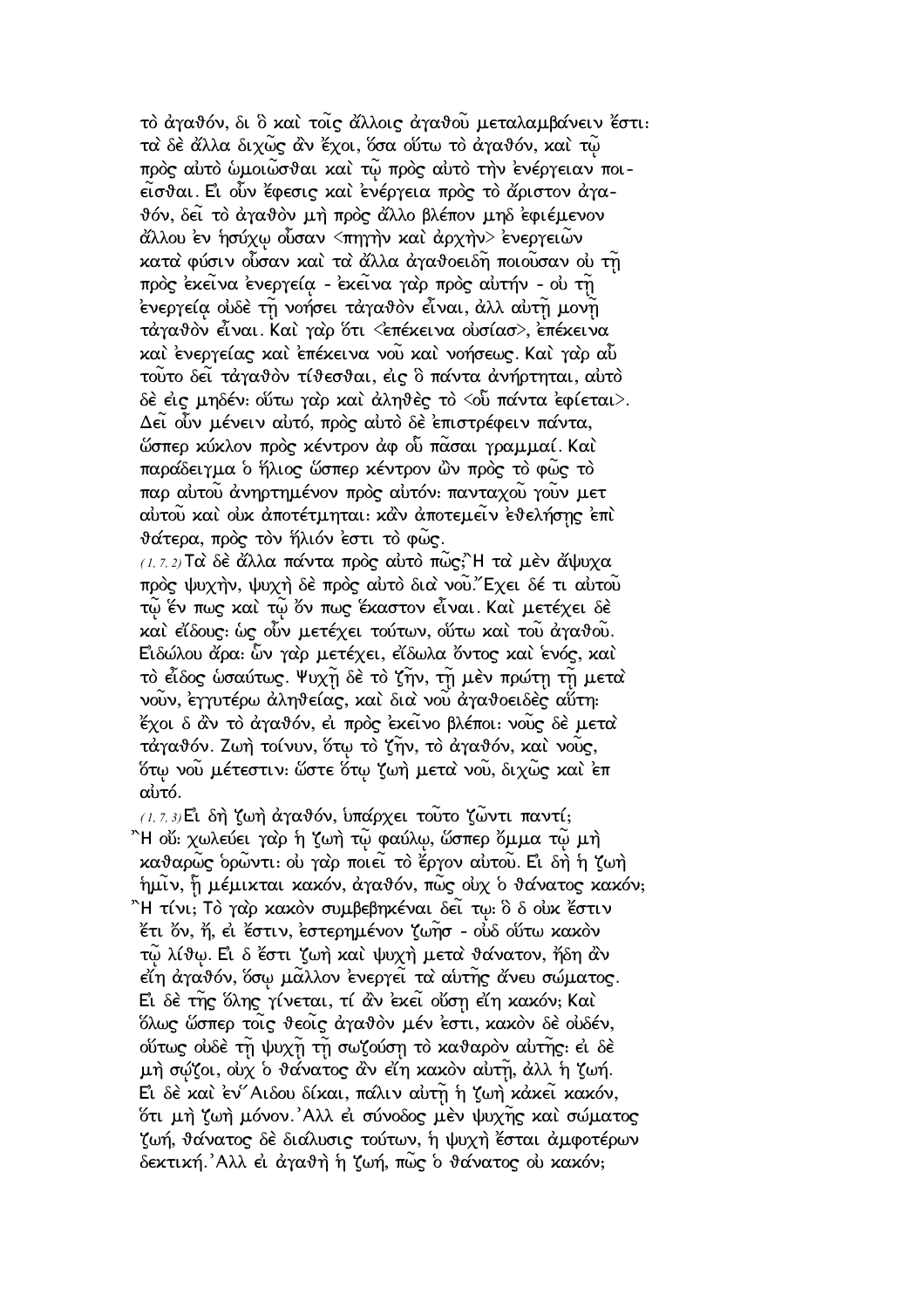τὸ ἀγαθόν, δι ὃ καὶ τοῖς ἄλλοις ἀγαθοῦ μεταλαμβάνειν ἔστι: τὰ δὲ ἄλλα διχῶς ἂν ἔχοι, ὅσα οὕτω τὸ ἀγαθόν, καὶ τῷ πρὸς αὐτὸ ὡμοιῶσθαι καὶ τῷ πρὸς αὐτὸ τὴν ἐνέργειαν ποιεῖσθαι. Εἰ οὖν ἔφεσις καὶ ἐνέργεια πρὸς τὸ ἄριστον ἀγαθόν, δεῖ τὸ ἀγαθὸν μὴ πρὸς ἄλλο βλέπον μηδ ἐφιέμενον ἄλλου ἐν ἡσύχῳ οὖσαν <πηγὴν καὶ ἀρχὴν> ἐνεργειῶν κατὰ φύσιν οὖσαν καὶ τὰ ἄλλα ἀγαθοειδῆ ποιοῦσαν οὐ τῇ πρὸς ἐκεῖνα ἐνεργείᾳ - ἐκεῖνα γὰρ πρὸς αὐτήν - οὐ τῇ ἐνεργείᾳ οὐδὲ τῇ νοήσει τἀγαθὸν εἶναι, ἀλλ αὐτῇ μονῇ τἀγαθὸν εἶναι. Καὶ γὰρ ὅτι <ἐπέκεινα οὐσίασ>, ἐπέκεινα καὶ ἐνεργείας καὶ ἐπέκεινα νοῦ καὶ νοήσεως. Καὶ γὰρ αὖ τοῦτο δεῖ τἀγαθὸν τίθεσθαι, εἰς ὃ πάντα ἀνήρτηται, αὐτὸ δὲ εἰς μηδέν: οὕτω γὰρ καὶ ἀληθὲς τὸ <οὗ πάντα ἐφίεται>. Δεῖ οὖν μένειν αὐτό, πρὸς αὐτὸ δὲ ἐπιστρέφειν πάντα, ὥσπερ κύκλον πρὸς κέντρον ἀφ οὗ πᾶσαι γραμμαί. Καὶ παράδειγμα ὁ ἥλιος ὥσπερ κέντρον ὢν πρὸς τὸ φῶς τὸ παρ αὐτοῦ ἀνηρτημένον πρὸς αὐτόν: πανταχοῦ γοῦν μετ αὐτοῦ καὶ οὐκ ἀποτέτμηται: κἂν ἀποτεμεῖν ἐθελήσῃς ἐπὶ θάτερα, πρὸς τὸν ἥλιόν ἐστι τὸ φῶς.

(1, 7, 2) Τὰ δὲ ἄλλα πάντα πρὸς αὐτὸ πῶς; Ἢ τὰ μὲν ἄψυχα πρὸς ψυχήν, ψυχὴ δὲ πρὸς αὐτὸ διὰ νοῦ. Ἔχει δέ τι αὐτοῦ τῷ ἕν πως καὶ τῷ ὄν πως ἕκαστον εἶναι. Καὶ μετέχει δὲ καὶ εἴδους: ὡς οὖν μετέχει τούτων, οὕτω καὶ τοῦ ἀγαθοῦ. Εἰδώλου ἄρα: ὧν γὰρ μετέχει, εἴδωλα ὄντος καὶ ἑνός, καὶ τὸ εἶδος ὡσαύτως. Ψυχῇ δὲ τὸ ζῆν, τῇ μὲν πρώτῃ τῇ μετὰ νοῦν, ἐγγυτέρω ἀληθείας, καὶ διὰ νοῦ ἀγαθοειδὲς αὕτη: ἔχοι δ ἂν τὸ ἀγαθόν, εἰ πρὸς ἐκεῖνο βλέποι: νοῦς δὲ μετὰ τἀγαθόν. Ζωὴ τοίνυν, ὅτῳ τὸ ζῆν, τὸ ἀγαθόν, καὶ νοῦς, ὅτῳ νοῦ μέτεστιν: ὥστε ὅτῳ ζωὴ μετὰ νοῦ, διχῶς καὶ ἐπ αὐτό.

(1, 7, 3) Εἰ δὴ ζωὴ ἀγαθόν, ὑπάρχει τοῦτο ζῶντι παντί; Ἢ οὔ: χωλεύει γὰρ ἡ ζωὴ τῷ φαύλῳ, ὥσπερ ὄμμα τῷ μὴ καθαρῶς ὁρῶντι: οὐ γὰρ ποιεῖ τὸ ἔργον αὐτοῦ. Εἰ δὴ ἡ ζωὴ ἡμῖν, ᾗ μέμικται κακόν, ἀγαθόν, πῶς οὐχ ὁ θάνατος κακόν; Ἢ τίνι; Τὸ γὰρ κακὸν συμβεβηκέναι δεῖ τῳ: ὃ δ οὐκ ἔστιν ἔτι ὄν, ἤ, εἰ ἔστιν, ἐστερημένον ζωῆσ - οὐδ οὕτω κακὸν τῷ λίθῳ. Εἰ δ ἔστι ζωὴ καὶ ψυχὴ μετὰ θάνατον, ἤδη ἂν εἴη ἀγαθόν, ὅσῳ μᾶλλον ἐνεργεῖ τὰ αὑτῆς ἄνευ σώματος. Εἰ δὲ τῆς ὅλης γίνεται, τί ἂν ἐκεῖ οὔσῃ εἴη κακόν; Καὶ ὅλως ὥσπερ τοῖς θεοῖς ἀγαθὸν μέν ἐστι, κακὸν δὲ οὐδέν, οὕτως οὐδὲ τῇ ψυχῇ τῇ σῳζούσῃ τὸ καθαρὸν αὐτῆς: εἰ δὲ μὴ σῴζοι, οὐχ ὁ θάνατος ἂν εἴη κακὸν αὐτῇ, ἀλλ ἡ ζωή. Εἰ δὲ καὶ ἐν Ἅιδου δίκαι, πάλιν αὐτῇ ἡ ζωὴ κἀκεῖ κακόν, ὅτι μὴ ζωὴ μόνον. Ἀλλ εἰ σύνοδος μὲν ψυχῆς καὶ σώματος ζωή, θάνατος δὲ διάλυσις τούτων, ἡ ψυχὴ ἔσται ἀμφοτέρων δεκτική. Ἀλλ εἰ ἀγαθὴ ἡ ζωή, πῶς ὁ θάνατος οὐ κακόν;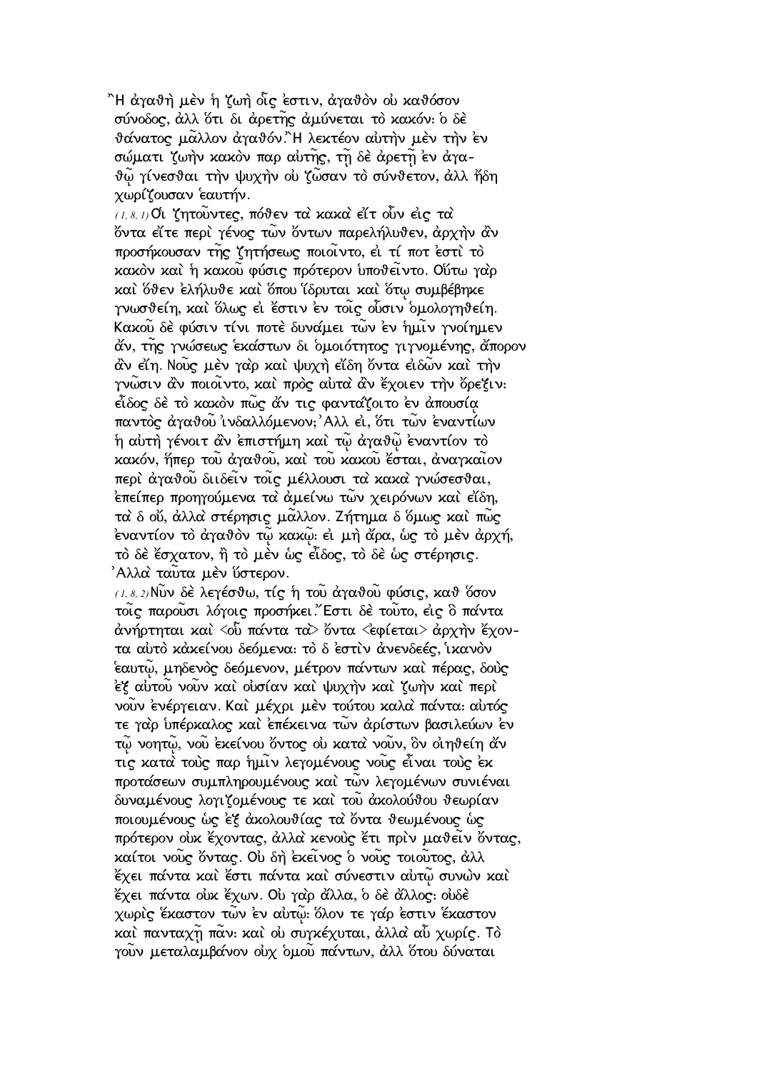Ἢ ἀγαθὴ μὲν ἡ ζωὴ οἷς ἐστιν, ἀγαθὸν οὐ καθόσον σύνοδος, ἀλλ ὅτι δι ἀρετῆς ἀμύνεται τὸ κακόν: ὁ δὲ θάνατος μᾶλλον ἀγαθόν.Ἢ λεκτέον αὐτὴν μὲν τὴν ἐν σώματι ζωὴν κακὸν παρ αὑτῆς, τῇ δὲ ἀρετῇ ἐν ἀγαθῷ γίνεσθαι τὴν ψυχὴν οὐ ζῶσαν τὸ σύνθετον, ἀλλ ἤδη χωρίζουσαν ἑαυτήν.

(1, 8, 1) Οἱ ζητοῦντες, πόθεν τὰ κακὰ εἴτ οὖν εἰς τὰ ὄντα εἴτε περὶ γένος τῶν ὄντων παρελήλυθεν, ἀρχὴν ἂν προσήκουσαν τῆς ζητήσεως ποιοῖντο, εἰ τί ποτ ἐστὶ τὸ κακὸν καὶ ἡ κακοῦ φύσις πρότερον ὑποθεῖντο. Οὕτω γὰρ καὶ ὅθεν ἐλήλυθε καὶ ὅπου ἵδρυται καὶ ὅτῳ συμβέβηκε γνωσθείη, καὶ ὅλως εἰ ἔστιν ἐν τοῖς οὖσιν ὁμολογηθείη. Κακοῦ δὲ φύσιν τίνι ποτὲ δυνάμει τῶν ἐν ἡμῖν γνοίημεν ἄν, τῆς γνώσεως ἑκάστων δι ὁμοιότητος γιγνομένης, ἄπορον ἂν εἴη. Νοῦς μὲν γὰρ καὶ ψυχὴ εἴδη ὄντα εἰδῶν καὶ τὴν γνῶσιν ἂν ποιοῖντο, καὶ πρὸς αὐτὰ ἂν ἔχοιεν τὴν ὄρεξιν: εἶδος δὲ τὸ κακὸν πῶς ἄν τις φαντάζοιτο ἐν ἀπουσίᾳ παντὸς ἀγαθοῦ ἰνδαλλόμενον;Ἀλλ εἰ, ὅτι τῶν ἐναντίων ἡ αὐτὴ γένοιτ ἂν ἐπιστήμη καὶ τῷ ἀγαθῷ ἐναντίον τὸ κακόν, ἥπερ τοῦ ἀγαθοῦ, καὶ τοῦ κακοῦ ἔσται, ἀναγκαῖον περὶ ἀγαθοῦ διιδεῖν τοῖς μέλλουσι τὰ κακὰ γνώσεσθαι, ἐπείπερ προηγούμενα τὰ ἀμείνω τῶν χειρόνων καὶ εἴδη, τὰ δ οὔ, ἀλλὰ στέρησις μᾶλλον. Ζήτημα δ ὅμως καὶ πῶς ἐναντίον τὸ ἀγαθὸν τῷ κακῷ: εἰ μὴ ἄρα, ὡς τὸ μὲν ἀρχή, τὸ δὲ ἔσχατον, ἢ τὸ μὲν ὡς εἶδος, τὸ δὲ ὡς στέρησις. Ἀλλὰ ταῦτα μὲν ὕστερον.

(1, 8, 2) Νῦν δὲ λεγέσθω, τίς ἡ τοῦ ἀγαθοῦ φύσις, καθ ὅσον τοῖς παροῦσι λόγοις προσήκει.Ἔστι δὲ τοῦτο, εἰς ὃ πάντα ἀνήρτηται καὶ <οὗ πάντα τὰ> ὄντα <ἐφίεται> ἀρχὴν ἔχοντα αὐτὸ κἀκείνου δεόμενα: τὸ δ ἐστὶν ἀνενδεές, ἱκανὸν ἑαυτῷ, μηδενὸς δεόμενον, μέτρον πάντων καὶ πέρας, δοὺς ἐξ αὑτοῦ νοῦν καὶ οὐσίαν καὶ ψυχὴν καὶ ζωὴν καὶ περὶ νοῦν ἐνέργειαν. Καὶ μέχρι μὲν τούτου καλὰ πάντα: αὐτός τε γὰρ ὑπέρκαλος καὶ ἐπέκεινα τῶν ἀρίστων βασιλεύων ἐν τῷ νοητῷ, νοῦ ἐκείνου ὄντος οὐ κατὰ νοῦν, ὃν οἰηθείη ἄν τις κατὰ τοὺς παρ ἡμῖν λεγομένους νοῦς εἶναι τοὺς ἐκ προτάσεων συμπληρουμένους καὶ τῶν λεγομένων συνιέναι δυναμένους λογιζομένους τε καὶ τοῦ ἀκολούθου θεωρίαν ποιουμένους ὡς ἐξ ἀκολουθίας τὰ ὄντα θεωμένους ὡς πρότερον οὐκ ἔχοντας, ἀλλὰ κενοὺς ἔτι πρὶν μαθεῖν ὄντας, καίτοι νοῦς ὄντας. Οὐ δὴ ἐκεῖνος ὁ νοῦς τοιοῦτος, ἀλλ ἔχει πάντα καὶ ἔστι πάντα καὶ σύνεστιν αὐτῷ συνὼν καὶ ἔχει πάντα οὐκ ἔχων. Οὐ γὰρ ἄλλα, ὁ δὲ ἄλλος: οὐδὲ χωρὶς ἕκαστον τῶν ἐν αὐτῷ: ὅλον τε γάρ ἐστιν ἕκαστον καὶ πανταχῇ πᾶν: καὶ οὐ συγκέχυται, ἀλλὰ αὖ χωρίς. Τὸ γοῦν μεταλαμβάνον οὐχ ὁμοῦ πάντων, ἀλλ ὅτου δύναται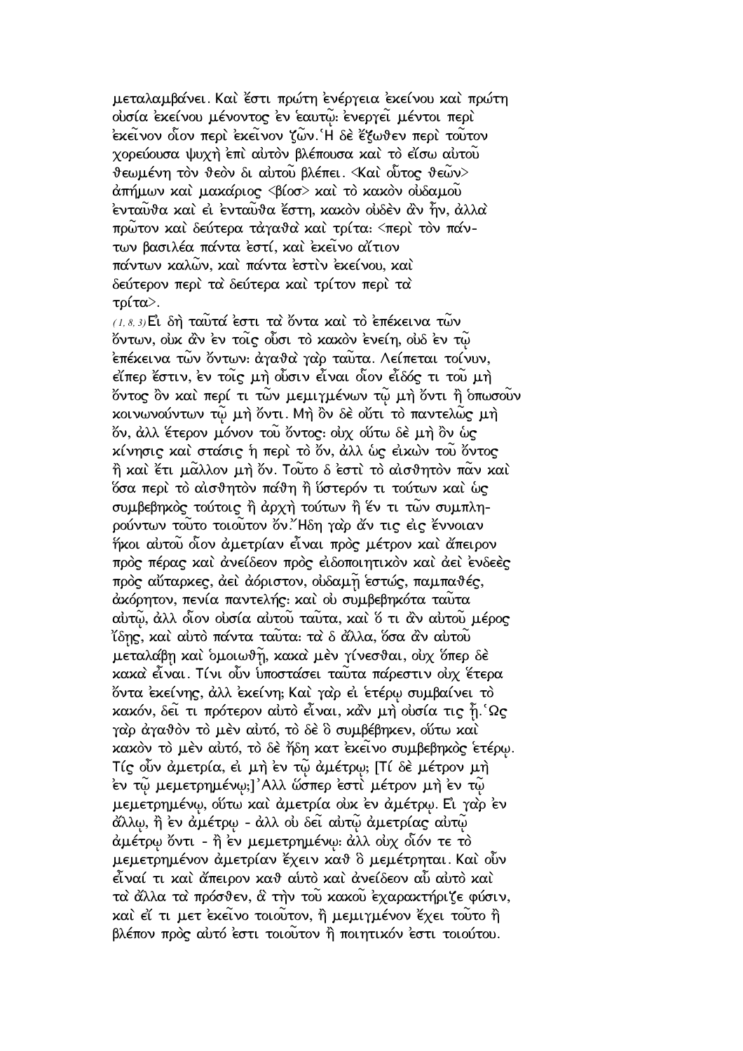μεταλαμβάνει. Καὶ ἔστι πρώτη ἐνέργεια ἐκείνου καὶ πρώτη οὐσία ἐκείνου μένοντος ἐν ἑαυτῷ· ἐνεργεῖ μέντοι περὶ ἐκεῖνον οἷον περὶ ἐκεῖνον ζῶν. Ἡ δὲ ἔξωθεν περὶ τοῦτον χορεύουσα ψυχὴ ἐπὶ αὐτὸν βλέπουσα καὶ τὸ εἴσω αὐτοῦ θεωμένη τὸν θεὸν δι αὐτοῦ βλέπει. <Καὶ οὗτος θεῶν> ἀπήμων καὶ μακάριος <βίοσ> καὶ τὸ κακὸν οὐδαμοῦ ἐνταῦθα καὶ ει ἐνταῦθα ἔστη, κακὸν οὐδὲν ἂν ἦν, ἀλλα πρῶτον καὶ δεύτερα τἀγαθὰ καὶ τρίτα· <περὶ τὸν πάντων βασιλέα πάντα ἐστί, καὶ ἐκεῖνο αἴτιον πάντων καλῶν, καὶ πάντα ἐστὶν ἐκείνου, καὶ δεύτερον περὶ τὰ δεύτερα καὶ τρίτον περὶ τὰ τρίτα>.

(1,8,3) Ει δὴ ταῦτά ἐστι τὰ ὄντα καὶ τὸ ἐπέκεινα τῶν ὄντων, οὐκ ἂν ἐν τοῖς οὖσι τὸ κακὸν ἐνείη, οὐδ ἐν τῷ ἐπέκεινα τῶν ὄντων· ἀγαθὰ γὰρ ταῦτα. Λείπεται τοίνυν, εἴπερ ἔστιν, ἐν τοῖς μὴ οὖσιν εἶναι οἷον εἶδός τι τοῦ μὴ ὄντος ὂν καὶ περί τι τῶν μεμιγμένων τῷ μὴ ὄντι ἢ ὁπωσοῦν κοινωνούντων τῷ μὴ ὄντι. Μὴ ὂν δὲ οὔτι τὸ παντελῶς μὴ ὄν, ἀλλ ἕτερον μόνον τοῦ ὄντος· οὐχ οὕτω δὲ μὴ ὂν ὡς κίνησις καὶ στάσις ἡ περὶ τὸ ὄν, ἀλλ ὡς εἰκὼν τοῦ ὄντος ἢ καὶ ἔτι μᾶλλον μὴ ὄν. Τοῦτο δ ἐστὶ τὸ αἰσθητὸν πᾶν καὶ ὅσα περὶ τὸ αἰσθητὸν πάθη ἢ ὕστερόν τι τούτων καὶ ὡς συμβεβηκὸς τούτοις ἢ ἀρχὴ τούτων ἢ ἕν τι τῶν συμπληρούντων τοῦτο τοιοῦτον ὄν. Ἤδη γὰρ ἄν τις εἰς ἔννοιαν ἥκοι αὐτοῦ οἷον ἀμετρίαν εἶναι πρὸς μέτρον καὶ ἄπειρον πρὸς πέρας καὶ ἀνείδεον πρὸς εἰδοποιητικὸν καὶ ἀεὶ ἐνδεὲς πρὸς αὔταρκες, ἀεὶ ἀόριστον, οὐδαμῇ ἑστώς, παμπαθές, ἀκόρητον, πενία παντελής· καὶ οὐ συμβεβηκότα ταῦτα αὐτῷ, ἀλλ οἷον οὐσία αὐτοῦ ταῦτα, καὶ ὅ τι ἂν αὐτοῦ μέρος ἴδῃς, καὶ αὐτὸ πάντα ταῦτα· τὰ δ ἄλλα, ὅσα ἂν αὐτοῦ μεταλάβῃ καὶ ὁμοιωθῇ, κακὰ μὲν γίνεσθαι, οὐχ ὅπερ δὲ κακὰ εἶναι. Τίνι οὖν ὑποστάσει ταῦτα πάρεστιν οὐχ ἕτερα ὄντα ἐκείνης, ἀλλ ἐκείνη; Καὶ γὰρ ει ἑτέρῳ συμβαίνει τὸ κακόν, δεῖ τι πρότερον αὐτὸ εἶναι, κἂν μὴ οὐσία τις ᾖ. Ὡς γὰρ ἀγαθὸν τὸ μὲν αὐτό, τὸ δὲ ὃ συμβέβηκεν, οὕτω καὶ κακὸν τὸ μὲν αὐτό, τὸ δὲ ἤδη κατ ἐκεῖνο συμβεβηκὸς ἑτέρῳ. Τίς οὖν ἀμετρία, ει μὴ ἐν τῷ ἀμέτρῳ; [Τί δὲ μέτρον μὴ ἐν τῷ μεμετρημένῳ;] Ἀλλ ὥσπερ ἐστὶ μέτρον μὴ ἐν τῷ μεμετρημένῳ, οὕτω καὶ ἀμετρία οὐκ ἐν ἀμέτρῳ. Ει γὰρ ἐν ἄλλῳ, ἢ ἐν ἀμέτρῳ - ἀλλ οὐ δεῖ αὐτῷ ἀμετρίας αὐτῷ ἀμέτρῳ ὄντι - ἢ ἐν μεμετρημένῳ· ἀλλ οὐχ οἷόν τε τὸ μεμετρημένον ἀμετρίαν ἔχειν καθ ὃ μεμέτρηται. Καὶ οὖν εἶναί τι καὶ ἄπειρον καθ αὑτὸ καὶ ἀνείδεον αὖ αὐτὸ καὶ τὰ ἄλλα τὰ πρόσθεν, ἃ τὴν τοῦ κακοῦ ἐχαρακτήριζε φύσιν, καὶ εἴ τι μετ ἐκεῖνο τοιοῦτον, ἢ μεμιγμένον ἔχει τοῦτο ἢ βλέπον πρὸς αὐτό ἐστι τοιοῦτον ἢ ποιητικόν ἐστι τοιούτου.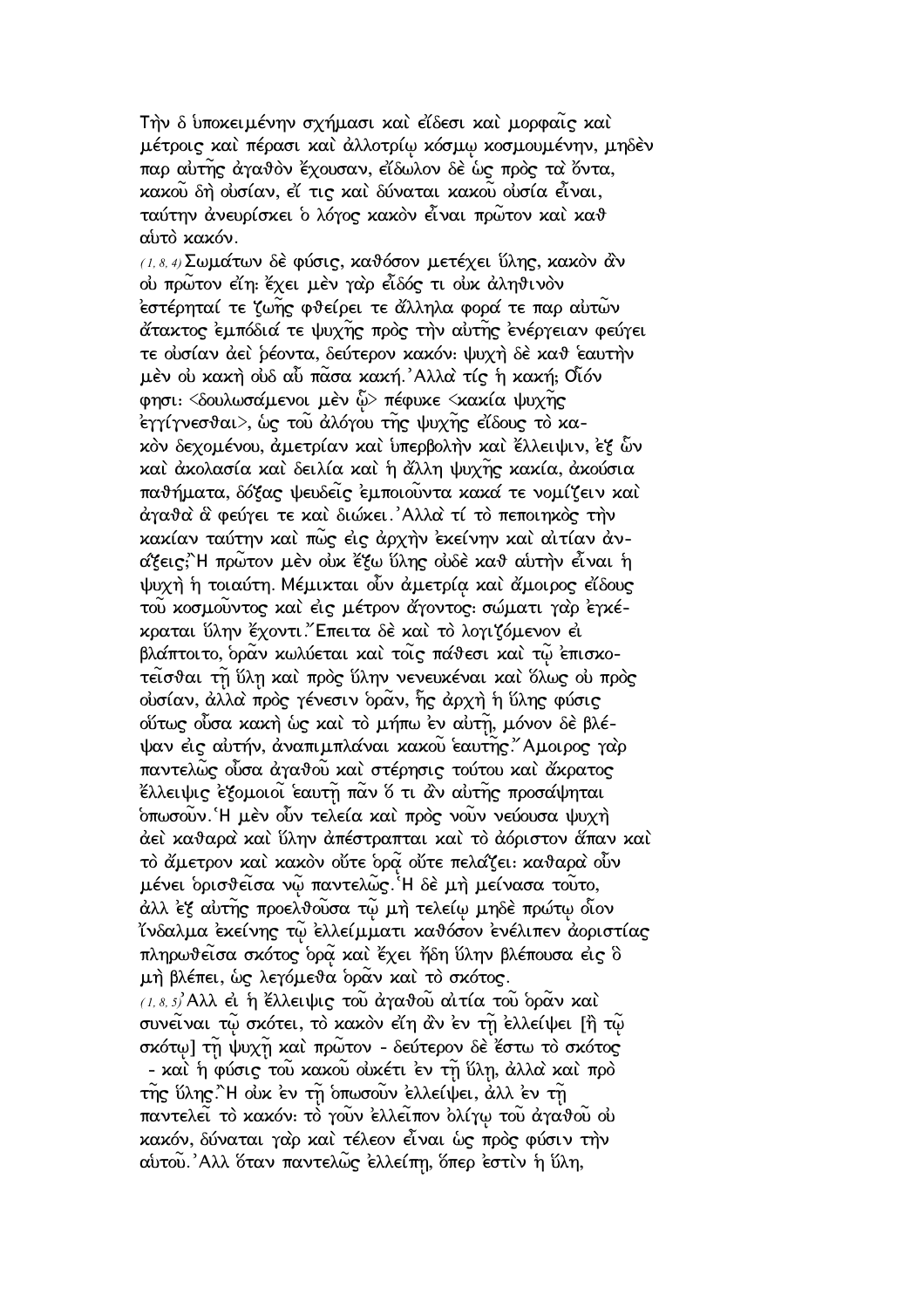Τὴν δ ὑποκειμένην σχήμασι καὶ εἴδεσι καὶ μορφαῖς καὶ μέτροις καὶ πέρασι καὶ ἀλλοτρίῳ κόσμῳ κοσμουμένην, μηδὲν παρ αὐτῆς ἀγαθὸν ἔχουσαν, εἴδωλον δὲ ὡς πρὸς τὰ ὄντα, κακοῦ δὴ οὐσίαν, εἴ τις καὶ δύναται κακοῦ οὐσία εἶναι, ταύτην ἀνευρίσκει ὁ λόγος κακὸν εἶναι πρῶτον καὶ καθ αὑτὸ κακόν.

(1, 8, 4) Σωμάτων δὲ φύσις, καθόσον μετέχει ὕλης, κακὸν ἂν οὐ πρῶτον εἴη: ἔχει μὲν γὰρ εἶδός τι οὐκ ἀληθινὸν ἐστέρηταί τε ζωῆς φθείρει τε ἄλληλα φορά τε παρ αὐτῶν ἄτακτος ἐμπόδιά τε ψυχῆς πρὸς τὴν αὐτῆς ἐνέργειαν φεύγει τε οὐσίαν ἀεὶ ῥέοντα, δεύτερον κακόν: ψυχὴ δὲ καθ ἑαυτὴν μὲν οὐ κακὴ οὐδ αὖ πᾶσα κακή. Ἀλλὰ τίς ἡ κακή; Οἷόν φησι: <δουλωσάμενοι μὲν ᾧ> πέφυκε <κακία ψυχῆς ἐγγίγνεσθαι>, ὡς τοῦ ἀλόγου τῆς ψυχῆς εἴδους τὸ κακὸν δεχομένου, ἀμετρίαν καὶ ὑπερβολὴν καὶ ἔλλειψιν, ἐξ ὧν καὶ ἀκολασία καὶ δειλία καὶ ἡ ἄλλη ψυχῆς κακία, ἀκούσια παθήματα, δόξας ψευδεῖς ἐμποιοῦντα κακά τε νομίζειν καὶ ἀγαθὰ ἃ φεύγει τε καὶ διώκει. Ἀλλὰ τί τὸ πεποιηκὸς τὴν κακίαν ταύτην καὶ πῶς εἰς ἀρχὴν ἐκείνην καὶ αἰτίαν ἀνάξεις; Ἢ πρῶτον μὲν οὐκ ἔξω ὕλης οὐδὲ καθ αὑτήν εἶναι ἡ ψυχὴ ἡ τοιαύτη. Μέμικται οὖν ἀμετρίᾳ καὶ ἄμοιρος εἴδους τοῦ κοσμοῦντος καὶ εἰς μέτρον ἄγοντος: σώματι γὰρ ἐγκέκραται ὕλην ἔχοντι. Ἔπειτα δὲ καὶ τὸ λογιζόμενον εἰ βλάπτοιτο, ὁρᾶν κωλύεται καὶ τοῖς πάθεσι καὶ τῷ ἐπισκοτεῖσθαι τῇ ὕλῃ καὶ πρὸς ὕλην νενευκέναι καὶ ὅλως οὐ πρὸς οὐσίαν, ἀλλὰ πρὸς γένεσιν ὁρᾶν, ἧς ἀρχὴ ἡ ὕλης φύσις οὕτως οὖσα κακὴ ὡς καὶ τὸ μήπω ἐν αὐτῇ, μόνον δὲ βλέψαν εἰς αὐτήν, ἀναπιμπλάναι κακοῦ ἑαυτῆς. Ἄμοιρος γὰρ παντελῶς οὖσα ἀγαθοῦ καὶ στέρησις τούτου καὶ ἄκρατος ἔλλειψις ἐξομοιοῖ ἑαυτῇ πᾶν ὅ τι ἂν αὐτῆς προσάψηται ὁπωσοῦν. Ἡ μὲν οὖν τελεία καὶ πρὸς νοῦν νεύουσα ψυχὴ ἀεὶ καθαρὰ καὶ ὕλην ἀπέστραπται καὶ τὸ ἀόριστον ἅπαν καὶ τὸ ἄμετρον καὶ κακὸν οὔτε ὁρᾷ οὔτε πελάζει: καθαρὰ οὖν μένει ὁρισθεῖσα νῷ παντελῶς. Ἡ δὲ μὴ μείνασα τοῦτο, ἀλλ ἐξ αὑτῆς προελθοῦσα τῷ μὴ τελείῳ μηδὲ πρώτῳ οἷον ἴνδαλμα ἐκείνης τῷ ἐλλείμματι καθόσον ἐνέλιπεν ἀοριστίας πληρωθεῖσα σκότος ὁρᾷ καὶ ἔχει ἤδη ὕλην βλέπουσα εἰς ὃ μὴ βλέπει, ὡς λεγόμεθα ὁρᾶν καὶ τὸ σκότος.

(1, 8, 5) Ἀλλ εἰ ἡ ἔλλειψις τοῦ ἀγαθοῦ αἰτία τοῦ ὁρᾶν καὶ συνεῖναι τῷ σκότει, τὸ κακὸν εἴη ἂν ἐν τῇ ἐλλείψει [ἢ τῷ σκότῳ] τῇ ψυχῇ καὶ πρῶτον - δεύτερον δὲ ἔστω τὸ σκότος - καὶ ἡ φύσις τοῦ κακοῦ οὐκέτι ἐν τῇ ὕλῃ, ἀλλὰ καὶ πρὸ τῆς ὕλης. Ἢ οὐκ ἐν τῇ ὁπωσοῦν ἐλλείψει, ἀλλ ἐν τῇ παντελεῖ τὸ κακόν: τὸ γοῦν ἐλλεῖπον ὀλίγῳ τοῦ ἀγαθοῦ οὐ κακόν, δύναται γὰρ καὶ τέλεον εἶναι ὡς πρὸς φύσιν τὴν αὐτοῦ. Ἀλλ ὅταν παντελῶς ἐλλείπῃ, ὅπερ ἐστὶν ἡ ὕλη,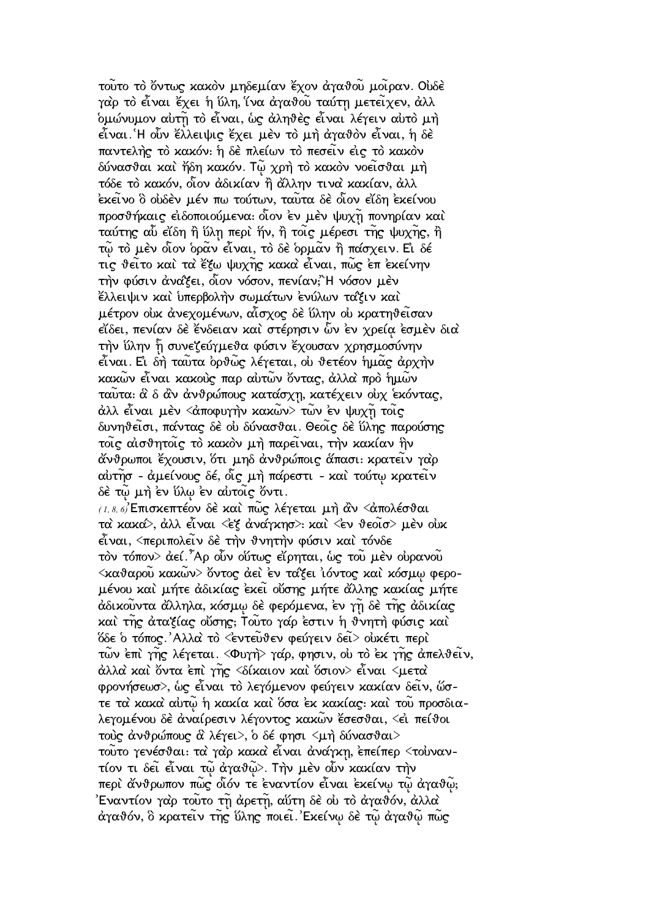τοῦτο τὸ ὄντως κακὸν μηδεμίαν ἔχον ἀγαθοῦ μοῖραν. Οὐδὲ γὰρ τὸ εἶναι ἔχει ἡ ὕλη, ἵνα ἀγαθοῦ ταύτῃ μετεῖχεν, ἀλλ ὁμώνυμον αὐτῇ τὸ εἶναι, ὡς ἀληθὲς εἶναι λέγειν αὐτὸ μὴ εἶναι. Ἡ οὖν ἔλλειψις ἔχει μὲν τὸ μὴ ἀγαθὸν εἶναι, ἡ δὲ παντελὴς τὸ κακόν· ἡ δὲ πλείων τὸ πεσεῖν εἰς τὸ κακὸν δύνασθαι καὶ ἤδη κακόν. Τῷ χρὴ τὸ κακὸν νοεῖσθαι μὴ τόδε τὸ κακόν, οἷον ἀδικίαν ἢ ἄλλην τινὰ κακίαν, ἀλλ ἐκεῖνο ὃ οὐδὲν μέν πω τούτων, ταῦτα δὲ οἷον εἴδη ἐκείνου προσθήκαις εἰδοποιούμενα· οἷον ἐν μὲν ψυχῇ πονηρίαν καὶ ταύτης αὖ εἴδη ἢ ὕλῃ περὶ ἥν, ἢ τοῖς μέρεσι τῆς ψυχῆς, ἢ τῷ τὸ μὲν οἷον ὁρᾶν εἶναι, τὸ δὲ ὁρμᾶν ἢ πάσχειν. Εἰ δέ τις θεῖτο καὶ τὰ ἔξω ψυχῆς κακὰ εἶναι, πῶς ἐπ ἐκείνην τὴν φύσιν ἀνάξει, οἷον νόσον, πενίαν; Ἡ νόσον μὲν ἔλλειψιν καὶ ὑπερβολὴν σωμάτων ἐνύλων τάξιν καὶ μέτρον οὐκ ἀνεχομένων, αἶσχος δὲ ὕλην οὐ κρατηθεῖσαν εἴδει, πενίαν δὲ ἔνδειαν καὶ στέρησιν ὧν ἐν χρείᾳ ἐσμὲν διὰ τὴν ὕλην ᾗ συνεζεύγμεθα φύσιν ἔχουσαν χρησμοσύνην εἶναι. Εἰ δὴ ταῦτα ὀρθῶς λέγεται, οὐ θετέον ἡμᾶς ἀρχὴν κακῶν εἶναι κακοὺς παρ αὐτῶν ὄντας, ἀλλὰ πρὸ ἡμῶν ταῦτα· ἃ δ ἂν ἀνθρώπους κατάσχῃ, κατέχειν οὐχ ἑκόντας, ἀλλ εἶναι μὲν <ἀποφυγὴν κακῶν> τῶν ἐν ψυχῇ τοῖς δυνηθεῖσι, πάντας δὲ οὐ δύνασθαι. Θεοῖς δὲ ὕλης παρούσης τοῖς αἰσθητοῖς τὸ κακὸν μὴ παρεῖναι, τὴν κακίαν ἣν ἄνθρωποι ἔχουσιν, ὅτι μηδ ἀνθρώποις ἅπασι· κρατεῖν γὰρ αὐτῆσ - ἀμείνους δέ, οἷς μὴ πάρεστι - καὶ τούτῳ κρατεῖν δὲ τῷ μὴ ἐν ὕλῳ ἐν αὐτοῖς ὄντι.

(1, 8, 6) Ἐπισκεπτέον δὲ καὶ πῶς λέγεται μὴ ἂν <ἀπολέσθαι τὰ κακά>, ἀλλ εἶναι <ἐξ ἀνάγκησ>· καὶ <ἐν θεοῖσ> μὲν οὐκ εἶναι, <περιπολεῖν δὲ τὴν θνητὴν φύσιν καὶ τόνδε τὸν τόπον> ἀεί. Ἆρ οὖν οὕτως εἴρηται, ὡς τοῦ μὲν οὐρανοῦ <καθαροῦ κακῶν> ὄντος ἀεὶ ἐν τάξει ἰόντος καὶ κόσμῳ φερομένου καὶ μήτε ἀδικίας ἐκεῖ οὔσης μήτε ἄλλης κακίας μήτε ἀδικοῦντα ἄλληλα, κόσμῳ δὲ φερόμενα, ἐν γῇ δὲ τῆς ἀδικίας καὶ τῆς ἀταξίας οὔσης; Τοῦτο γάρ ἐστιν ἡ θνητὴ φύσις καὶ ὅδε ὁ τόπος. Ἀλλὰ τὸ <ἐντεῦθεν φεύγειν δεῖ> οὐκέτι περὶ τῶν ἐπὶ γῆς λέγεται. <Φυγὴ> γάρ, φησιν, οὐ τὸ ἐκ γῆς ἀπελθεῖν, ἀλλὰ καὶ ὄντα ἐπὶ γῆς <δίκαιον καὶ ὅσιον> εἶναι <μετὰ φρονήσεωσ>, ὡς εἶναι τὸ λεγόμενον φεύγειν κακίαν δεῖν, ὥστε τὰ κακὰ αὐτῷ ἡ κακία καὶ ὅσα ἐκ κακίας· καὶ τοῦ προσδιαλεγομένου δὲ ἀναίρεσιν λέγοντος κακῶν ἔσεσθαι, <εἰ πείθοι τοὺς ἀνθρώπους ἃ λέγει>, ὁ δέ φησι <μὴ δύνασθαι> τοῦτο γενέσθαι· τὰ γὰρ κακὰ εἶναι ἀνάγκη, ἐπείπερ <τοὐναντίον τι δεῖ εἶναι τῷ ἀγαθῷ>. Τὴν μὲν οὖν κακίαν τὴν περὶ ἄνθρωπον πῶς οἷόν τε ἐναντίον εἶναι ἐκείνῳ τῷ ἀγαθῷ; Ἐναντίον γὰρ τοῦτο τῇ ἀρετῇ, αὕτη δὲ οὐ τὸ ἀγαθόν, ἀλλὰ ἀγαθόν, ὃ κρατεῖν τῆς ὕλης ποιεῖ. Ἐκείνῳ δὲ τῷ ἀγαθῷ πῶς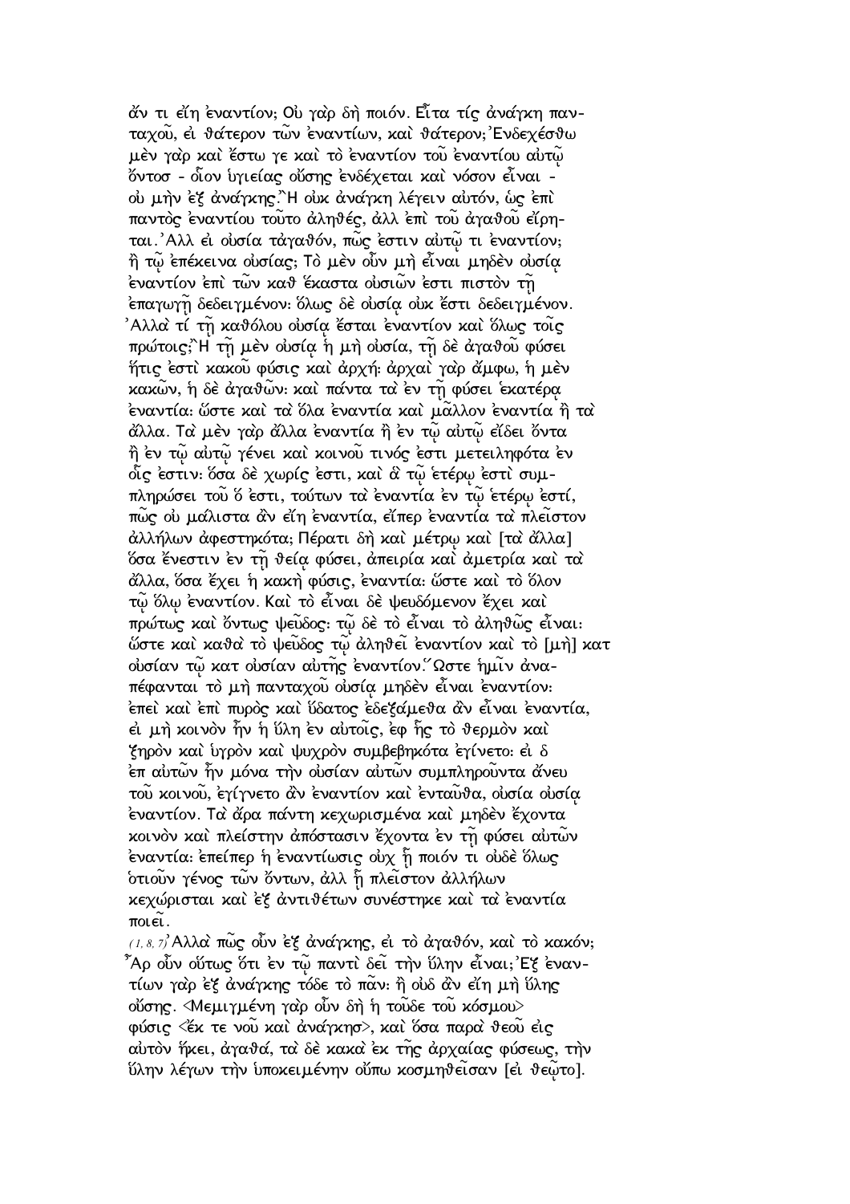ἄν τι εἴη ἐναντίον; Οὐ γὰρ δὴ ποιόν. Εἶτα τίς ἀνάγκη πανταχοῦ, εἰ θάτερον τῶν ἐναντίων, καὶ θάτερον; Ἐνδεχέσθω μὲν γὰρ καὶ ἔστω γε καὶ τὸ ἐναντίον τοῦ ἐναντίου αὐτῷ ὄντοσ - οἷον ὑγιείας οὔσης ἐνδέχεται καὶ νόσον εἶναι - οὐ μὴν ἐξ ἀνάγκης. Ἢ οὐκ ἀνάγκη λέγειν αὐτόν, ὡς ἐπὶ παντὸς ἐναντίου τοῦτο ἀληθές, ἀλλ ἐπὶ τοῦ ἀγαθοῦ εἴρηται. Ἀλλ εἰ οὐσία τἀγαθόν, πῶς ἐστιν αὐτῷ τι ἐναντίον; ἢ τῷ ἐπέκεινα οὐσίας; Τὸ μὲν οὖν μὴ εἶναι μηδὲν οὐσίᾳ ἐναντίον ἐπὶ τῶν καθ ἕκαστα οὐσιῶν ἐστι πιστὸν τῇ ἐπαγωγῇ δεδειγμένον· ὅλως δὲ οὐσίᾳ οὐκ ἔστι δεδειγμένον. Ἀλλὰ τί τῇ καθόλου οὐσίᾳ ἔσται ἐναντίον καὶ ὅλως τοῖς πρώτοις; Ἢ τῇ μὲν οὐσίᾳ ἡ μὴ οὐσία, τῇ δὲ ἀγαθοῦ φύσει ἥτις ἐστὶ κακοῦ φύσις καὶ ἀρχή· ἀρχαὶ γὰρ ἄμφω, ἡ μὲν κακῶν, ἡ δὲ ἀγαθῶν· καὶ πάντα τὰ ἐν τῇ φύσει ἑκατέρᾳ ἐναντία· ὥστε καὶ τὰ ὅλα ἐναντία καὶ μᾶλλον ἐναντία ἢ τὰ ἄλλα. Τὰ μὲν γὰρ ἄλλα ἐναντία ἢ ἐν τῷ αὐτῷ εἴδει ὄντα ἢ ἐν τῷ αὐτῷ γένει καὶ κοινοῦ τινός ἐστι μετειληφότα ἐν οἷς ἐστιν· ὅσα δὲ χωρίς ἐστι, καὶ ἃ τῷ ἑτέρῳ ἐστὶ συμπληρώσει τοῦ ὅ ἐστι, τούτων τὰ ἐναντία ἐν τῷ ἑτέρῳ ἐστί, πῶς οὐ μάλιστα ἂν εἴη ἐναντία, εἴπερ ἐναντία τὰ πλεῖστον ἀλλήλων ἀφεστηκότα; Πέρατι δὴ καὶ μέτρῳ καὶ [τὰ ἄλλα] ὅσα ἔνεστιν ἐν τῇ θείᾳ φύσει, ἀπειρία καὶ ἀμετρία καὶ τὰ ἄλλα, ὅσα ἔχει ἡ κακὴ φύσις, ἐναντία· ὥστε καὶ τὸ ὅλον τῷ ὅλῳ ἐναντίον. Καὶ τὸ εἶναι δὲ ψευδόμενον ἔχει καὶ πρώτως καὶ ὄντως ψεῦδος· τῷ δὲ τὸ εἶναι τὸ ἀληθῶς εἶναι· ὥστε καὶ καθὰ τὸ ψεῦδος τῷ ἀληθεῖ ἐναντίον καὶ τὸ [μὴ] κατ οὐσίαν τῷ κατ οὐσίαν αὐτῆς ἐναντίον. Ὥστε ἡμῖν ἀναπέφανται τὸ μὴ πανταχοῦ οὐσίᾳ μηδὲν εἶναι ἐναντίον· ἐπεὶ καὶ ἐπὶ πυρὸς καὶ ὕδατος ἐδεξάμεθα ἂν εἶναι ἐναντία, εἰ μὴ κοινὸν ἦν ἡ ὕλη ἐν αὐτοῖς, ἐφ ἧς τὸ θερμὸν καὶ ξηρὸν καὶ ὑγρὸν καὶ ψυχρὸν συμβεβηκότα ἐγίνετο· εἰ δ ἐπ αὐτῶν ἦν μόνα τὴν οὐσίαν αὐτῶν συμπληροῦντα ἄνευ τοῦ κοινοῦ, ἐγίγνετο ἂν ἐναντίον καὶ ἐνταῦθα, οὐσία οὐσίᾳ ἐναντίον. Τὰ ἄρα πάντη κεχωρισμένα καὶ μηδὲν ἔχοντα κοινὸν καὶ πλείστην ἀπόστασιν ἔχοντα ἐν τῇ φύσει αὐτῶν ἐναντία· ἐπείπερ ἡ ἐναντίωσις οὐχ ᾗ ποιόν τι οὐδὲ ὅλως ὁτιοῦν γένος τῶν ὄντων, ἀλλ ᾗ πλεῖστον ἀλλήλων κεχώρισται καὶ ἐξ ἀντιθέτων συνέστηκε καὶ τὰ ἐναντία ποιεῖ.

(1, 8, 7) Ἀλλὰ πῶς οὖν ἐξ ἀνάγκης, εἰ τὸ ἀγαθόν, καὶ τὸ κακόν; Ἆρ οὖν οὕτως ὅτι ἐν τῷ παντὶ δεῖ τὴν ὕλην εἶναι; Ἐξ ἐναντίων γὰρ ἐξ ἀνάγκης τόδε τὸ πᾶν· ἢ οὐδ ἂν εἴη μὴ ὕλης οὔσης. <Μεμιγμένη γὰρ οὖν δὴ ἡ τοῦδε τοῦ κόσμου> φύσις <ἔκ τε νοῦ καὶ ἀνάγκησ>, καὶ ὅσα παρὰ θεοῦ εἰς αὐτὸν ἥκει, ἀγαθά, τὰ δὲ κακὰ ἐκ τῆς ἀρχαίας φύσεως, τὴν ὕλην λέγων τὴν ὑποκειμένην οὔπω κοσμηθεῖσαν [εἰ θεῷτο].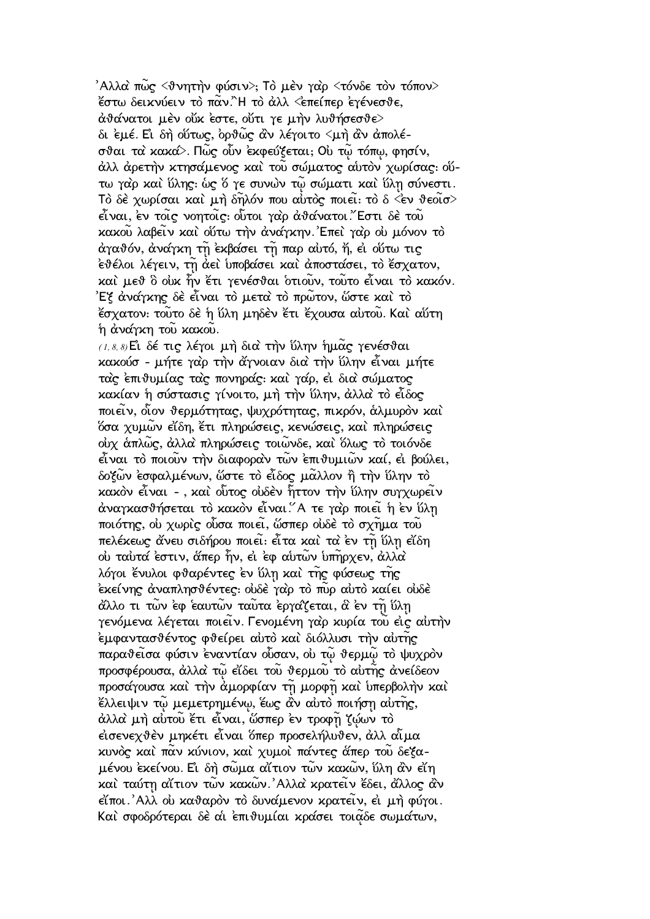᾿Αλλὰ πῶς <θνητὴν φύσιν>; Τὸ μὲν γὰρ <τόνδε τὸν τόπον> ἔστω δεικνύειν τὸ πᾶν.῍Η τὸ ἀλλ <ἐπείπερ ἐγένεσθε, ἀθάνατοι μὲν οὔκ ἐστε, οὔτι γε μὴν λυθήσεσθε> δι ἐμέ. Εἰ δὴ οὕτως, ὀρθῶς ἂν λέγοιτο <μὴ ἂν ἀπολέσθαι τὰ κακά>. Πῶς οὖν ἐκφεύξεται; Οὐ τῷ τόπῳ, φησίν, ἀλλ ἀρετὴν κτησάμενος καὶ τοῦ σώματος αὑτὸν χωρίσας: οὕτω γὰρ καὶ ὕλης: ὡς ὅ γε συνὼν τῷ σώματι καὶ ὕλῃ σύνεστι. Τὸ δὲ χωρίσαι καὶ μὴ δῆλόν που αὐτὸς ποιεῖ: τὸ δ <ἐν θεοῖσ> εἶναι, ἐν τοῖς νοητοῖς: οὗτοι γὰρ ἀθάνατοι.῎Εστι δὲ τοῦ κακοῦ λαβεῖν καὶ οὕτω τὴν ἀνάγκην.᾿Επεὶ γὰρ οὐ μόνον τὸ ἀγαθόν, ἀνάγκη τῇ ἐκβάσει τῇ παρ αὐτό, ἤ, εἰ οὕτω τις ἐθέλοι λέγειν, τῇ ἀεὶ ὑποβάσει καὶ ἀποστάσει, τὸ ἔσχατον, καὶ μεθ ὃ οὐκ ἦν ἔτι γενέσθαι ὁτιοῦν, τοῦτο εἶναι τὸ κακόν. ᾿Εξ ἀνάγκης δὲ εἶναι τὸ μετὰ τὸ πρῶτον, ὥστε καὶ τὸ ἔσχατον: τοῦτο δὲ ἡ ὕλη μηδὲν ἔτι ἔχουσα αὐτοῦ. Καὶ αὕτη ἡ ἀνάγκη τοῦ κακοῦ.

(1, 8, 8) Εἰ δέ τις λέγοι μὴ διὰ τὴν ὕλην ἡμᾶς γενέσθαι κακούσ - μήτε γὰρ τὴν ἄγνοιαν διὰ τὴν ὕλην εἶναι μήτε τὰς ἐπιθυμίας τὰς πονηράς: καὶ γάρ, εἰ διὰ σώματος κακίαν ἡ σύστασις γίνοιτο, μὴ τὴν ὕλην, ἀλλὰ τὸ εἶδος ποιεῖν, οἷον θερμότητας, ψυχρότητας, πικρόν, ἁλμυρὸν καὶ ὅσα χυμῶν εἴδη, ἔτι πληρώσεις, κενώσεις, καὶ πληρώσεις οὐχ ἁπλῶς, ἀλλὰ πληρώσεις τοιῶνδε, καὶ ὅλως τὸ τοιόνδε εἶναι τὸ ποιοῦν τὴν διαφορὰν τῶν ἐπιθυμιῶν καί, εἰ βούλει, δοξῶν ἐσφαλμένων, ὥστε τὸ εἶδος μᾶλλον ἢ τὴν ὕλην τὸ κακὸν εἶναι - , καὶ οὗτος οὐδὲν ἧττον τὴν ὕλην συγχωρεῖν ἀναγκασθήσεται τὸ κακὸν εἶναι.῞Α τε γὰρ ποιεῖ ἡ ἐν ὕλῃ ποιότης, οὐ χωρὶς οὖσα ποιεῖ, ὥσπερ οὐδὲ τὸ σχῆμα τοῦ πελέκεως ἄνευ σιδήρου ποιεῖ: εἶτα καὶ τὰ ἐν τῇ ὕλῃ εἴδη οὐ ταὐτά ἐστιν, ἅπερ ἦν, εἰ ἐφ αὑτῶν ὑπῆρχεν, ἀλλὰ λόγοι ἔνυλοι φθαρέντες ἐν ὕλῃ καὶ τῆς φύσεως τῆς ἐκείνης ἀναπλησθέντες: οὐδὲ γὰρ τὸ πῦρ αὐτὸ καίει οὐδὲ ἄλλο τι τῶν ἐφ ἑαυτῶν ταῦτα ἐργάζεται, ἃ ἐν τῇ ὕλῃ γενόμενα λέγεται ποιεῖν. Γενομένη γὰρ κυρία τοῦ εἰς αὐτὴν ἐμφαντασθέντος φθείρει αὐτὸ καὶ διόλλυσι τὴν αὐτῆς παραθεῖσα φύσιν ἐναντίαν οὖσαν, οὐ τῷ θερμῷ τὸ ψυχρὸν προσφέρουσα, ἀλλὰ τῷ εἴδει τοῦ θερμοῦ τὸ αὐτῆς ἀνείδεον προσάγουσα καὶ τὴν ἀμορφίαν τῇ μορφῇ καὶ ὑπερβολὴν καὶ ἔλλειψιν τῷ μεμετρημένῳ, ἕως ἂν αὐτὸ ποιήσῃ αὐτῆς, ἀλλὰ μὴ αὐτοῦ ἔτι εἶναι, ὥσπερ ἐν τροφῇ ζῴων τὸ εἰσενεχθὲν μηκέτι εἶναι ὅπερ προσελήλυθεν, ἀλλ αἷμα κυνὸς καὶ πᾶν κύνιον, καὶ χυμοὶ πάντες ἅπερ τοῦ δεξαμένου ἐκείνου. Εἰ δὴ σῶμα αἴτιον τῶν κακῶν, ὕλη ἂν εἴη καὶ ταύτῃ αἴτιον τῶν κακῶν.᾿Αλλὰ κρατεῖν ἔδει, ἄλλος ἂν εἴποι.᾿Αλλ οὐ καθαρὸν τὸ δυνάμενον κρατεῖν, εἰ μὴ φύγοι. Καὶ σφοδρότεραι δὲ αἱ ἐπιθυμίαι κράσει τοιᾷδε σωμάτων,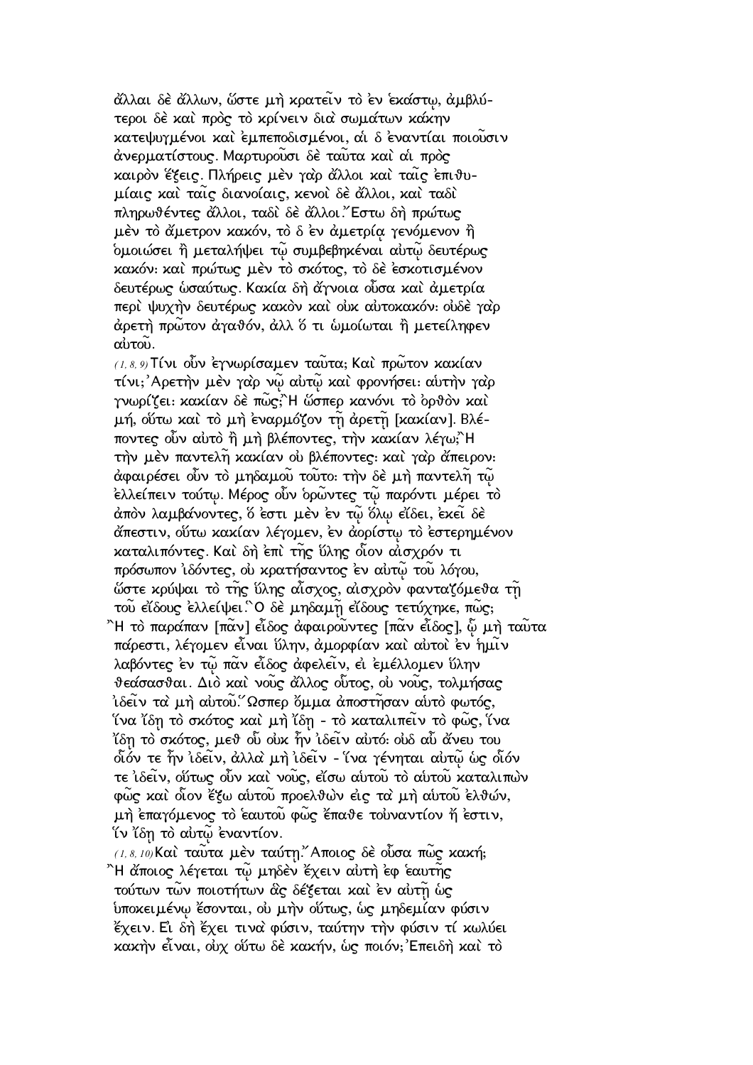ἄλλαι δὲ ἄλλων, ὥστε μὴ κρατεῖν τὸ ἐν ἑκάστῳ, ἀμβλύτεροι δὲ καὶ πρὸς τὸ κρίνειν διὰ σωμάτων κάκην κατεψυγμένοι καὶ ἐμπεποδισμένοι, αἱ δ ἐναντίαι ποιοῦσιν ἀνερματίστους. Μαρτυροῦσι δὲ ταῦτα καὶ αἱ πρὸς καιρὸν ἕξεις. Πλήρεις μὲν γὰρ ἄλλοι καὶ ταῖς ἐπιθυμίαις καὶ ταῖς διανοίαις, κενοὶ δὲ ἄλλοι, καὶ ταδὶ πληρωθέντες ἄλλοι, ταδὶ δὲ ἄλλοι.῞Εστω δὴ πρώτως μὲν τὸ ἄμετρον κακόν, τὸ δ ἐν ἀμετρίᾳ γενόμενον ἢ ὁμοιώσει ἢ μεταλήψει τῷ συμβεβηκέναι αὐτῷ δευτέρως κακόν: καὶ πρώτως μὲν τὸ σκότος, τὸ δὲ ἐσκοτισμένον δευτέρως ὡσαύτως. Κακία δὴ ἄγνοια οὖσα καὶ ἀμετρία περὶ ψυχὴν δευτέρως κακὸν καὶ οὐκ αὐτοκακόν: οὐδὲ γὰρ ἀρετὴ πρῶτον ἀγαθόν, ἀλλ ὅ τι ὡμοίωται ἢ μετείληφεν αὐτοῦ.

*(1, 8, 9)* Τίνι οὖν ἐγνωρίσαμεν ταῦτα; Καὶ πρῶτον κακίαν τίνι;᾽Αρετὴν μὲν γὰρ νῷ αὐτῷ καὶ φρονήσει: αὐτὴν γὰρ γνωρίζει: κακίαν δὲ πῶς;῍Η ὥσπερ κανόνι τὸ ὀρθὸν καὶ μή, οὕτω καὶ τὸ μὴ ἐναρμόζον τῇ ἀρετῇ [κακίαν]. Βλέποντες οὖν αὐτὸ ἢ μὴ βλέποντες, τὴν κακίαν λέγω;῍Η τὴν μὲν παντελῆ κακίαν οὐ βλέποντες: καὶ γὰρ ἄπειρον: ἀφαιρέσει οὖν τὸ μηδαμοῦ τοῦτο: τὴν δὲ μὴ παντελῆ τῷ ἐλλείπειν τούτῳ. Μέρος οὖν ὁρῶντες τῷ παρόντι μέρει τὸ ἀπὸν λαμβάνοντες, ὃ ἔστι μὲν ἐν τῷ ὅλῳ εἴδει, ἐκεῖ δὲ ἄπεστιν, οὕτω κακίαν λέγομεν, ἐν ἀορίστῳ τὸ ἐστερημένον καταλιπόντες. Καὶ δὴ ἐπὶ τῆς ὕλης οἷον αἰσχρόν τι πρόσωπον ἰδόντες, οὐ κρατήσαντος ἐν αὐτῷ τοῦ λόγου, ὥστε κρύψαι τὸ τῆς ὕλης αἶσχος, αἰσχρὸν φανταζόμεθα τῇ τοῦ εἴδους ἐλλείψει.῝Ο δὲ μηδαμῇ εἴδους τετύχηκε, πῶς; ῍Η τὸ παράπαν [πᾶν] εἶδος ἀφαιροῦντες [πᾶν εἶδος], ᾧ μὴ ταῦτα πάρεστι, λέγομεν εἶναι ὕλην, ἀμορφίαν καὶ αὐτοὶ ἐν ἡμῖν λαβόντες ἐν τῷ πᾶν εἶδος ἀφελεῖν, εἰ ἐμέλλομεν ὕλην θεάσασθαι. Διὸ καὶ νοῦς ἄλλος οὗτος, οὐ νοῦς, τολμήσας ἰδεῖν τὰ μὴ αὐτοῦ.῞Ωσπερ ὄμμα ἀποστῆσαν αὐτὸ φωτός, ἵνα ἴδῃ τὸ σκότος καὶ μὴ ἴδῃ - τὸ καταλιπεῖν τὸ φῶς, ἵνα ἴδῃ τὸ σκότος, μεθ οὗ οὐκ ἦν ἰδεῖν αὐτό: οὐδ αὖ ἄνευ του οἷόν τε ἦν ἰδεῖν, ἀλλὰ μὴ ἰδεῖν - ἵνα γένηται αὐτῷ ὡς οἷόν τε ἰδεῖν, οὕτως οὖν καὶ νοῦς, εἴσω αὑτοῦ τὸ αὑτοῦ καταλιπὼν φῶς καὶ οἷον ἔξω αὑτοῦ προελθὼν εἰς τὰ μὴ αὑτοῦ ἐλθών, μὴ ἐπαγόμενος τὸ ἑαυτοῦ φῶς ἔπαθε τοὐναντίον ἤ ἐστιν, ἵν ἴδῃ τὸ αὐτῷ ἐναντίον.

*(1, 8, 10)* Καὶ ταῦτα μὲν ταύτῃ.῎Αποιος δὲ οὖσα πῶς κακή; ῍Η ἄποιος λέγεται τῷ μηδὲν ἔχειν αὐτὴ ἐφ ἑαυτῆς τούτων τῶν ποιοτήτων ἃς δέξεται καὶ ἐν αὐτῇ ὡς ὑποκειμένῳ ἔσονται, οὐ μὴν οὕτως, ὡς μηδεμίαν φύσιν ἔχειν. Εἰ δὴ ἔχει τινὰ φύσιν, ταύτην τὴν φύσιν τί κωλύει κακὴν εἶναι, οὐχ οὕτω δὲ κακήν, ὡς ποιόν;᾽Επειδὴ καὶ τὸ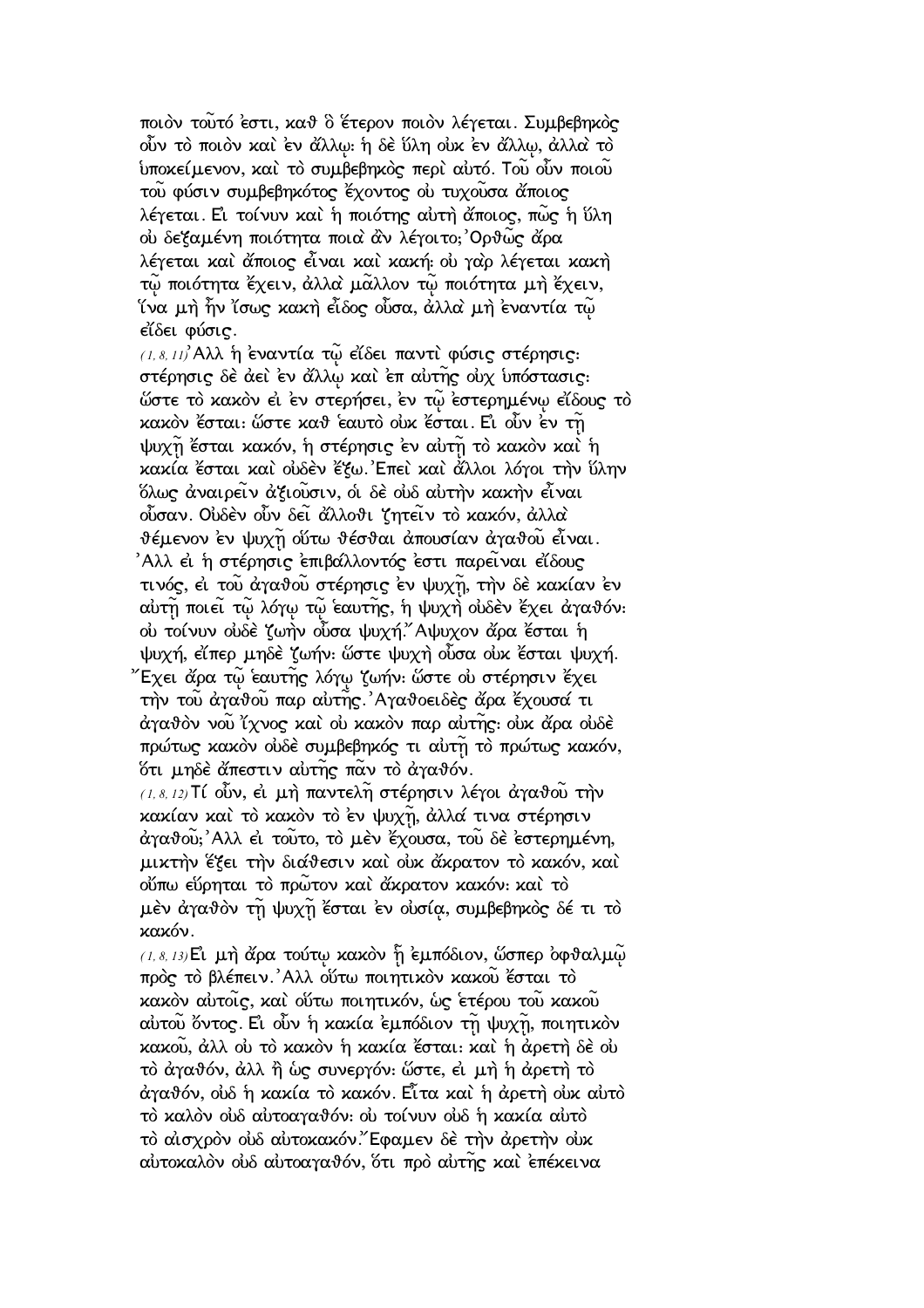ποιὸν τοῦτό ἐστι, καθ ὃ ἕτερον ποιὸν λέγεται. Συμβεβηκὸς οὖν τὸ ποιὸν καὶ ἐν ἄλλῳ· ἡ δὲ ὕλη οὐκ ἐν ἄλλῳ, ἀλλὰ τὸ ὑποκείμενον, καὶ τὸ συμβεβηκὸς περὶ αὐτό. Τοῦ οὖν ποιοῦ τοῦ φύσιν συμβεβηκότος ἔχοντος οὐ τυχοῦσα ἄποιος λέγεται. Εἰ τοίνυν καὶ ἡ ποιότης αὐτὴ ἄποιος, πῶς ἡ ὕλη οὐ δεξαμένη ποιότητα ποιὰ ἂν λέγοιτο;᾿Ορθῶς ἄρα λέγεται καὶ ἄποιος εἶναι καὶ κακή· οὐ γὰρ λέγεται κακὴ τῷ ποιότητα ἔχειν, ἀλλὰ μᾶλλον τῷ ποιότητα μὴ ἔχειν, ἵνα μὴ ἦν ἴσως κακὴ εἶδος οὖσα, ἀλλὰ μὴ ἐναντία τῷ εἴδει φύσις.

(1, 8, 11)᾿Αλλ ἡ ἐναντία τῷ εἴδει παντὶ φύσις στέρησις· στέρησις δὲ ἀεὶ ἐν ἄλλῳ καὶ ἐπ αὐτῆς οὐχ ὑπόστασις· ὥστε τὸ κακὸν εἰ ἐν στερήσει, ἐν τῷ ἐστερημένῳ εἴδους τὸ κακὸν ἔσται· ὥστε καθ ἑαυτὸ οὐκ ἔσται. Εἰ οὖν ἐν τῇ ψυχῇ ἔσται κακόν, ἡ στέρησις ἐν αὐτῇ τὸ κακὸν καὶ ἡ κακία ἔσται καὶ οὐδὲν ἔξω.᾿Επεὶ καὶ ἄλλοι λόγοι τὴν ὕλην ὅλως ἀναιρεῖν ἀξιοῦσιν, οἱ δὲ οὐδ αὐτὴν κακὴν εἶναι οὖσαν. Οὐδὲν οὖν δεῖ ἄλλοθι ζητεῖν τὸ κακόν, ἀλλὰ θέμενον ἐν ψυχῇ οὕτω θέσθαι ἀπουσίαν ἀγαθοῦ εἶναι. ᾿Αλλ εἰ ἡ στέρησις ἐπιβάλλοντός ἐστι παρεῖναι εἴδους τινός, εἰ τοῦ ἀγαθοῦ στέρησις ἐν ψυχῇ, τὴν δὲ κακίαν ἐν αὐτῇ ποιεῖ τῷ λόγῳ τῷ ἑαυτῆς, ἡ ψυχὴ οὐδὲν ἔχει ἀγαθόν· οὐ τοίνυν οὐδὲ ζωὴν οὖσα ψυχή.῎Αψυχον ἄρα ἔσται ἡ ψυχή, εἴπερ μηδὲ ζωήν· ὥστε ψυχὴ οὖσα οὐκ ἔσται ψυχή. ῎Εχει ἄρα τῷ ἑαυτῆς λόγῳ ζωήν· ὥστε οὐ στέρησιν ἔχει τὴν τοῦ ἀγαθοῦ παρ αὐτῆς.᾿Αγαθοειδὲς ἄρα ἔχουσά τι ἀγαθὸν νοῦ ἴχνος καὶ οὐ κακὸν παρ αὐτῆς· οὐκ ἄρα οὐδὲ πρώτως κακὸν οὐδὲ συμβεβηκός τι αὐτῇ τὸ πρώτως κακόν, ὅτι μηδὲ ἄπεστιν αὐτῆς πᾶν τὸ ἀγαθόν.

(1, 8, 12) Τί οὖν, εἰ μὴ παντελῆ στέρησιν λέγοι ἀγαθοῦ τὴν κακίαν καὶ τὸ κακὸν τὸ ἐν ψυχῇ, ἀλλά τινα στέρησιν ἀγαθοῦ;᾿Αλλ εἰ τοῦτο, τὸ μὲν ἔχουσα, τοῦ δὲ ἐστερημένη, μικτὴν ἕξει τὴν διάθεσιν καὶ οὐκ ἄκρατον τὸ κακόν, καὶ οὔπω εὕρηται τὸ πρῶτον καὶ ἄκρατον κακόν· καὶ τὸ μὲν ἀγαθὸν τῇ ψυχῇ ἔσται ἐν οὐσίᾳ, συμβεβηκὸς δέ τι τὸ κακόν.

(1, 8, 13) Εἰ μὴ ἄρα τούτῳ κακὸν ᾖ ἐμπόδιον, ὥσπερ ὀφθαλμῷ πρὸς τὸ βλέπειν.᾿Αλλ οὕτω ποιητικὸν κακοῦ ἔσται τὸ κακὸν αὐτοῖς, καὶ οὕτω ποιητικόν, ὡς ἑτέρου τοῦ κακοῦ αὐτοῦ ὄντος. Εἰ οὖν ἡ κακία ἐμπόδιον τῇ ψυχῇ, ποιητικὸν κακοῦ, ἀλλ οὐ τὸ κακὸν ἡ κακία ἔσται· καὶ ἡ ἀρετὴ δὲ οὐ τὸ ἀγαθόν, ἀλλ ἢ ὡς συνεργόν· ὥστε, εἰ μὴ ἡ ἀρετὴ τὸ ἀγαθόν, οὐδ ἡ κακία τὸ κακόν. Εἶτα καὶ ἡ ἀρετὴ οὐκ αὐτὸ τὸ καλὸν οὐδ αὐτοαγαθόν· οὐ τοίνυν οὐδ ἡ κακία αὐτὸ τὸ αἰσχρὸν οὐδ αὐτοκακόν.῎Εφαμεν δὲ τὴν ἀρετὴν οὐκ αὐτοκαλὸν οὐδ αὐτοαγαθόν, ὅτι πρὸ αὐτῆς καὶ ἐπέκεινα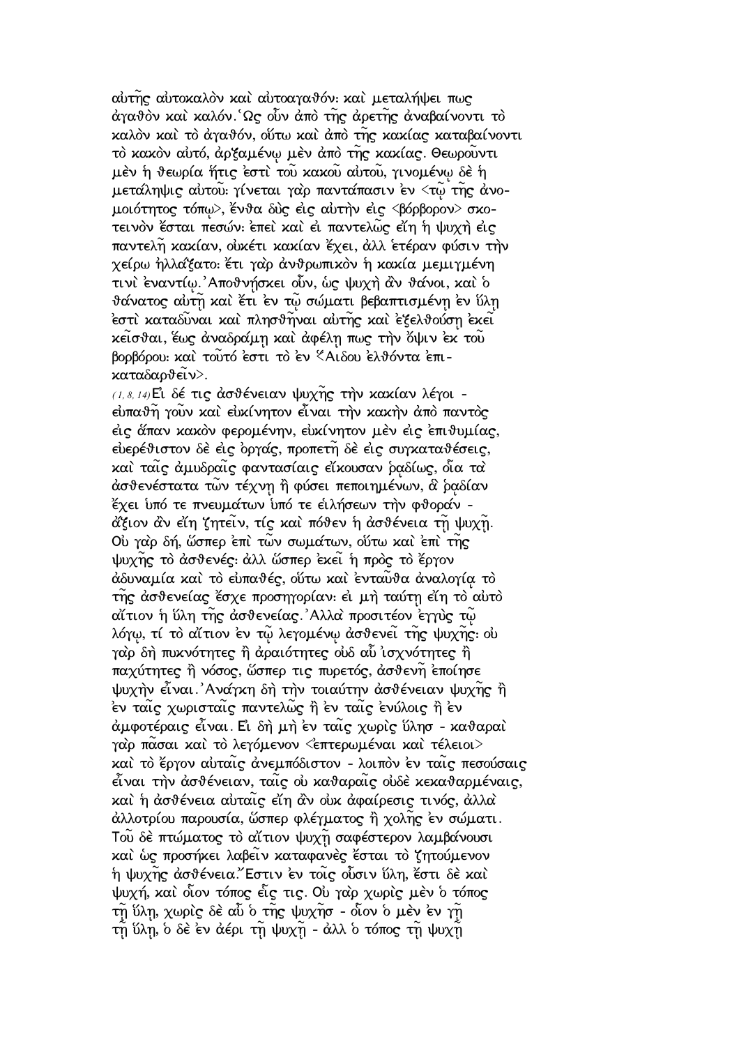αὐτῆς αὐτοκαλὸν καὶ αὐτοαγαθόν· καὶ μεταλήψει πως ἀγαθὸν καὶ καλόν. Ὡς οὖν ἀπὸ τῆς ἀρετῆς ἀναβαίνοντι τὸ καλὸν καὶ τὸ ἀγαθόν, οὕτω καὶ ἀπὸ τῆς κακίας καταβαίνοντι τὸ κακὸν αὐτό, ἀρξαμένῳ μὲν ἀπὸ τῆς κακίας. Θεωροῦντι μὲν ἡ θεωρία ἥτις ἐστὶ τοῦ κακοῦ αὐτοῦ, γινομένῳ δὲ ἡ μετάληψις αὐτοῦ· γίνεται γὰρ παντάπασιν ἐν <τῷ τῆς ἀνομοιότητος τόπῳ>, ἔνθα δὺς εἰς αὐτὴν εἰς <βόρβορον> σκοτεινὸν ἔσται πεσών· ἐπεὶ καὶ εἰ παντελῶς εἴη ἡ ψυχὴ εἰς παντελῆ κακίαν, οὐκέτι κακίαν ἔχει, ἀλλ ἑτέραν φύσιν τὴν χείρω ἠλλάξατο· ἔτι γὰρ ἀνθρωπικὸν ἡ κακία μεμιγμένη τινὶ ἐναντίῳ. Ἀποθνήσκει οὖν, ὡς ψυχὴ ἂν θάνοι, καὶ ὁ θάνατος αὐτῇ καὶ ἔτι ἐν τῷ σώματι βεβαπτισμένῃ ἐν ὕλῃ ἐστὶ καταδῦναι καὶ πλησθῆναι αὐτῆς καὶ ἐξελθούσῃ ἐκεῖ κεῖσθαι, ἕως ἀναδράμῃ καὶ ἀφέλῃ πως τὴν ὄψιν ἐκ τοῦ βορβόρου· καὶ τοῦτό ἐστι τὸ ἐν Ἅιδου ἐλθόντα ἐπικαταδαρθεῖν>.

(1, 8, 14) Εἰ δέ τις ἀσθένειαν ψυχῆς τὴν κακίαν λέγοι - εὐπαθῆ γοῦν καὶ εὐκίνητον εἶναι τὴν κακὴν ἀπὸ παντὸς εἰς ἅπαν κακὸν φερομένην, εὐκίνητον μὲν εἰς ἐπιθυμίας, εὐερέθιστον δὲ εἰς ὀργάς, προπετῆ δὲ εἰς συγκαταθέσεις, καὶ ταῖς ἀμυδραῖς φαντασίαις εἴκουσαν ῥᾳδίως, οἷα τὰ ἀσθενέστατα τῶν τέχνῃ ἢ φύσει πεποιημένων, ἃ ῥᾳδίαν ἔχει ὑπό τε πνευμάτων ὑπό τε εἰλήσεων τὴν φθοράν - ἄξιον ἂν εἴη ζητεῖν, τίς καὶ πόθεν ἡ ἀσθένεια τῇ ψυχῇ. Οὐ γὰρ δή, ὥσπερ ἐπὶ τῶν σωμάτων, οὕτω καὶ ἐπὶ τῆς ψυχῆς τὸ ἀσθενές· ἀλλ ὥσπερ ἐκεῖ ἡ πρὸς τὸ ἔργον ἀδυναμία καὶ τὸ εὐπαθές, οὕτω καὶ ἐνταῦθα ἀναλογίᾳ τὸ τῆς ἀσθενείας ἔσχε προσηγορίαν· εἰ μὴ ταύτῃ εἴη τὸ αὐτὸ αἴτιον ἡ ὕλη τῆς ἀσθενείας. Ἀλλὰ προσιτέον ἐγγὺς τῷ λόγῳ, τί τὸ αἴτιον ἐν τῷ λεγομένῳ ἀσθενεῖ τῆς ψυχῆς· οὐ γὰρ δὴ πυκνότητες ἢ ἀραιότητες οὐδ αὖ ἰσχνότητες ἢ παχύτητες ἢ νόσος, ὥσπερ τις πυρετός, ἀσθενῆ ἐποίησε ψυχὴν εἶναι. Ἀνάγκη δὴ τὴν τοιαύτην ἀσθένειαν ψυχῆς ἢ ἐν ταῖς χωρισταῖς παντελῶς ἢ ἐν ταῖς ἐνύλοις ἢ ἐν ἀμφοτέραις εἶναι. Εἰ δὴ μὴ ἐν ταῖς χωρὶς ὕλησ - καθαραὶ γὰρ πᾶσαι καὶ τὸ λεγόμενον <ἐπτερωμέναι καὶ τέλειοι> καὶ τὸ ἔργον αὐταῖς ἀνεμπόδιστον - λοιπὸν ἐν ταῖς πεσούσαις εἶναι τὴν ἀσθένειαν, ταῖς οὐ καθαραῖς οὐδὲ κεκαθαρμέναις, καὶ ἡ ἀσθένεια αὐταῖς εἴη ἂν οὐκ ἀφαίρεσις τινός, ἀλλὰ ἀλλοτρίου παρουσία, ὥσπερ φλέγματος ἢ χολῆς ἐν σώματι. Τοῦ δὲ πτώματος τὸ αἴτιον ψυχῇ σαφέστερον λαμβάνουσι καὶ ὡς προσήκει λαβεῖν καταφανὲς ἔσται τὸ ζητούμενον ἡ ψυχῆς ἀσθένεια. Ἔστιν ἐν τοῖς οὖσιν ὕλη, ἔστι δὲ καὶ ψυχή, καὶ οἷον τόπος εἷς τις. Οὐ γὰρ χωρὶς μὲν ὁ τόπος τῇ ὕλῃ, χωρὶς δὲ αὖ ὁ τῆς ψυχῆσ - οἷον ὁ μὲν ἐν γῇ τῇ ὕλῃ, ὁ δὲ ἐν ἀέρι τῇ ψυχῇ - ἀλλ ὁ τόπος τῇ ψυχῇ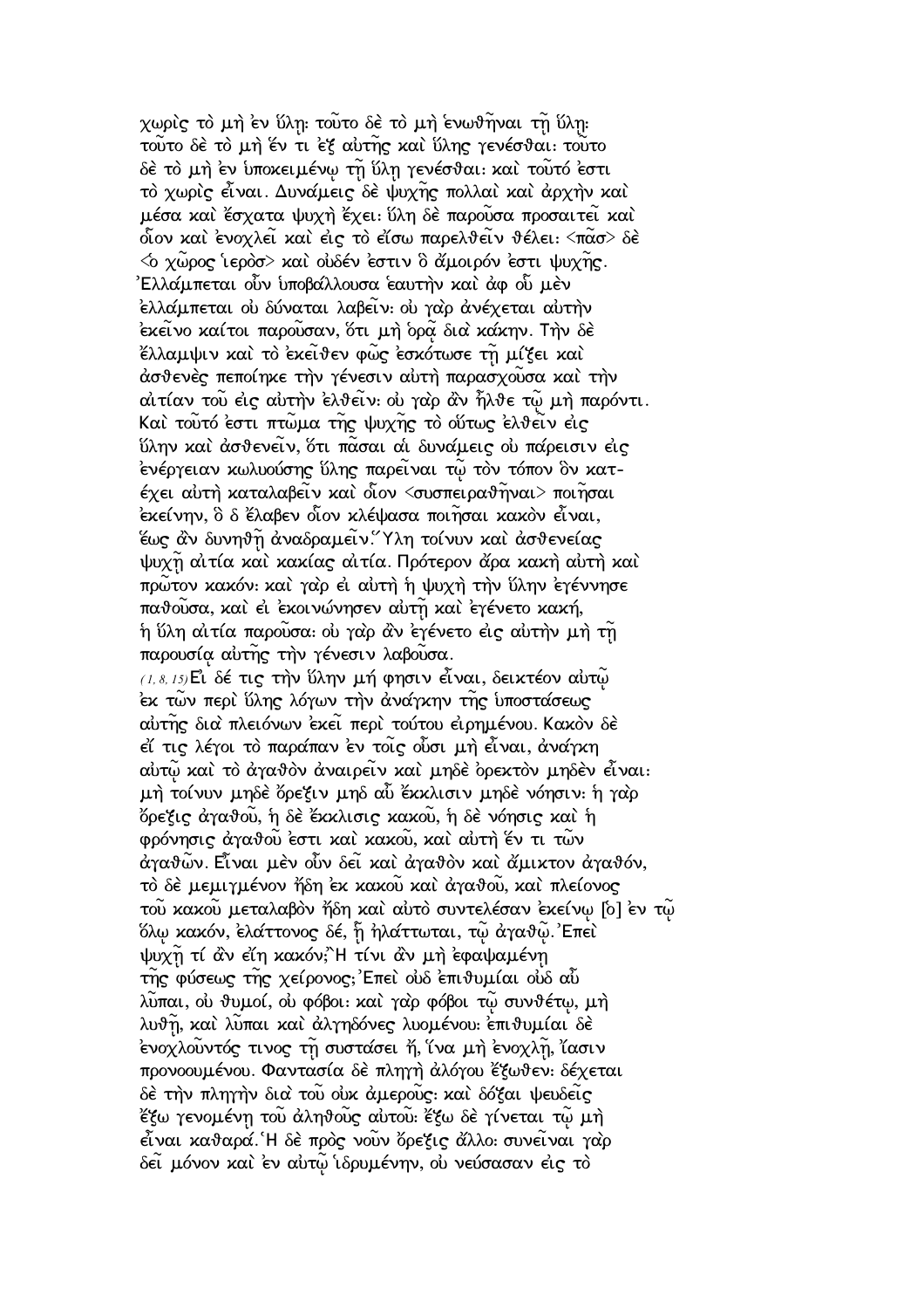χωρὶς τὸ μὴ ἐν ὕλῃ· τοῦτο δὲ τὸ μὴ ἑνωθῆναι τῇ ὕλῃ· τοῦτο δὲ τὸ μὴ ἕν τι ἐξ αὐτῆς καὶ ὕλης γενέσθαι· τοῦτο δὲ τὸ μὴ ἐν ὑποκειμένῳ τῇ ὕλῃ γενέσθαι· καὶ τοῦτό ἐστι τὸ χωρὶς εἶναι. Δυνάμεις δὲ ψυχῆς πολλαὶ καὶ ἀρχὴν καὶ μέσα καὶ ἔσχατα ψυχὴ ἔχει· ὕλη δὲ παροῦσα προσαιτεῖ καὶ οἷον καὶ ἐνοχλεῖ καὶ εἰς τὸ εἴσω παρελθεῖν θέλει· <πᾶσ> δὲ <ὁ χῶρος ἱερὸσ> καὶ οὐδέν ἐστιν ὃ ἄμοιρόν ἐστι ψυχῆς. Ἐλλάμπεται οὖν ὑποβάλλουσα ἑαυτὴν καὶ ἀφ οὗ μὲν ἐλλάμπεται οὐ δύναται λαβεῖν· οὐ γὰρ ἀνέχεται αὐτὴν ἐκεῖνο καίτοι παροῦσαν, ὅτι μὴ ὁρᾷ διὰ κάκην. Τὴν δὲ ἔλλαμψιν καὶ τὸ ἐκεῖθεν φῶς ἐσκότωσε τῇ μίξει καὶ ἀσθενὲς πεποίηκε τὴν γένεσιν αὐτὴ παρασχοῦσα καὶ τὴν αἰτίαν τοῦ εἰς αὐτὴν ἐλθεῖν· οὐ γὰρ ἂν ἦλθε τῷ μὴ παρόντι. Καὶ τοῦτό ἐστι πτῶμα τῆς ψυχῆς τὸ οὕτως ἐλθεῖν εἰς ὕλην καὶ ἀσθενεῖν, ὅτι πᾶσαι αἱ δυνάμεις οὐ πάρεισιν εἰς ἐνέργειαν κωλυούσης ὕλης παρεῖναι τῷ τὸν τόπον ὃν κατέχει αὐτὴ καταλαβεῖν καὶ οἷον <συσπειραθῆναι> ποιῆσαι ἐκείνην, ὃ δ ἔλαβεν οἷον κλέψασα ποιῆσαι κακὸν εἶναι, ἕως ἂν δυνηθῇ ἀναδραμεῖν. Ὕλη τοίνυν καὶ ἀσθενείας ψυχῇ αἰτία καὶ κακίας αἰτία. Πρότερον ἄρα κακὴ αὐτὴ καὶ πρῶτον κακόν· καὶ γὰρ εἰ αὐτὴ ἡ ψυχὴ τὴν ὕλην ἐγέννησε παθοῦσα, καὶ εἰ ἐκοινώνησεν αὐτῇ καὶ ἐγένετο κακή, ἡ ὕλη αἰτία παροῦσα· οὐ γὰρ ἂν ἐγένετο εἰς αὐτὴν μὴ τῇ παρουσίᾳ αὐτῆς τὴν γένεσιν λαβοῦσα.

(1, 8, 15) Εἰ δέ τις τὴν ὕλην μή φησιν εἶναι, δεικτέον αὐτῷ ἐκ τῶν περὶ ὕλης λόγων τὴν ἀνάγκην τῆς ὑποστάσεως αὐτῆς διὰ πλειόνων ἐκεῖ περὶ τούτου εἰρημένου. Κακὸν δὲ εἴ τις λέγοι τὸ παράπαν ἐν τοῖς οὖσι μὴ εἶναι, ἀνάγκη αὐτῷ καὶ τὸ ἀγαθὸν ἀναιρεῖν καὶ μηδὲ ὀρεκτὸν μηδὲν εἶναι· μὴ τοίνυν μηδὲ ὄρεξιν μηδ αὖ ἔκκλισιν μηδὲ νόησιν· ἡ γὰρ ὄρεξις ἀγαθοῦ, ἡ δὲ ἔκκλισις κακοῦ, ἡ δὲ νόησις καὶ ἡ φρόνησις ἀγαθοῦ ἐστι καὶ κακοῦ, καὶ αὐτὴ ἕν τι τῶν ἀγαθῶν. Εἶναι μὲν οὖν δεῖ καὶ ἀγαθὸν καὶ ἄμικτον ἀγαθόν, τὸ δὲ μεμιγμένον ἤδη ἐκ κακοῦ καὶ ἀγαθοῦ, καὶ πλείονος τοῦ κακοῦ μεταλαβὸν ἤδη καὶ αὐτὸ συντελέσαν ἐκείνῳ [ὁ] ἐν τῷ ὅλῳ κακόν, ἐλάττονος δέ, ᾗ ἠλάττωται, τῷ ἀγαθῷ. Ἐπεὶ ψυχῇ τί ἂν εἴη κακόν; Ἢ τίνι ἂν μὴ ἐφαψαμένῃ τῆς φύσεως τῆς χείρονος; Ἐπεὶ οὐδ ἐπιθυμίαι οὐδ αὖ λῦπαι, οὐ θυμοί, οὐ φόβοι· καὶ γὰρ φόβοι τῷ συνθέτῳ, μὴ λυθῇ, καὶ λῦπαι καὶ ἀλγηδόνες λυομένου· ἐπιθυμίαι δὲ ἐνοχλοῦντός τινος τῇ συστάσει ἤ, ἵνα μὴ ἐνοχλῇ, ἴασιν προνοουμένου. Φαντασία δὲ πληγὴ ἀλόγου ἔξωθεν· δέχεται δὲ τὴν πληγὴν διὰ τοῦ οὐκ ἀμεροῦς· καὶ δόξαι ψευδεῖς ἔξω γενομένῃ τοῦ ἀληθοῦς αὐτοῦ· ἔξω δὲ γίνεται τῷ μὴ εἶναι καθαρά. Ἡ δὲ πρὸς νοῦν ὄρεξις ἄλλο· συνεῖναι γὰρ δεῖ μόνον καὶ ἐν αὐτῷ ἱδρυμένην, οὐ νεύσασαν εἰς τὸ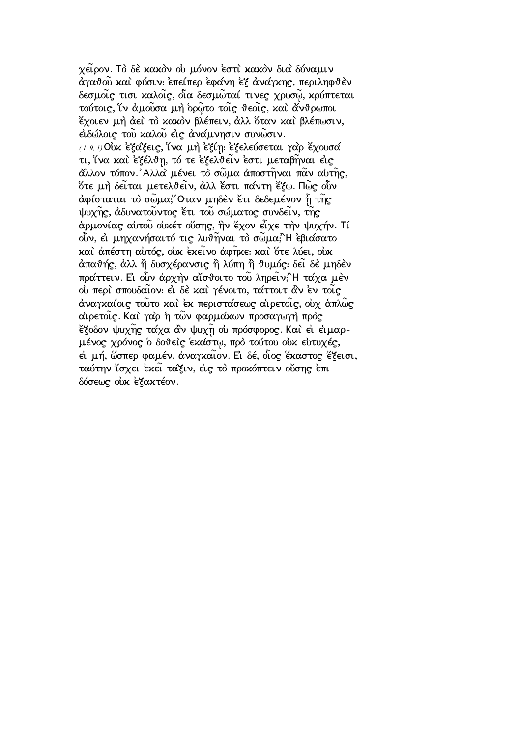χεῖρον. Τὸ δὲ κακὸν οὐ μόνον ἐστὶ κακὸν διὰ δύναμιν ἀγαθοῦ καὶ φύσιν· ἐπείπερ ἐφάνη ἐξ ἀνάγκης, περιληφθὲν δεσμοῖς τισι καλοῖς, οἷα δεσμῶταί τινες χρυσῷ, κρύπτεται τούτοις, ἵν ἀμοῦσα μὴ ὁρῷτο τοῖς θεοῖς, καὶ ἄνθρωποι ἔχοιεν μὴ ἀεὶ τὸ κακὸν βλέπειν, ἀλλ ὅταν καὶ βλέπωσιν, εἰδώλοις τοῦ καλοῦ εἰς ἀνάμνησιν συνῶσιν.

(1, 9, 1) Οὐκ ἐξάξεις, ἵνα μὴ ἐξίῃ· ἐξελεύσεται γὰρ ἔχουσά τι, ἵνα καὶ ἐξέλθῃ, τό τε ἐξελθεῖν ἐστι μεταβῆναι εἰς ἄλλον τόπον. Ἀλλὰ μένει τὸ σῶμα ἀποστῆναι πᾶν αὐτῆς, ὅτε μὴ δεῖται μετελθεῖν, ἀλλ ἔστι πάντῃ ἔξω. Πῶς οὖν ἀφίσταται τὸ σῶμα; Ὅταν μηδὲν ἔτι δεδεμένον ᾖ τῆς ψυχῆς, ἀδυνατοῦντος ἔτι τοῦ σώματος συνδεῖν, τῆς ἁρμονίας αὐτοῦ οὐκέτ οὔσης, ἣν ἔχον εἶχε τὴν ψυχήν. Τί οὖν, εἰ μηχανήσαιτό τις λυθῆναι τὸ σῶμα; Ἢ ἐβιάσατο καὶ ἀπέστη αὐτός, οὐκ ἐκεῖνο ἀφῆκε· καὶ ὅτε λύει, οὐκ ἀπαθής, ἀλλ ἢ δυσχέρανσις ἢ λύπη ἢ θυμός· δεῖ δὲ μηδὲν πράττειν. Εἰ οὖν ἀρχὴν αἴσθοιτο τοῦ ληρεῖν; Ἢ τάχα μὲν οὐ περὶ σπουδαῖον· εἰ δὲ καὶ γένοιτο, τάττοιτ ἂν ἐν τοῖς ἀναγκαίοις τοῦτο καὶ ἐκ περιστάσεως αἱρετοῖς, οὐχ ἁπλῶς αἱρετοῖς. Καὶ γὰρ ἡ τῶν φαρμάκων προσαγωγὴ πρὸς ἔξοδον ψυχῆς τάχα ἂν ψυχῇ οὐ πρόσφορος. Καὶ εἰ εἱμαρμένος χρόνος ὁ δοθεὶς ἑκάστῳ, πρὸ τούτου οὐκ εὐτυχές, εἰ μή, ὥσπερ φαμέν, ἀναγκαῖον. Εἰ δέ, οἷος ἕκαστος ἔξεισι, ταύτην ἴσχει ἐκεῖ τάξιν, εἰς τὸ προκόπτειν οὔσης ἐπιδόσεως οὐκ ἐξακτέον.